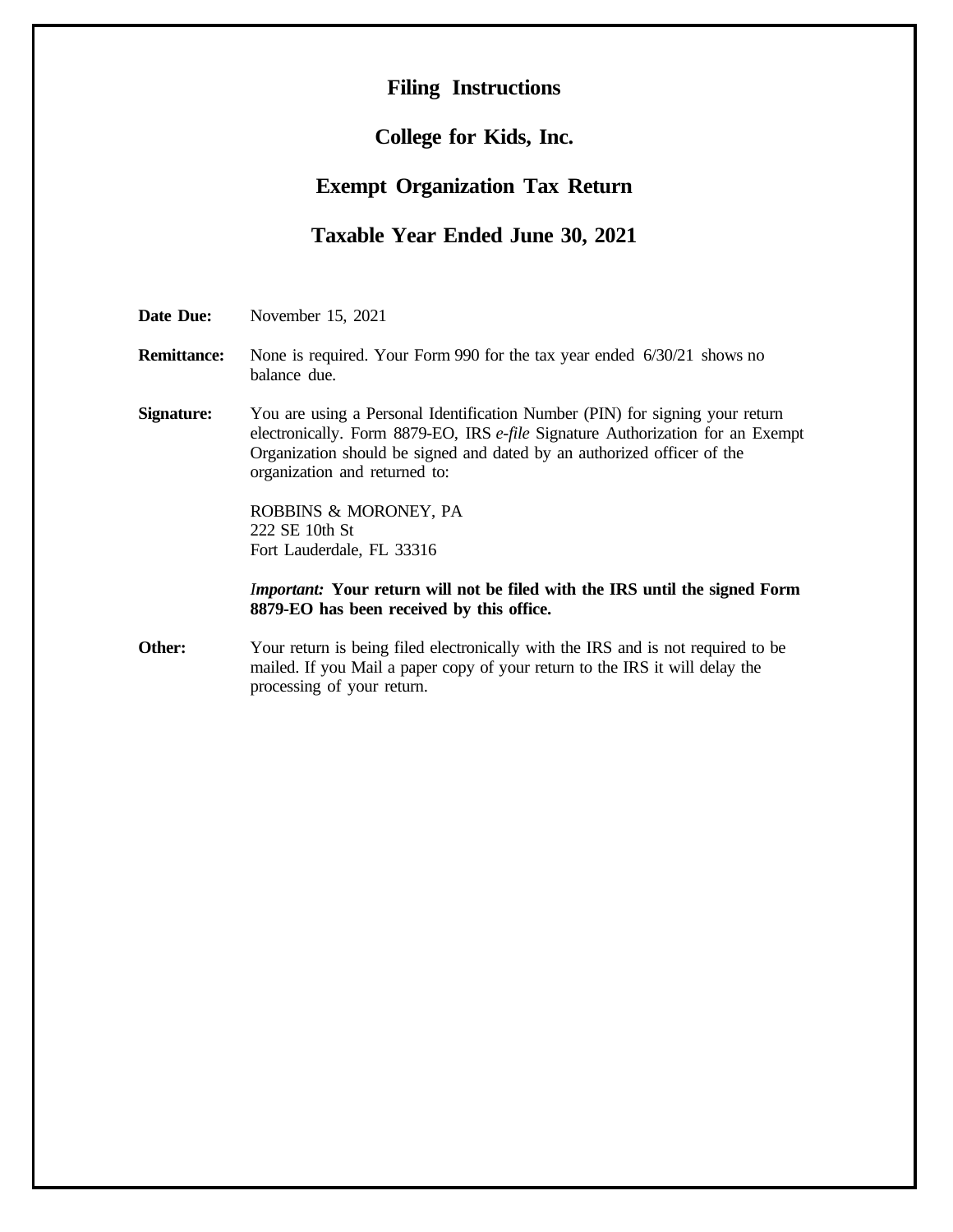# Filing Instructions

## College for Kids, Inc.

## Exempt Organization Tax Return

## Taxable Year Ended June 30, 2021

**Date Due:** November 15, 2021

**Remittance:** None is required. Your Form 990 for the tax year ended 6/30/21 shows no balance due.

**Signature:** You are using a Personal Identification Number (PIN) for signing your return electronically. Form 8879-EO, IRS *e-file* Signature Authorization for an Exempt Organization should be signed and dated by an authorized officer of the organization and returned to:

ROBBINS & MORONEY, PA
222 SE 10th St
Fort Lauderdale, FL 33316

*Important:* **Your return will not be filed with the IRS until the signed Form 8879-EO has been received by this office.**

**Other:** Your return is being filed electronically with the IRS and is not required to be mailed. If you Mail a paper copy of your return to the IRS it will delay the processing of your return.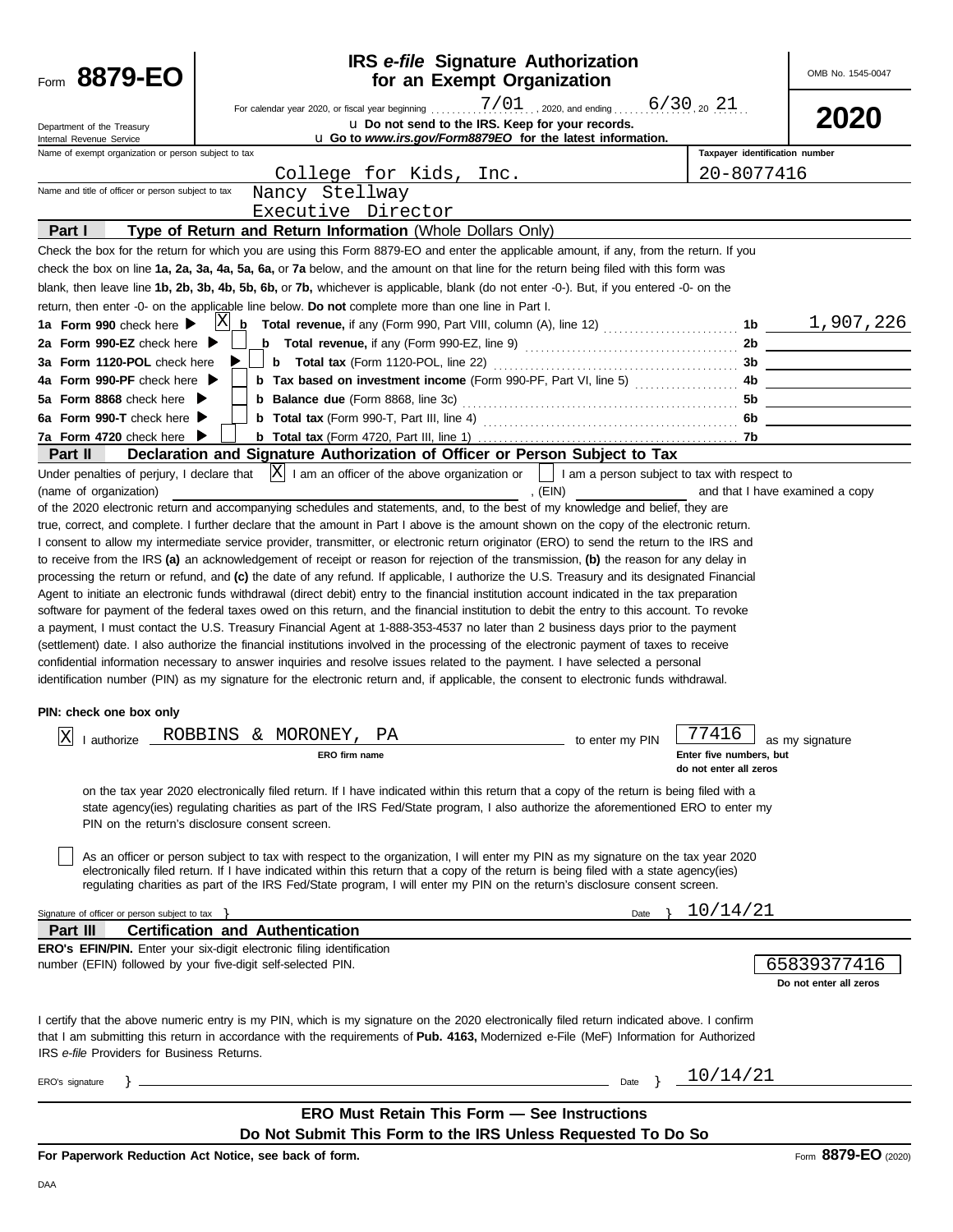# Form 8879-EO

## IRS *e-file* Signature Authorization for an Exempt Organization

OMB No. 1545-0047

**2020**

Department of the Treasury
Internal Revenue Service

For calendar year 2020, or fiscal year beginning 7/01, 2020, and ending 6/30, 20 21

u Do not send to the IRS. Keep for your records.

u Go to *www.irs.gov/Form8879EO* for the latest information.

Name of exempt organization or person subject to tax: College for Kids, Inc.

Taxpayer identification number: 20-8077416

Name and title of officer or person subject to tax: Nancy Stellway, Executive Director

**Part I — Type of Return and Return Information** (Whole Dollars Only)

Check the box for the return for which you are using this Form 8879-EO and enter the applicable amount, if any, from the return. If you check the box on line **1a, 2a, 3a, 4a, 5a, 6a,** or **7a** below, and the amount on that line for the return being filed with this form was blank, then leave line **1b, 2b, 3b, 4b, 5b, 6b,** or **7b,** whichever is applicable, blank (do not enter -0-). But, if you entered -0- on the return, then enter -0- on the applicable line below. **Do not** complete more than one line in Part I.

| Line | | Description | Line | Amount |
|---|---|---|---|---|
| **1a Form 990** check here ▶ | X | **b Total revenue,** if any (Form 990, Part VIII, column (A), line 12) | 1b | 1,907,226 |
| **2a Form 990-EZ** check here ▶ | | **b Total revenue,** if any (Form 990-EZ, line 9) | 2b | |
| **3a Form 1120-POL** check here ▶ | | **b Total tax** (Form 1120-POL, line 22) | 3b | |
| **4a Form 990-PF** check here ▶ | | **b Tax based on investment income** (Form 990-PF, Part VI, line 5) | 4b | |
| **5a Form 8868** check here ▶ | | **b Balance due** (Form 8868, line 3c) | 5b | |
| **6a Form 990-T** check here ▶ | | **b Total tax** (Form 990-T, Part III, line 4) | 6b | |
| **7a Form 4720** check here ▶ | | **b Total tax** (Form 4720, Part III, line 1) | 7b | |

**Part II — Declaration and Signature Authorization of Officer or Person Subject to Tax**

Under penalties of perjury, I declare that [X] I am an officer of the above organization or [ ] I am a person subject to tax with respect to (name of organization) ____________________, (EIN) __________ and that I have examined a copy of the 2020 electronic return and accompanying schedules and statements, and, to the best of my knowledge and belief, they are true, correct, and complete. I further declare that the amount in Part I above is the amount shown on the copy of the electronic return. I consent to allow my intermediate service provider, transmitter, or electronic return originator (ERO) to send the return to the IRS and to receive from the IRS **(a)** an acknowledgement of receipt or reason for rejection of the transmission, **(b)** the reason for any delay in processing the return or refund, and **(c)** the date of any refund. If applicable, I authorize the U.S. Treasury and its designated Financial Agent to initiate an electronic funds withdrawal (direct debit) entry to the financial institution account indicated in the tax preparation software for payment of the federal taxes owed on this return, and the financial institution to debit the entry to this account. To revoke a payment, I must contact the U.S. Treasury Financial Agent at 1-888-353-4537 no later than 2 business days prior to the payment (settlement) date. I also authorize the financial institutions involved in the processing of the electronic payment of taxes to receive confidential information necessary to answer inquiries and resolve issues related to the payment. I have selected a personal identification number (PIN) as my signature for the electronic return and, if applicable, the consent to electronic funds withdrawal.

**PIN: check one box only**

[X] I authorize ROBBINS & MORONEY, PA (ERO firm name) to enter my PIN 77416 (Enter five numbers, but do not enter all zeros) as my signature on the tax year 2020 electronically filed return. If I have indicated within this return that a copy of the return is being filed with a state agency(ies) regulating charities as part of the IRS Fed/State program, I also authorize the aforementioned ERO to enter my PIN on the return's disclosure consent screen.

[ ] As an officer or person subject to tax with respect to the organization, I will enter my PIN as my signature on the tax year 2020 electronically filed return. If I have indicated within this return that a copy of the return is being filed with a state agency(ies) regulating charities as part of the IRS Fed/State program, I will enter my PIN on the return's disclosure consent screen.

Signature of officer or person subject to tax } ____________________ Date } 10/14/21

**Part III — Certification and Authentication**

**ERO's EFIN/PIN.** Enter your six-digit electronic filing identification number (EFIN) followed by your five-digit self-selected PIN. 65839377416 (Do not enter all zeros)

I certify that the above numeric entry is my PIN, which is my signature on the 2020 electronically filed return indicated above. I confirm that I am submitting this return in accordance with the requirements of **Pub. 4163,** Modernized e-File (MeF) Information for Authorized IRS *e-file* Providers for Business Returns.

ERO's signature } ____________________ Date } 10/14/21

**ERO Must Retain This Form — See Instructions**

**Do Not Submit This Form to the IRS Unless Requested To Do So**

**For Paperwork Reduction Act Notice, see back of form.** Form **8879-EO** (2020)

DAA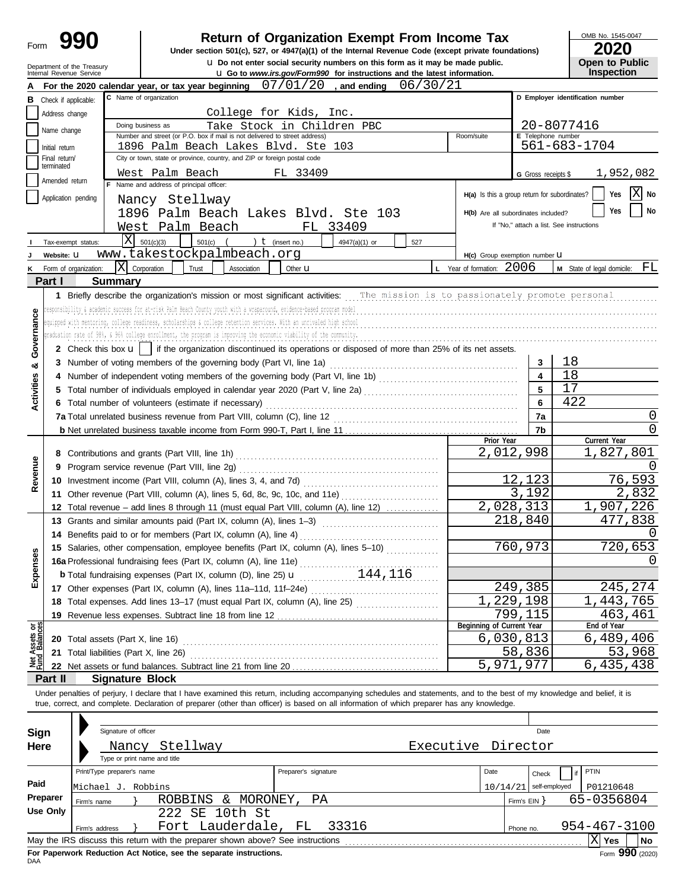Form **990**

# Return of Organization Exempt From Income Tax

**Under section 501(c), 527, or 4947(a)(1) of the Internal Revenue Code (except private foundations)**

u Do not enter social security numbers on this form as it may be made public.

u Go to *www.irs.gov/Form990* for instructions and the latest information.

Department of the Treasury
Internal Revenue Service

OMB No. 1545-0047

**2020**

**Open to Public Inspection**

**A** For the 2020 calendar year, or tax year beginning 07/01/20 , and ending 06/30/21

**B** Check if applicable:
- Address change
- Name change
- Initial return
- Final return/terminated
- Amended return
- Application pending

**C** Name of organization: College for Kids, Inc.

Doing business as: Take Stock in Children PBC

Number and street (or P.O. box if mail is not delivered to street address): 1896 Palm Beach Lakes Blvd. Ste 103 — Room/suite

City or town, state or province, country, and ZIP or foreign postal code: West Palm Beach FL 33409

**D** Employer identification number: 20-8077416

**E** Telephone number: 561-683-1704

**G** Gross receipts $ 1,952,082

**F** Name and address of principal officer:
Nancy Stellway
1896 Palm Beach Lakes Blvd. Ste 103
West Palm Beach FL 33409

**H(a)** Is this a group return for subordinates? Yes [ ] No [X]

**H(b)** Are all subordinates included? Yes [ ] No [ ]
If "No," attach a list. See instructions

**I** Tax-exempt status: [X] 501(c)(3) [ ] 501(c) ( ) t (insert no.) [ ] 4947(a)(1) or [ ] 527

**J** Website: u www.takestockpalmbeach.org

**H(c)** Group exemption number u

**K** Form of organization: [X] Corporation [ ] Trust [ ] Association [ ] Other u

**L** Year of formation: 2006

**M** State of legal domicile: FL

## Part I Summary

**Activities & Governance**

1 Briefly describe the organization's mission or most significant activities: The mission is to passionately promote personal responsibility & academic success for at-risk Palm Beach County youth with a wraparound, evidence-based program model equipped with mentoring, college readiness, scholarships & college retention services. With an unrivaled high school graduation rate of 98%, & 96% college enrollment, the program is improving the economic viability of the community.

2 Check this box u [ ] if the organization discontinued its operations or disposed of more than 25% of its net assets.

| | | | |
|---|---|---|---|
| 3 | Number of voting members of the governing body (Part VI, line 1a) | 3 | 18 |
| 4 | Number of independent voting members of the governing body (Part VI, line 1b) | 4 | 18 |
| 5 | Total number of individuals employed in calendar year 2020 (Part V, line 2a) | 5 | 17 |
| 6 | Total number of volunteers (estimate if necessary) | 6 | 422 |
| 7a | Total unrelated business revenue from Part VIII, column (C), line 12 | 7a | 0 |
| b | Net unrelated business taxable income from Form 990-T, Part I, line 11 | 7b | 0 |

| | | Prior Year | Current Year |
|---|---|---|---|
| **Revenue** | | | |
| 8 | Contributions and grants (Part VIII, line 1h) | 2,012,998 | 1,827,801 |
| 9 | Program service revenue (Part VIII, line 2g) | | 0 |
| 10 | Investment income (Part VIII, column (A), lines 3, 4, and 7d) | 12,123 | 76,593 |
| 11 | Other revenue (Part VIII, column (A), lines 5, 6d, 8c, 9c, 10c, and 11e) | 3,192 | 2,832 |
| 12 | Total revenue – add lines 8 through 11 (must equal Part VIII, column (A), line 12) | 2,028,313 | 1,907,226 |
| **Expenses** | | | |
| 13 | Grants and similar amounts paid (Part IX, column (A), lines 1–3) | 218,840 | 477,838 |
| 14 | Benefits paid to or for members (Part IX, column (A), line 4) | | 0 |
| 15 | Salaries, other compensation, employee benefits (Part IX, column (A), lines 5–10) | 760,973 | 720,653 |
| 16a | Professional fundraising fees (Part IX, column (A), line 11e) | | 0 |
| b | Total fundraising expenses (Part IX, column (D), line 25) u 144,116 | | |
| 17 | Other expenses (Part IX, column (A), lines 11a–11d, 11f–24e) | 249,385 | 245,274 |
| 18 | Total expenses. Add lines 13–17 (must equal Part IX, column (A), line 25) | 1,229,198 | 1,443,765 |
| 19 | Revenue less expenses. Subtract line 18 from line 12 | 799,115 | 463,461 |
| **Net Assets or Fund Balances** | | **Beginning of Current Year** | **End of Year** |
| 20 | Total assets (Part X, line 16) | 6,030,813 | 6,489,406 |
| 21 | Total liabilities (Part X, line 26) | 58,836 | 53,968 |
| 22 | Net assets or fund balances. Subtract line 21 from line 20 | 5,971,977 | 6,435,438 |

## Part II Signature Block

Under penalties of perjury, I declare that I have examined this return, including accompanying schedules and statements, and to the best of my knowledge and belief, it is true, correct, and complete. Declaration of preparer (other than officer) is based on all information of which preparer has any knowledge.

**Sign Here**

Signature of officer — Date

Nancy Stellway — Executive Director

Type or print name and title

**Paid Preparer Use Only**

| Print/Type preparer's name | Preparer's signature | Date | Check [ ] if self-employed | PTIN |
|---|---|---|---|---|
| Michael J. Robbins | | 10/14/21 | | P01210648 |

Firm's name } ROBBINS & MORONEY, PA — Firm's EIN } 65-0356804

Firm's address } 222 SE 10th St, Fort Lauderdale, FL 33316 — Phone no. 954-467-3100

May the IRS discuss this return with the preparer shown above? See instructions [X] Yes [ ] No

**For Paperwork Reduction Act Notice, see the separate instructions.**

DAA

Form **990** (2020)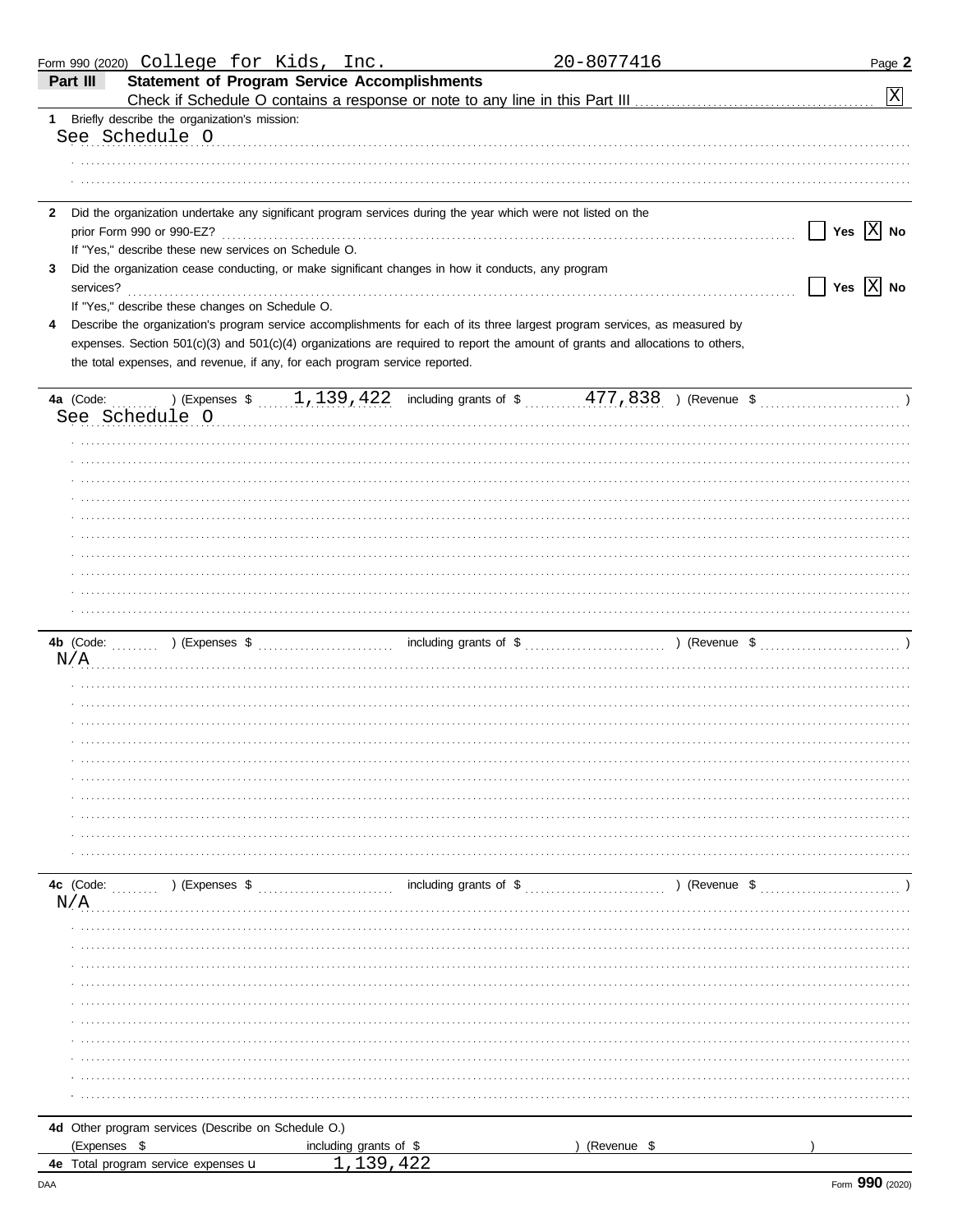Form 990 (2020) College for Kids, Inc. 20-8077416 Page **2**

**Part III** **Statement of Program Service Accomplishments**

Check if Schedule O contains a response or note to any line in this Part III [X]

**1** Briefly describe the organization's mission:

See Schedule O

**2** Did the organization undertake any significant program services during the year which were not listed on the prior Form 990 or 990-EZ? [ ] Yes [X] No

If "Yes," describe these new services on Schedule O.

**3** Did the organization cease conducting, or make significant changes in how it conducts, any program services? [ ] Yes [X] No

If "Yes," describe these changes on Schedule O.

**4** Describe the organization's program service accomplishments for each of its three largest program services, as measured by expenses. Section 501(c)(3) and 501(c)(4) organizations are required to report the amount of grants and allocations to others, the total expenses, and revenue, if any, for each program service reported.

**4a** (Code: ) (Expenses $ 1,139,422 including grants of $ 477,838 ) (Revenue $ )

See Schedule O

**4b** (Code: ) (Expenses $ including grants of $ ) (Revenue $ )

N/A

**4c** (Code: ) (Expenses $ including grants of $ ) (Revenue $ )

N/A

**4d** Other program services (Describe on Schedule O.)

(Expenses $ including grants of $ ) (Revenue $ )

**4e** Total program service expenses 1,139,422

Form **990** (2020)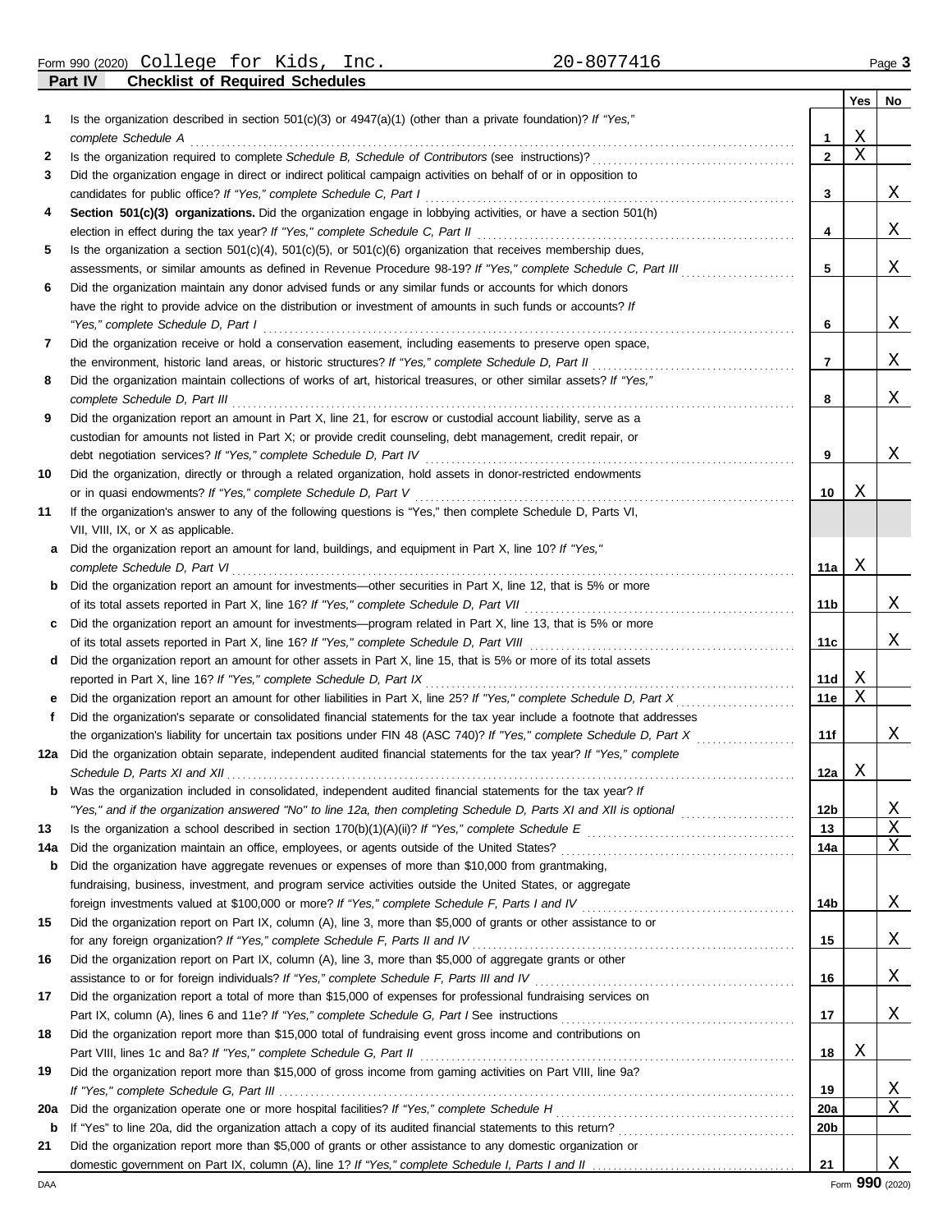Form 990 (2020) College for Kids, Inc. 20-8077416 Page 3

## Part IV Checklist of Required Schedules

| | | | Yes | No |
|---|---|---|---|---|
| 1 | Is the organization described in section 501(c)(3) or 4947(a)(1) (other than a private foundation)? *If "Yes," complete Schedule A* | 1 | X | |
| 2 | Is the organization required to complete *Schedule B, Schedule of Contributors* (see instructions)? | 2 | X | |
| 3 | Did the organization engage in direct or indirect political campaign activities on behalf of or in opposition to candidates for public office? *If "Yes," complete Schedule C, Part I* | 3 | | X |
| 4 | **Section 501(c)(3) organizations.** Did the organization engage in lobbying activities, or have a section 501(h) election in effect during the tax year? *If "Yes," complete Schedule C, Part II* | 4 | | X |
| 5 | Is the organization a section 501(c)(4), 501(c)(5), or 501(c)(6) organization that receives membership dues, assessments, or similar amounts as defined in Revenue Procedure 98-19? *If "Yes," complete Schedule C, Part III* | 5 | | X |
| 6 | Did the organization maintain any donor advised funds or any similar funds or accounts for which donors have the right to provide advice on the distribution or investment of amounts in such funds or accounts? *If "Yes," complete Schedule D, Part I* | 6 | | X |
| 7 | Did the organization receive or hold a conservation easement, including easements to preserve open space, the environment, historic land areas, or historic structures? *If "Yes," complete Schedule D, Part II* | 7 | | X |
| 8 | Did the organization maintain collections of works of art, historical treasures, or other similar assets? *If "Yes," complete Schedule D, Part III* | 8 | | X |
| 9 | Did the organization report an amount in Part X, line 21, for escrow or custodial account liability, serve as a custodian for amounts not listed in Part X; or provide credit counseling, debt management, credit repair, or debt negotiation services? *If "Yes," complete Schedule D, Part IV* | 9 | | X |
| 10 | Did the organization, directly or through a related organization, hold assets in donor-restricted endowments or in quasi endowments? *If "Yes," complete Schedule D, Part V* | 10 | X | |
| 11 | If the organization's answer to any of the following questions is "Yes," then complete Schedule D, Parts VI, VII, VIII, IX, or X as applicable. | | | |
| a | Did the organization report an amount for land, buildings, and equipment in Part X, line 10? *If "Yes," complete Schedule D, Part VI* | 11a | X | |
| b | Did the organization report an amount for investments—other securities in Part X, line 12, that is 5% or more of its total assets reported in Part X, line 16? *If "Yes," complete Schedule D, Part VII* | 11b | | X |
| c | Did the organization report an amount for investments—program related in Part X, line 13, that is 5% or more of its total assets reported in Part X, line 16? *If "Yes," complete Schedule D, Part VIII* | 11c | | X |
| d | Did the organization report an amount for other assets in Part X, line 15, that is 5% or more of its total assets reported in Part X, line 16? *If "Yes," complete Schedule D, Part IX* | 11d | X | |
| e | Did the organization report an amount for other liabilities in Part X, line 25? *If "Yes," complete Schedule D, Part X* | 11e | X | |
| f | Did the organization's separate or consolidated financial statements for the tax year include a footnote that addresses the organization's liability for uncertain tax positions under FIN 48 (ASC 740)? *If "Yes," complete Schedule D, Part X* | 11f | | X |
| 12a | Did the organization obtain separate, independent audited financial statements for the tax year? *If "Yes," complete Schedule D, Parts XI and XII* | 12a | X | |
| b | Was the organization included in consolidated, independent audited financial statements for the tax year? *If "Yes," and if the organization answered "No" to line 12a, then completing Schedule D, Parts XI and XII is optional* | 12b | | X |
| 13 | Is the organization a school described in section 170(b)(1)(A)(ii)? *If "Yes," complete Schedule E* | 13 | | X |
| 14a | Did the organization maintain an office, employees, or agents outside of the United States? | 14a | | X |
| b | Did the organization have aggregate revenues or expenses of more than $10,000 from grantmaking, fundraising, business, investment, and program service activities outside the United States, or aggregate foreign investments valued at $100,000 or more? *If "Yes," complete Schedule F, Parts I and IV* | 14b | | X |
| 15 | Did the organization report on Part IX, column (A), line 3, more than $5,000 of grants or other assistance to or for any foreign organization? *If "Yes," complete Schedule F, Parts II and IV* | 15 | | X |
| 16 | Did the organization report on Part IX, column (A), line 3, more than $5,000 of aggregate grants or other assistance to or for foreign individuals? *If "Yes," complete Schedule F, Parts III and IV* | 16 | | X |
| 17 | Did the organization report a total of more than $15,000 of expenses for professional fundraising services on Part IX, column (A), lines 6 and 11e? *If "Yes," complete Schedule G, Part I* See instructions | 17 | | X |
| 18 | Did the organization report more than $15,000 total of fundraising event gross income and contributions on Part VIII, lines 1c and 8a? *If "Yes," complete Schedule G, Part II* | 18 | X | |
| 19 | Did the organization report more than $15,000 of gross income from gaming activities on Part VIII, line 9a? *If "Yes," complete Schedule G, Part III* | 19 | | X |
| 20a | Did the organization operate one or more hospital facilities? *If "Yes," complete Schedule H* | 20a | | X |
| b | If "Yes" to line 20a, did the organization attach a copy of its audited financial statements to this return? | 20b | | |
| 21 | Did the organization report more than $5,000 of grants or other assistance to any domestic organization or domestic government on Part IX, column (A), line 1? *If "Yes," complete Schedule I, Parts I and II* | 21 | | X |

DAA Form 990 (2020)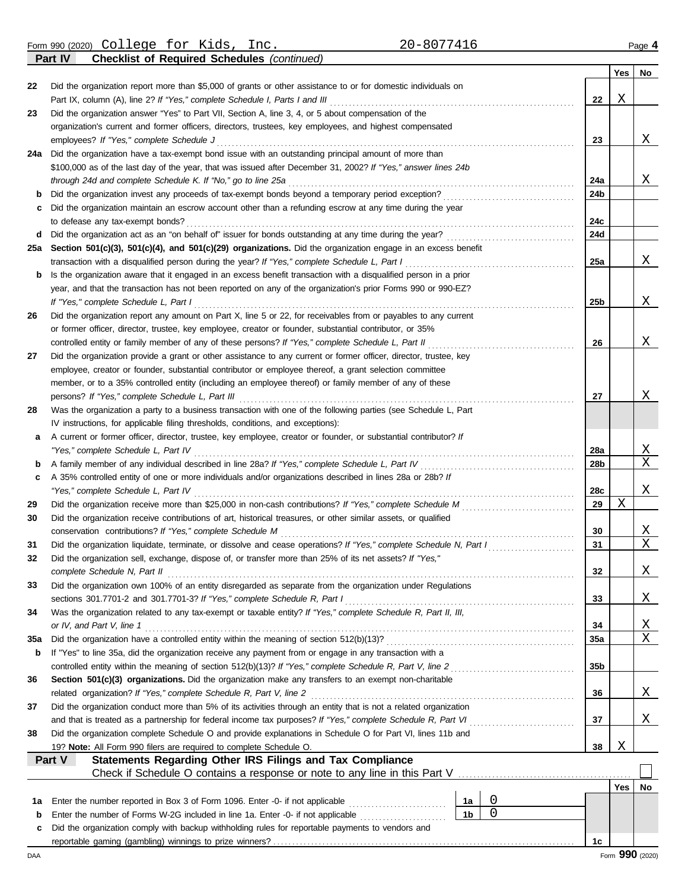Form 990 (2020) College for Kids, Inc. 20-8077416 Page 4

## Part IV Checklist of Required Schedules *(continued)*

| | | | Yes | No |
|---|---|---|---|---|
| 22 | Did the organization report more than $5,000 of grants or other assistance to or for domestic individuals on Part IX, column (A), line 2? *If "Yes," complete Schedule I, Parts I and III* | 22 | X | |
| 23 | Did the organization answer "Yes" to Part VII, Section A, line 3, 4, or 5 about compensation of the organization's current and former officers, directors, trustees, key employees, and highest compensated employees? *If "Yes," complete Schedule J* | 23 | | X |
| 24a | Did the organization have a tax-exempt bond issue with an outstanding principal amount of more than $100,000 as of the last day of the year, that was issued after December 31, 2002? *If "Yes," answer lines 24b through 24d and complete Schedule K. If "No," go to line 25a* | 24a | | X |
| b | Did the organization invest any proceeds of tax-exempt bonds beyond a temporary period exception? | 24b | | |
| c | Did the organization maintain an escrow account other than a refunding escrow at any time during the year to defease any tax-exempt bonds? | 24c | | |
| d | Did the organization act as an "on behalf of" issuer for bonds outstanding at any time during the year? | 24d | | |
| 25a | **Section 501(c)(3), 501(c)(4), and 501(c)(29) organizations.** Did the organization engage in an excess benefit transaction with a disqualified person during the year? *If "Yes," complete Schedule L, Part I* | 25a | | X |
| b | Is the organization aware that it engaged in an excess benefit transaction with a disqualified person in a prior year, and that the transaction has not been reported on any of the organization's prior Forms 990 or 990-EZ? *If "Yes," complete Schedule L, Part I* | 25b | | X |
| 26 | Did the organization report any amount on Part X, line 5 or 22, for receivables from or payables to any current or former officer, director, trustee, key employee, creator or founder, substantial contributor, or 35% controlled entity or family member of any of these persons? *If "Yes," complete Schedule L, Part II* | 26 | | X |
| 27 | Did the organization provide a grant or other assistance to any current or former officer, director, trustee, key employee, creator or founder, substantial contributor or employee thereof, a grant selection committee member, or to a 35% controlled entity (including an employee thereof) or family member of any of these persons? *If "Yes," complete Schedule L, Part III* | 27 | | X |
| 28 | Was the organization a party to a business transaction with one of the following parties (see Schedule L, Part IV instructions, for applicable filing thresholds, conditions, and exceptions): | | | |
| a | A current or former officer, director, trustee, key employee, creator or founder, or substantial contributor? *If "Yes," complete Schedule L, Part IV* | 28a | | X |
| b | A family member of any individual described in line 28a? *If "Yes," complete Schedule L, Part IV* | 28b | | X |
| c | A 35% controlled entity of one or more individuals and/or organizations described in lines 28a or 28b? *If "Yes," complete Schedule L, Part IV* | 28c | | X |
| 29 | Did the organization receive more than $25,000 in non-cash contributions? *If "Yes," complete Schedule M* | 29 | X | |
| 30 | Did the organization receive contributions of art, historical treasures, or other similar assets, or qualified conservation contributions? *If "Yes," complete Schedule M* | 30 | | X |
| 31 | Did the organization liquidate, terminate, or dissolve and cease operations? *If "Yes," complete Schedule N, Part I* | 31 | | X |
| 32 | Did the organization sell, exchange, dispose of, or transfer more than 25% of its net assets? *If "Yes," complete Schedule N, Part II* | 32 | | X |
| 33 | Did the organization own 100% of an entity disregarded as separate from the organization under Regulations sections 301.7701-2 and 301.7701-3? *If "Yes," complete Schedule R, Part I* | 33 | | X |
| 34 | Was the organization related to any tax-exempt or taxable entity? *If "Yes," complete Schedule R, Part II, III, or IV, and Part V, line 1* | 34 | | X |
| 35a | Did the organization have a controlled entity within the meaning of section 512(b)(13)? | 35a | | X |
| b | If "Yes" to line 35a, did the organization receive any payment from or engage in any transaction with a controlled entity within the meaning of section 512(b)(13)? *If "Yes," complete Schedule R, Part V, line 2* | 35b | | |
| 36 | **Section 501(c)(3) organizations.** Did the organization make any transfers to an exempt non-charitable related organization? *If "Yes," complete Schedule R, Part V, line 2* | 36 | | X |
| 37 | Did the organization conduct more than 5% of its activities through an entity that is not a related organization and that is treated as a partnership for federal income tax purposes? *If "Yes," complete Schedule R, Part VI* | 37 | | X |
| 38 | Did the organization complete Schedule O and provide explanations in Schedule O for Part VI, lines 11b and 19? **Note:** All Form 990 filers are required to complete Schedule O. | 38 | X | |

## Part V Statements Regarding Other IRS Filings and Tax Compliance

Check if Schedule O contains a response or note to any line in this Part V ☐

| | | | | | Yes | No |
|---|---|---|---|---|---|---|
| 1a | Enter the number reported in Box 3 of Form 1096. Enter -0- if not applicable | 1a | 0 | | | |
| b | Enter the number of Forms W-2G included in line 1a. Enter -0- if not applicable | 1b | 0 | | | |
| c | Did the organization comply with backup withholding rules for reportable payments to vendors and reportable gaming (gambling) winnings to prize winners? | | | 1c | | |

DAA Form 990 (2020)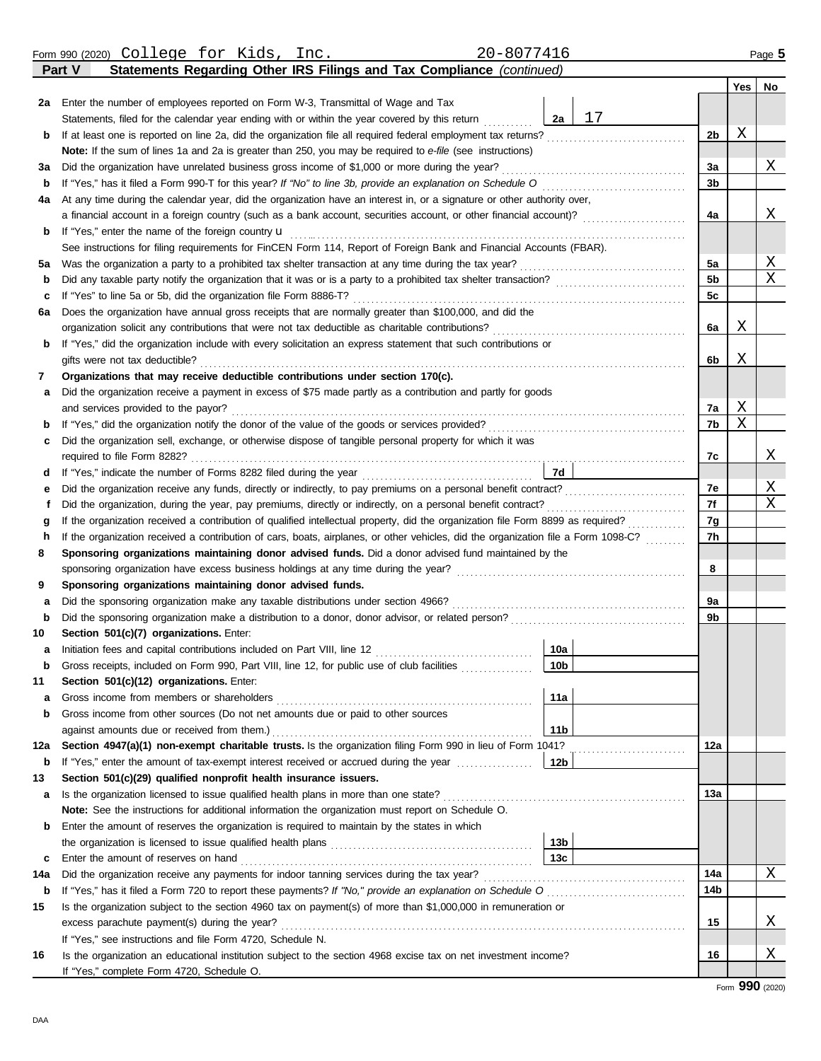Form 990 (2020) College for Kids, Inc. 20-8077416 Page 5

**Part V Statements Regarding Other IRS Filings and Tax Compliance** *(continued)*

| | | | | Line | Yes | No |
|---|---|---|---|---|---|---|
| **2a** | Enter the number of employees reported on Form W-3, Transmittal of Wage and Tax Statements, filed for the calendar year ending with or within the year covered by this return | 2a | 17 | | | |
| **b** | If at least one is reported on line 2a, did the organization file all required federal employment tax returns? | | | 2b | X | |
| | **Note:** If the sum of lines 1a and 2a is greater than 250, you may be required to *e-file* (see instructions) | | | | | |
| **3a** | Did the organization have unrelated business gross income of $1,000 or more during the year? | | | 3a | | X |
| **b** | If "Yes," has it filed a Form 990-T for this year? *If "No" to line 3b, provide an explanation on Schedule O* | | | 3b | | |
| **4a** | At any time during the calendar year, did the organization have an interest in, or a signature or other authority over, a financial account in a foreign country (such as a bank account, securities account, or other financial account)? | | | 4a | | X |
| **b** | If "Yes," enter the name of the foreign country u | | | | | |
| | See instructions for filing requirements for FinCEN Form 114, Report of Foreign Bank and Financial Accounts (FBAR). | | | | | |
| **5a** | Was the organization a party to a prohibited tax shelter transaction at any time during the tax year? | | | 5a | | X |
| **b** | Did any taxable party notify the organization that it was or is a party to a prohibited tax shelter transaction? | | | 5b | | X |
| **c** | If "Yes" to line 5a or 5b, did the organization file Form 8886-T? | | | 5c | | |
| **6a** | Does the organization have annual gross receipts that are normally greater than $100,000, and did the organization solicit any contributions that were not tax deductible as charitable contributions? | | | 6a | X | |
| **b** | If "Yes," did the organization include with every solicitation an express statement that such contributions or gifts were not tax deductible? | | | 6b | X | |
| **7** | **Organizations that may receive deductible contributions under section 170(c).** | | | | | |
| **a** | Did the organization receive a payment in excess of $75 made partly as a contribution and partly for goods and services provided to the payor? | | | 7a | X | |
| **b** | If "Yes," did the organization notify the donor of the value of the goods or services provided? | | | 7b | X | |
| **c** | Did the organization sell, exchange, or otherwise dispose of tangible personal property for which it was required to file Form 8282? | | | 7c | | X |
| **d** | If "Yes," indicate the number of Forms 8282 filed during the year | 7d | | | | |
| **e** | Did the organization receive any funds, directly or indirectly, to pay premiums on a personal benefit contract? | | | 7e | | X |
| **f** | Did the organization, during the year, pay premiums, directly or indirectly, on a personal benefit contract? | | | 7f | | X |
| **g** | If the organization received a contribution of qualified intellectual property, did the organization file Form 8899 as required? | | | 7g | | |
| **h** | If the organization received a contribution of cars, boats, airplanes, or other vehicles, did the organization file a Form 1098-C? | | | 7h | | |
| **8** | **Sponsoring organizations maintaining donor advised funds.** Did a donor advised fund maintained by the sponsoring organization have excess business holdings at any time during the year? | | | 8 | | |
| **9** | **Sponsoring organizations maintaining donor advised funds.** | | | | | |
| **a** | Did the sponsoring organization make any taxable distributions under section 4966? | | | 9a | | |
| **b** | Did the sponsoring organization make a distribution to a donor, donor advisor, or related person? | | | 9b | | |
| **10** | **Section 501(c)(7) organizations.** Enter: | | | | | |
| **a** | Initiation fees and capital contributions included on Part VIII, line 12 | 10a | | | | |
| **b** | Gross receipts, included on Form 990, Part VIII, line 12, for public use of club facilities | 10b | | | | |
| **11** | **Section 501(c)(12) organizations.** Enter: | | | | | |
| **a** | Gross income from members or shareholders | 11a | | | | |
| **b** | Gross income from other sources (Do not net amounts due or paid to other sources against amounts due or received from them.) | 11b | | | | |
| **12a** | **Section 4947(a)(1) non-exempt charitable trusts.** Is the organization filing Form 990 in lieu of Form 1041? | | | 12a | | |
| **b** | If "Yes," enter the amount of tax-exempt interest received or accrued during the year | 12b | | | | |
| **13** | **Section 501(c)(29) qualified nonprofit health insurance issuers.** | | | | | |
| **a** | Is the organization licensed to issue qualified health plans in more than one state? | | | 13a | | |
| | **Note:** See the instructions for additional information the organization must report on Schedule O. | | | | | |
| **b** | Enter the amount of reserves the organization is required to maintain by the states in which the organization is licensed to issue qualified health plans | 13b | | | | |
| **c** | Enter the amount of reserves on hand | 13c | | | | |
| **14a** | Did the organization receive any payments for indoor tanning services during the tax year? | | | 14a | | X |
| **b** | If "Yes," has it filed a Form 720 to report these payments? *If "No," provide an explanation on Schedule O* | | | 14b | | |
| **15** | Is the organization subject to the section 4960 tax on payment(s) of more than $1,000,000 in remuneration or excess parachute payment(s) during the year? | | | 15 | | X |
| | If "Yes," see instructions and file Form 4720, Schedule N. | | | | | |
| **16** | Is the organization an educational institution subject to the section 4968 excise tax on net investment income? | | | 16 | | X |
| | If "Yes," complete Form 4720, Schedule O. | | | | | |

Form **990** (2020)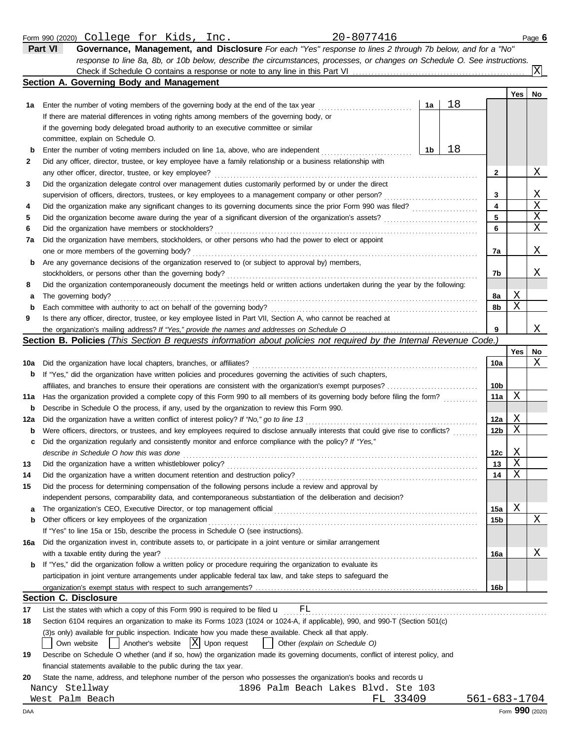Form 990 (2020) College for Kids, Inc. 20-8077416 Page **6**

## Part VI Governance, Management, and Disclosure

*For each "Yes" response to lines 2 through 7b below, and for a "No" response to line 8a, 8b, or 10b below, describe the circumstances, processes, or changes on Schedule O. See instructions.*

Check if Schedule O contains a response or note to any line in this Part VI .......... [X]

### Section A. Governing Body and Management

| | | | | Line | Yes | No |
|---|---|---|---|---|---|---|
| **1a** | Enter the number of voting members of the governing body at the end of the tax year | 1a | 18 | | | |
| | If there are material differences in voting rights among members of the governing body, or if the governing body delegated broad authority to an executive committee or similar committee, explain on Schedule O. | | | | | |
| **b** | Enter the number of voting members included on line 1a, above, who are independent | 1b | 18 | | | |
| **2** | Did any officer, director, trustee, or key employee have a family relationship or a business relationship with any other officer, director, trustee, or key employee? | | | 2 | | X |
| **3** | Did the organization delegate control over management duties customarily performed by or under the direct supervision of officers, directors, trustees, or key employees to a management company or other person? | | | 3 | | X |
| **4** | Did the organization make any significant changes to its governing documents since the prior Form 990 was filed? | | | 4 | | X |
| **5** | Did the organization become aware during the year of a significant diversion of the organization's assets? | | | 5 | | X |
| **6** | Did the organization have members or stockholders? | | | 6 | | X |
| **7a** | Did the organization have members, stockholders, or other persons who had the power to elect or appoint one or more members of the governing body? | | | 7a | | X |
| **b** | Are any governance decisions of the organization reserved to (or subject to approval by) members, stockholders, or persons other than the governing body? | | | 7b | | X |
| **8** | Did the organization contemporaneously document the meetings held or written actions undertaken during the year by the following: | | | | | |
| **a** | The governing body? | | | 8a | X | |
| **b** | Each committee with authority to act on behalf of the governing body? | | | 8b | X | |
| **9** | Is there any officer, director, trustee, or key employee listed in Part VII, Section A, who cannot be reached at the organization's mailing address? *If "Yes," provide the names and addresses on Schedule O* | | | 9 | | X |

### Section B. Policies *(This Section B requests information about policies not required by the Internal Revenue Code.)*

| | | Line | Yes | No |
|---|---|---|---|---|
| **10a** | Did the organization have local chapters, branches, or affiliates? | 10a | | X |
| **b** | If "Yes," did the organization have written policies and procedures governing the activities of such chapters, affiliates, and branches to ensure their operations are consistent with the organization's exempt purposes? | 10b | | |
| **11a** | Has the organization provided a complete copy of this Form 990 to all members of its governing body before filing the form? | 11a | X | |
| **b** | Describe in Schedule O the process, if any, used by the organization to review this Form 990. | | | |
| **12a** | Did the organization have a written conflict of interest policy? *If "No," go to line 13* | 12a | X | |
| **b** | Were officers, directors, or trustees, and key employees required to disclose annually interests that could give rise to conflicts? | 12b | X | |
| **c** | Did the organization regularly and consistently monitor and enforce compliance with the policy? *If "Yes," describe in Schedule O how this was done* | 12c | X | |
| **13** | Did the organization have a written whistleblower policy? | 13 | X | |
| **14** | Did the organization have a written document retention and destruction policy? | 14 | X | |
| **15** | Did the process for determining compensation of the following persons include a review and approval by independent persons, comparability data, and contemporaneous substantiation of the deliberation and decision? | | | |
| **a** | The organization's CEO, Executive Director, or top management official | 15a | X | |
| **b** | Other officers or key employees of the organization | 15b | | X |
| | If "Yes" to line 15a or 15b, describe the process in Schedule O (see instructions). | | | |
| **16a** | Did the organization invest in, contribute assets to, or participate in a joint venture or similar arrangement with a taxable entity during the year? | 16a | | X |
| **b** | If "Yes," did the organization follow a written policy or procedure requiring the organization to evaluate its participation in joint venture arrangements under applicable federal tax law, and take steps to safeguard the organization's exempt status with respect to such arrangements? | 16b | | |

### Section C. Disclosure

**17** List the states with which a copy of this Form 990 is required to be filed u FL

**18** Section 6104 requires an organization to make its Forms 1023 (1024 or 1024-A, if applicable), 990, and 990-T (Section 501(c)(3)s only) available for public inspection. Indicate how you made these available. Check all that apply.

[ ] Own website [ ] Another's website [X] Upon request [ ] Other *(explain on Schedule O)*

**19** Describe on Schedule O whether (and if so, how) the organization made its governing documents, conflict of interest policy, and financial statements available to the public during the tax year.

**20** State the name, address, and telephone number of the person who possesses the organization's books and records u

Nancy Stellway 1896 Palm Beach Lakes Blvd. Ste 103
West Palm Beach FL 33409 561-683-1704

DAA Form **990** (2020)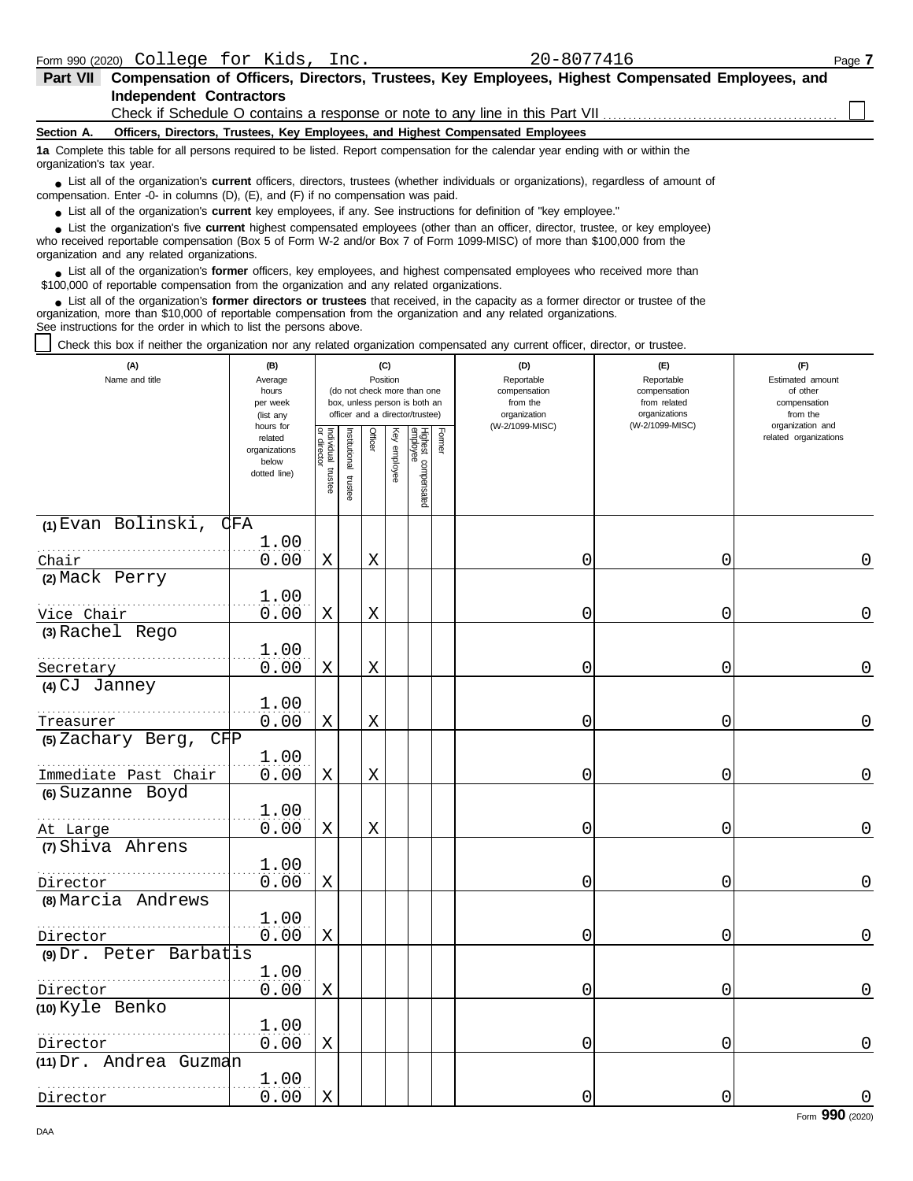Form 990 (2020) College for Kids, Inc. 20-8077416 Page 7

**Part VII Compensation of Officers, Directors, Trustees, Key Employees, Highest Compensated Employees, and Independent Contractors**

Check if Schedule O contains a response or note to any line in this Part VII ☐

**Section A. Officers, Directors, Trustees, Key Employees, and Highest Compensated Employees**

**1a** Complete this table for all persons required to be listed. Report compensation for the calendar year ending with or within the organization's tax year.

- List all of the organization's **current** officers, directors, trustees (whether individuals or organizations), regardless of amount of compensation. Enter -0- in columns (D), (E), and (F) if no compensation was paid.
- List all of the organization's **current** key employees, if any. See instructions for definition of "key employee."
- List the organization's five **current** highest compensated employees (other than an officer, director, trustee, or key employee) who received reportable compensation (Box 5 of Form W-2 and/or Box 7 of Form 1099-MISC) of more than $100,000 from the organization and any related organizations.
- List all of the organization's **former** officers, key employees, and highest compensated employees who received more than $100,000 of reportable compensation from the organization and any related organizations.
- List all of the organization's **former directors or trustees** that received, in the capacity as a former director or trustee of the organization, more than $10,000 of reportable compensation from the organization and any related organizations.

See instructions for the order in which to list the persons above.

☐ Check this box if neither the organization nor any related organization compensated any current officer, director, or trustee.

| (A) Name and title | (B) Average hours per week (list any hours for related organizations below dotted line) | (C) Position (do not check more than one box, unless person is both an officer and a director/trustee): Individual trustee or director | Institutional trustee | Officer | Key employee | Highest compensated employee | Former | (D) Reportable compensation from the organization (W-2/1099-MISC) | (E) Reportable compensation from related organizations (W-2/1099-MISC) | (F) Estimated amount of other compensation from the organization and related organizations |
|---|---|---|---|---|---|---|---|---|---|---|
| (1) Evan Bolinski, CFA<br>Chair | 1.00<br>0.00 | X | | X | | | | 0 | 0 | 0 |
| (2) Mack Perry<br>Vice Chair | 1.00<br>0.00 | X | | X | | | | 0 | 0 | 0 |
| (3) Rachel Rego<br>Secretary | 1.00<br>0.00 | X | | X | | | | 0 | 0 | 0 |
| (4) CJ Janney<br>Treasurer | 1.00<br>0.00 | X | | X | | | | 0 | 0 | 0 |
| (5) Zachary Berg, CFP<br>Immediate Past Chair | 1.00<br>0.00 | X | | X | | | | 0 | 0 | 0 |
| (6) Suzanne Boyd<br>At Large | 1.00<br>0.00 | X | | X | | | | 0 | 0 | 0 |
| (7) Shiva Ahrens<br>Director | 1.00<br>0.00 | X | | | | | | 0 | 0 | 0 |
| (8) Marcia Andrews<br>Director | 1.00<br>0.00 | X | | | | | | 0 | 0 | 0 |
| (9) Dr. Peter Barbatis<br>Director | 1.00<br>0.00 | X | | | | | | 0 | 0 | 0 |
| (10) Kyle Benko<br>Director | 1.00<br>0.00 | X | | | | | | 0 | 0 | 0 |
| (11) Dr. Andrea Guzman<br>Director | 1.00<br>0.00 | X | | | | | | 0 | 0 | 0 |

Form **990** (2020)

DAA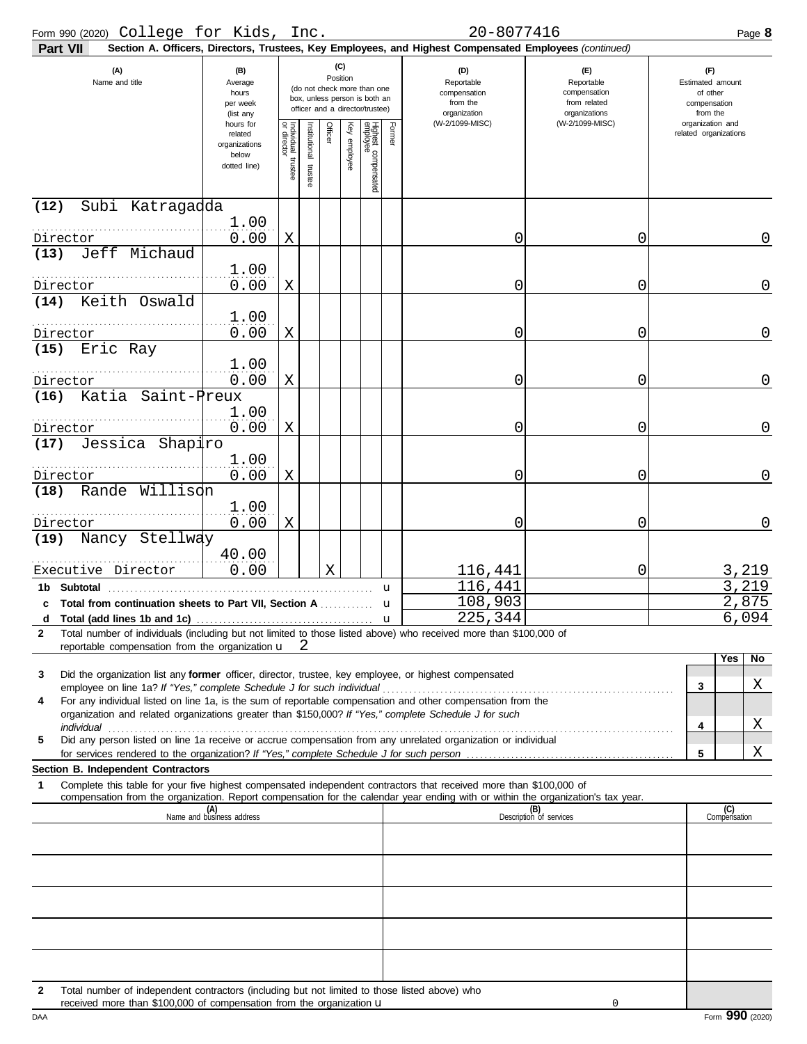Form 990 (2020) College for Kids, Inc. 20-8077416 Page **8**

**Part VII** **Section A. Officers, Directors, Trustees, Key Employees, and Highest Compensated Employees** *(continued)*

| (A) Name and title | (B) Average hours per week (list any hours for related organizations below dotted line) | (C) Position: Individual trustee or director | Institutional trustee | Officer | Key employee | Highest compensated employee | Former | (D) Reportable compensation from the organization (W-2/1099-MISC) | (E) Reportable compensation from related organizations (W-2/1099-MISC) | (F) Estimated amount of other compensation from the organization and related organizations |
|---|---|---|---|---|---|---|---|---|---|---|
| (12) Subi Katragadda<br>Director | 1.00<br>0.00 | X | | | | | | 0 | 0 | 0 |
| (13) Jeff Michaud<br>Director | 1.00<br>0.00 | X | | | | | | 0 | 0 | 0 |
| (14) Keith Oswald<br>Director | 1.00<br>0.00 | X | | | | | | 0 | 0 | 0 |
| (15) Eric Ray<br>Director | 1.00<br>0.00 | X | | | | | | 0 | 0 | 0 |
| (16) Katia Saint-Preux<br>Director | 1.00<br>0.00 | X | | | | | | 0 | 0 | 0 |
| (17) Jessica Shapiro<br>Director | 1.00<br>0.00 | X | | | | | | 0 | 0 | 0 |
| (18) Rande Willison<br>Director | 1.00<br>0.00 | X | | | | | | 0 | 0 | 0 |
| (19) Nancy Stellway<br>Executive Director | 40.00<br>0.00 | | | X | | | | 116,441 | 0 | 3,219 |
| **1b Subtotal** | | | | | | | | 116,441 | | 3,219 |
| **c Total from continuation sheets to Part VII, Section A** | | | | | | | | 108,903 | | 2,875 |
| **d Total (add lines 1b and 1c)** | | | | | | | | 225,344 | | 6,094 |

**2** Total number of individuals (including but not limited to those listed above) who received more than $100,000 of reportable compensation from the organization u 2

| | | Yes | No |
|---|---|---|---|
| **3** Did the organization list any **former** officer, director, trustee, key employee, or highest compensated employee on line 1a? *If "Yes," complete Schedule J for such individual* | 3 | | X |
| **4** For any individual listed on line 1a, is the sum of reportable compensation and other compensation from the organization and related organizations greater than $150,000? *If "Yes," complete Schedule J for such individual* | 4 | | X |
| **5** Did any person listed on line 1a receive or accrue compensation from any unrelated organization or individual for services rendered to the organization? *If "Yes," complete Schedule J for such person* | 5 | | X |

**Section B. Independent Contractors**

**1** Complete this table for your five highest compensated independent contractors that received more than $100,000 of compensation from the organization. Report compensation for the calendar year ending with or within the organization's tax year.

| (A) Name and business address | (B) Description of services | (C) Compensation |
|---|---|---|
| | | |
| | | |
| | | |
| | | |
| | | |

**2** Total number of independent contractors (including but not limited to those listed above) who received more than $100,000 of compensation from the organization u 0

DAA Form **990** (2020)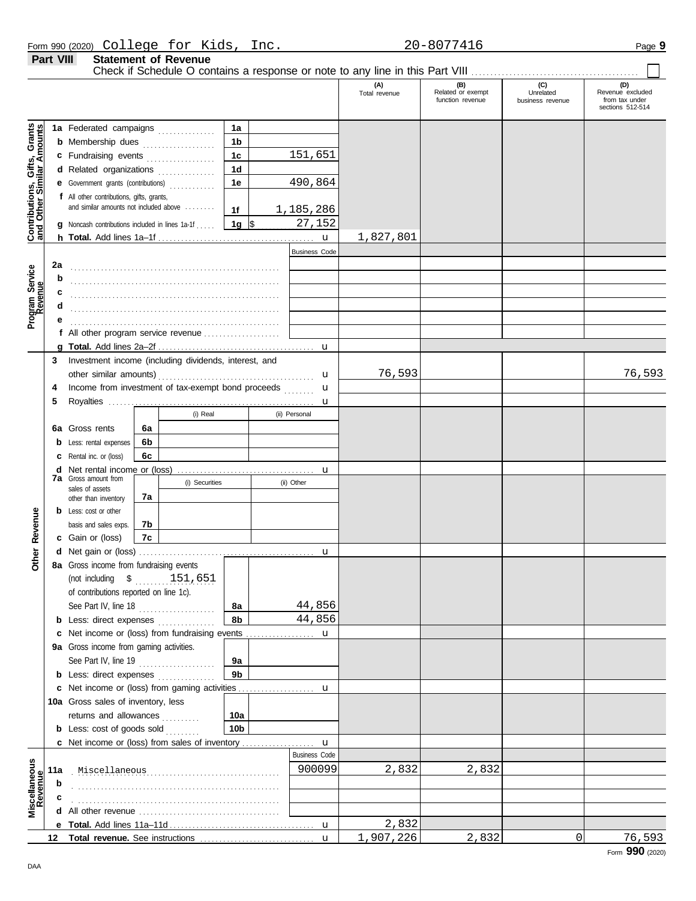Form 990 (2020) College for Kids, Inc. 20-8077416 Page 9

**Part VIII Statement of Revenue**

Check if Schedule O contains a response or note to any line in this Part VIII ☐

| | | | (A) Total revenue | (B) Related or exempt function revenue | (C) Unrelated business revenue | (D) Revenue excluded from tax under sections 512-514 |
|---|---|---|---|---|---|---|
| **Contributions, Gifts, Grants and Other Similar Amounts** | 1a Federated campaigns | 1a | | | | |
| | b Membership dues | 1b | | | | |
| | c Fundraising events | 1c 151,651 | | | | |
| | d Related organizations | 1d | | | | |
| | e Government grants (contributions) | 1e 490,864 | | | | |
| | f All other contributions, gifts, grants, and similar amounts not included above | 1f 1,185,286 | | | | |
| | g Noncash contributions included in lines 1a-1f | 1g $ 27,152 | | | | |
| | h **Total.** Add lines 1a–1f | | 1,827,801 | | | |
| **Program Service Revenue** | | Business Code | | | | |
| | 2a | | | | | |
| | b | | | | | |
| | c | | | | | |
| | d | | | | | |
| | e | | | | | |
| | f All other program service revenue | | | | | |
| | g **Total.** Add lines 2a–2f | | | | | |
| **Other Revenue** | 3 Investment income (including dividends, interest, and other similar amounts) | | 76,593 | | | 76,593 |
| | 4 Income from investment of tax-exempt bond proceeds | | | | | |
| | 5 Royalties | | | | | |
| | | (i) Real / (ii) Personal | | | | |
| | 6a Gross rents | 6a | | | | |
| | b Less: rental expenses | 6b | | | | |
| | c Rental inc. or (loss) | 6c | | | | |
| | d Net rental income or (loss) | | | | | |
| | 7a Gross amount from sales of assets other than inventory | (i) Securities / (ii) Other — 7a | | | | |
| | b Less: cost or other basis and sales exps. | 7b | | | | |
| | c Gain or (loss) | 7c | | | | |
| | d Net gain or (loss) | | | | | |
| | 8a Gross income from fundraising events (not including $ 151,651 of contributions reported on line 1c). See Part IV, line 18 | 8a 44,856 | | | | |
| | b Less: direct expenses | 8b 44,856 | | | | |
| | c Net income or (loss) from fundraising events | | | | | |
| | 9a Gross income from gaming activities. See Part IV, line 19 | 9a | | | | |
| | b Less: direct expenses | 9b | | | | |
| | c Net income or (loss) from gaming activities | | | | | |
| | 10a Gross sales of inventory, less returns and allowances | 10a | | | | |
| | b Less: cost of goods sold | 10b | | | | |
| | c Net income or (loss) from sales of inventory | | | | | |
| **Miscellaneous Revenue** | | Business Code | | | | |
| | 11a Miscellaneous | 900099 | 2,832 | 2,832 | | |
| | b | | | | | |
| | c | | | | | |
| | d All other revenue | | | | | |
| | e **Total.** Add lines 11a–11d | | 2,832 | | | |
| | 12 **Total revenue.** See instructions | | 1,907,226 | 2,832 | 0 | 76,593 |

Form **990** (2020)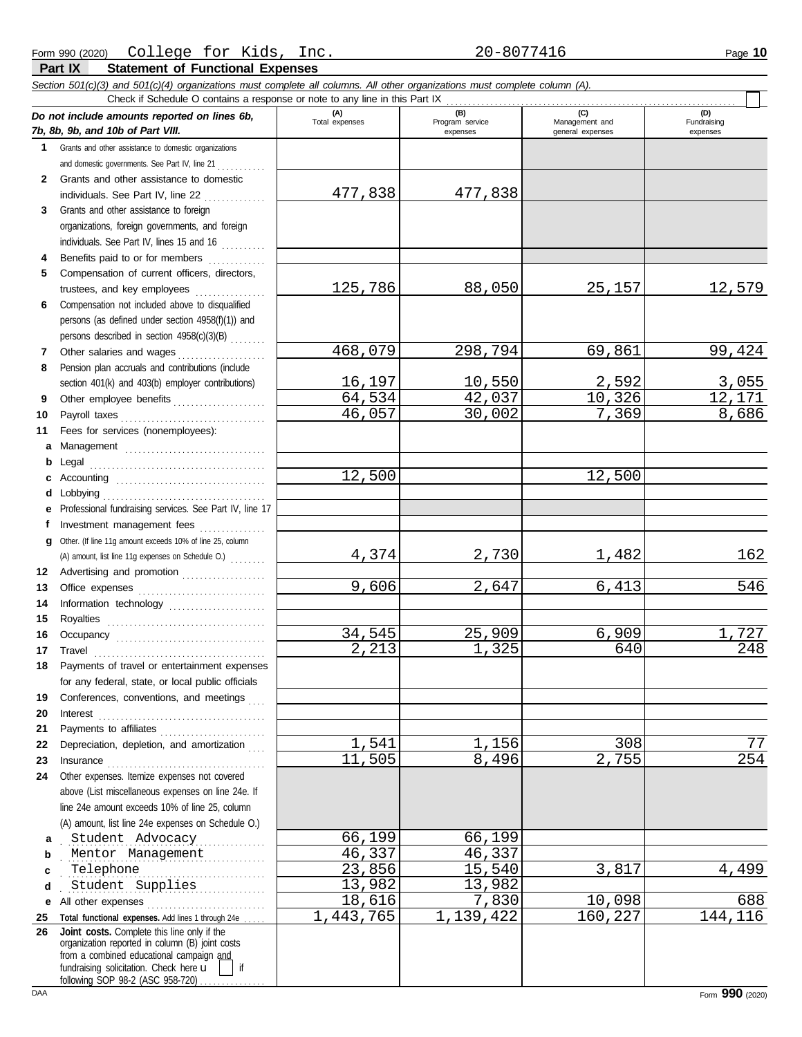Form 990 (2020) College for Kids, Inc. 20-8077416

## Part IX Statement of Functional Expenses

*Section 501(c)(3) and 501(c)(4) organizations must complete all columns. All other organizations must complete column (A).*

Check if Schedule O contains a response or note to any line in this Part IX

| *Do not include amounts reported on lines 6b, 7b, 8b, 9b, and 10b of Part VIII.* | (A) Total expenses | (B) Program service expenses | (C) Management and general expenses | (D) Fundraising expenses |
|---|---|---|---|---|
| **1** Grants and other assistance to domestic organizations and domestic governments. See Part IV, line 21 | | | | |
| **2** Grants and other assistance to domestic individuals. See Part IV, line 22 | 477,838 | 477,838 | | |
| **3** Grants and other assistance to foreign organizations, foreign governments, and foreign individuals. See Part IV, lines 15 and 16 | | | | |
| **4** Benefits paid to or for members | | | | |
| **5** Compensation of current officers, directors, trustees, and key employees | 125,786 | 88,050 | 25,157 | 12,579 |
| **6** Compensation not included above to disqualified persons (as defined under section 4958(f)(1)) and persons described in section 4958(c)(3)(B) | | | | |
| **7** Other salaries and wages | 468,079 | 298,794 | 69,861 | 99,424 |
| **8** Pension plan accruals and contributions (include section 401(k) and 403(b) employer contributions) | 16,197 | 10,550 | 2,592 | 3,055 |
| **9** Other employee benefits | 64,534 | 42,037 | 10,326 | 12,171 |
| **10** Payroll taxes | 46,057 | 30,002 | 7,369 | 8,686 |
| **11** Fees for services (nonemployees): | | | | |
| **a** Management | | | | |
| **b** Legal | | | | |
| **c** Accounting | 12,500 | | 12,500 | |
| **d** Lobbying | | | | |
| **e** Professional fundraising services. See Part IV, line 17 | | | | |
| **f** Investment management fees | | | | |
| **g** Other. (If line 11g amount exceeds 10% of line 25, column (A) amount, list line 11g expenses on Schedule O.) | 4,374 | 2,730 | 1,482 | 162 |
| **12** Advertising and promotion | | | | |
| **13** Office expenses | 9,606 | 2,647 | 6,413 | 546 |
| **14** Information technology | | | | |
| **15** Royalties | | | | |
| **16** Occupancy | 34,545 | 25,909 | 6,909 | 1,727 |
| **17** Travel | 2,213 | 1,325 | 640 | 248 |
| **18** Payments of travel or entertainment expenses for any federal, state, or local public officials | | | | |
| **19** Conferences, conventions, and meetings | | | | |
| **20** Interest | | | | |
| **21** Payments to affiliates | | | | |
| **22** Depreciation, depletion, and amortization | 1,541 | 1,156 | 308 | 77 |
| **23** Insurance | 11,505 | 8,496 | 2,755 | 254 |
| **24** Other expenses. Itemize expenses not covered above (List miscellaneous expenses on line 24e. If line 24e amount exceeds 10% of line 25, column (A) amount, list line 24e expenses on Schedule O.) | | | | |
| **a** Student Advocacy | 66,199 | 66,199 | | |
| **b** Mentor Management | 46,337 | 46,337 | | |
| **c** Telephone | 23,856 | 15,540 | 3,817 | 4,499 |
| **d** Student Supplies | 13,982 | 13,982 | | |
| **e** All other expenses | 18,616 | 7,830 | 10,098 | 688 |
| **25 Total functional expenses.** Add lines 1 through 24e | 1,443,765 | 1,139,422 | 160,227 | 144,116 |
| **26 Joint costs.** Complete this line only if the organization reported in column (B) joint costs from a combined educational campaign and fundraising solicitation. Check here ☐ if following SOP 98-2 (ASC 958-720) | | | | |

Form **990** (2020)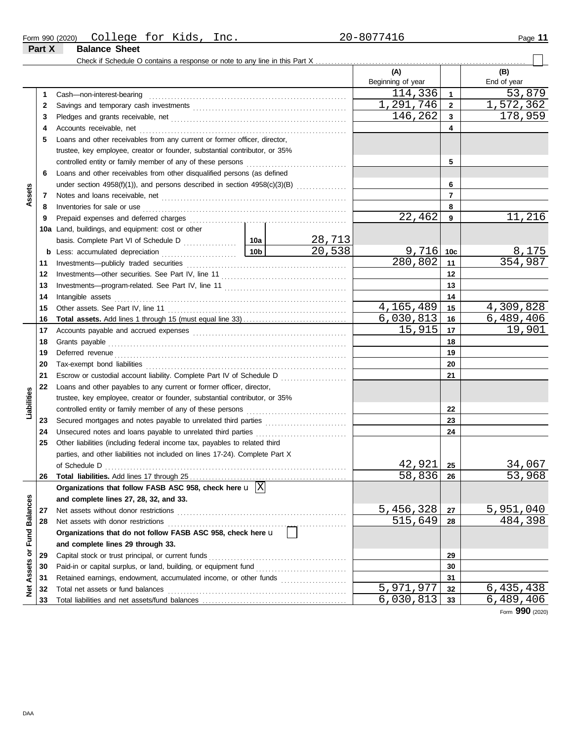Form 990 (2020) College for Kids, Inc. 20-8077416

## Part X Balance Sheet

Check if Schedule O contains a response or note to any line in this Part X . . . . . ☐

| Section | Line | Description | | (A) Beginning of year | | (B) End of year |
|---|---|---|---|---|---|---|
| Assets | 1 | Cash—non-interest-bearing | | 114,336 | 1 | 53,879 |
| | 2 | Savings and temporary cash investments | | 1,291,746 | 2 | 1,572,362 |
| | 3 | Pledges and grants receivable, net | | 146,262 | 3 | 178,959 |
| | 4 | Accounts receivable, net | | | 4 | |
| | 5 | Loans and other receivables from any current or former officer, director, trustee, key employee, creator or founder, substantial contributor, or 35% controlled entity or family member of any of these persons | | | 5 | |
| | 6 | Loans and other receivables from other disqualified persons (as defined under section 4958(f)(1)), and persons described in section 4958(c)(3)(B) | | | 6 | |
| | 7 | Notes and loans receivable, net | | | 7 | |
| | 8 | Inventories for sale or use | | | 8 | |
| | 9 | Prepaid expenses and deferred charges | | 22,462 | 9 | 11,216 |
| | 10a | Land, buildings, and equipment: cost or other basis. Complete Part VI of Schedule D | 10a: 28,713 | | | |
| | b | Less: accumulated depreciation | 10b: 20,538 | 9,716 | 10c | 8,175 |
| | 11 | Investments—publicly traded securities | | 280,802 | 11 | 354,987 |
| | 12 | Investments—other securities. See Part IV, line 11 | | | 12 | |
| | 13 | Investments—program-related. See Part IV, line 11 | | | 13 | |
| | 14 | Intangible assets | | | 14 | |
| | 15 | Other assets. See Part IV, line 11 | | 4,165,489 | 15 | 4,309,828 |
| | 16 | **Total assets.** Add lines 1 through 15 (must equal line 33) | | 6,030,813 | 16 | 6,489,406 |
| Liabilities | 17 | Accounts payable and accrued expenses | | 15,915 | 17 | 19,901 |
| | 18 | Grants payable | | | 18 | |
| | 19 | Deferred revenue | | | 19 | |
| | 20 | Tax-exempt bond liabilities | | | 20 | |
| | 21 | Escrow or custodial account liability. Complete Part IV of Schedule D | | | 21 | |
| | 22 | Loans and other payables to any current or former officer, director, trustee, key employee, creator or founder, substantial contributor, or 35% controlled entity or family member of any of these persons | | | 22 | |
| | 23 | Secured mortgages and notes payable to unrelated third parties | | | 23 | |
| | 24 | Unsecured notes and loans payable to unrelated third parties | | | 24 | |
| | 25 | Other liabilities (including federal income tax, payables to related third parties, and other liabilities not included on lines 17-24). Complete Part X of Schedule D | | 42,921 | 25 | 34,067 |
| | 26 | **Total liabilities.** Add lines 17 through 25 | | 58,836 | 26 | 53,968 |
| Net Assets or Fund Balances | | **Organizations that follow FASB ASC 958, check here** ☒ **and complete lines 27, 28, 32, and 33.** | | | | |
| | 27 | Net assets without donor restrictions | | 5,456,328 | 27 | 5,951,040 |
| | 28 | Net assets with donor restrictions | | 515,649 | 28 | 484,398 |
| | | **Organizations that do not follow FASB ASC 958, check here** ☐ **and complete lines 29 through 33.** | | | | |
| | 29 | Capital stock or trust principal, or current funds | | | 29 | |
| | 30 | Paid-in or capital surplus, or land, building, or equipment fund | | | 30 | |
| | 31 | Retained earnings, endowment, accumulated income, or other funds | | | 31 | |
| | 32 | Total net assets or fund balances | | 5,971,977 | 32 | 6,435,438 |
| | 33 | Total liabilities and net assets/fund balances | | 6,030,813 | 33 | 6,489,406 |

Form **990** (2020)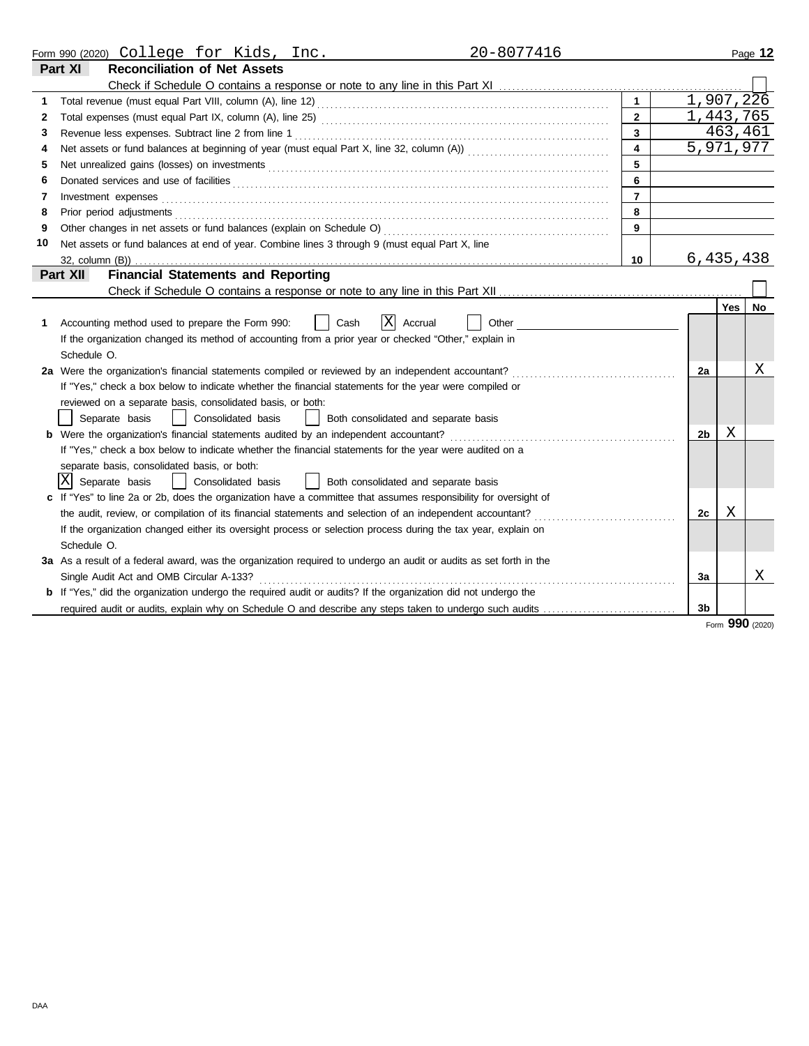Form 990 (2020) College for Kids, Inc. 20-8077416

## Part XI Reconciliation of Net Assets

Check if Schedule O contains a response or note to any line in this Part XI ☐

| | | | |
|---|---|---|---|
| 1 | Total revenue (must equal Part VIII, column (A), line 12) | 1 | 1,907,226 |
| 2 | Total expenses (must equal Part IX, column (A), line 25) | 2 | 1,443,765 |
| 3 | Revenue less expenses. Subtract line 2 from line 1 | 3 | 463,461 |
| 4 | Net assets or fund balances at beginning of year (must equal Part X, line 32, column (A)) | 4 | 5,971,977 |
| 5 | Net unrealized gains (losses) on investments | 5 | |
| 6 | Donated services and use of facilities | 6 | |
| 7 | Investment expenses | 7 | |
| 8 | Prior period adjustments | 8 | |
| 9 | Other changes in net assets or fund balances (explain on Schedule O) | 9 | |
| 10 | Net assets or fund balances at end of year. Combine lines 3 through 9 (must equal Part X, line 32, column (B)) | 10 | 6,435,438 |

## Part XII Financial Statements and Reporting

Check if Schedule O contains a response or note to any line in this Part XII ☐

| | | | Yes | No |
|---|---|---|---|---|
| 1 | Accounting method used to prepare the Form 990: ☐ Cash ☒ Accrual ☐ Other<br>If the organization changed its method of accounting from a prior year or checked "Other," explain in Schedule O. | | | |
| 2a | Were the organization's financial statements compiled or reviewed by an independent accountant?<br>If "Yes," check a box below to indicate whether the financial statements for the year were compiled or reviewed on a separate basis, consolidated basis, or both:<br>☐ Separate basis ☐ Consolidated basis ☐ Both consolidated and separate basis | 2a | | X |
| b | Were the organization's financial statements audited by an independent accountant?<br>If "Yes," check a box below to indicate whether the financial statements for the year were audited on a separate basis, consolidated basis, or both:<br>☒ Separate basis ☐ Consolidated basis ☐ Both consolidated and separate basis | 2b | X | |
| c | If "Yes" to line 2a or 2b, does the organization have a committee that assumes responsibility for oversight of the audit, review, or compilation of its financial statements and selection of an independent accountant?<br>If the organization changed either its oversight process or selection process during the tax year, explain on Schedule O. | 2c | X | |
| 3a | As a result of a federal award, was the organization required to undergo an audit or audits as set forth in the Single Audit Act and OMB Circular A-133? | 3a | | X |
| b | If "Yes," did the organization undergo the required audit or audits? If the organization did not undergo the required audit or audits, explain why on Schedule O and describe any steps taken to undergo such audits | 3b | | |

Form **990** (2020)

DAA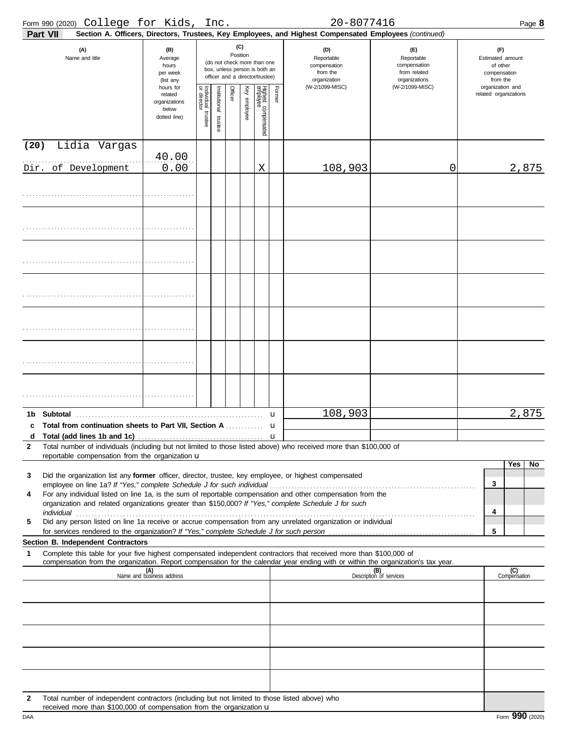Form 990 (2020) College for Kids, Inc. 20-8077416 Page **8**

**Part VII** **Section A. Officers, Directors, Trustees, Key Employees, and Highest Compensated Employees** *(continued)*

| (A) Name and title | (B) Average hours per week (list any hours for related organizations below dotted line) | (C) Position: Individual trustee or director | Institutional trustee | Officer | Key employee | Highest compensated employee | Former | (D) Reportable compensation from the organization (W-2/1099-MISC) | (E) Reportable compensation from related organizations (W-2/1099-MISC) | (F) Estimated amount of other compensation from the organization and related organizations |
|---|---|---|---|---|---|---|---|---|---|---|
| (20) Lidia Vargas<br>Dir. of Development | 40.00<br>0.00 | | | | | X | | 108,903 | 0 | 2,875 |
| | | | | | | | | | | |
| | | | | | | | | | | |
| | | | | | | | | | | |
| | | | | | | | | | | |
| | | | | | | | | | | |
| | | | | | | | | | | |
| | | | | | | | | | | |

| | | (D) | (E) | (F) |
|---|---|---|---|---|
| **1b** | **Subtotal** | 108,903 | | 2,875 |
| **c** | **Total from continuation sheets to Part VII, Section A** | | | |
| **d** | **Total (add lines 1b and 1c)** | | | |

**2** Total number of individuals (including but not limited to those listed above) who received more than $100,000 of reportable compensation from the organization

| | | | Yes | No |
|---|---|---|---|---|
| **3** | Did the organization list any **former** officer, director, trustee, key employee, or highest compensated employee on line 1a? *If "Yes," complete Schedule J for such individual* | 3 | | |
| **4** | For any individual listed on line 1a, is the sum of reportable compensation and other compensation from the organization and related organizations greater than $150,000? *If "Yes," complete Schedule J for such individual* | 4 | | |
| **5** | Did any person listed on line 1a receive or accrue compensation from any unrelated organization or individual for services rendered to the organization? *If "Yes," complete Schedule J for such person* | 5 | | |

**Section B. Independent Contractors**

**1** Complete this table for your five highest compensated independent contractors that received more than $100,000 of compensation from the organization. Report compensation for the calendar year ending with or within the organization's tax year.

| (A) Name and business address | (B) Description of services | (C) Compensation |
|---|---|---|
| | | |
| | | |
| | | |
| | | |
| | | |

**2** Total number of independent contractors (including but not limited to those listed above) who received more than $100,000 of compensation from the organization

DAA Form **990** (2020)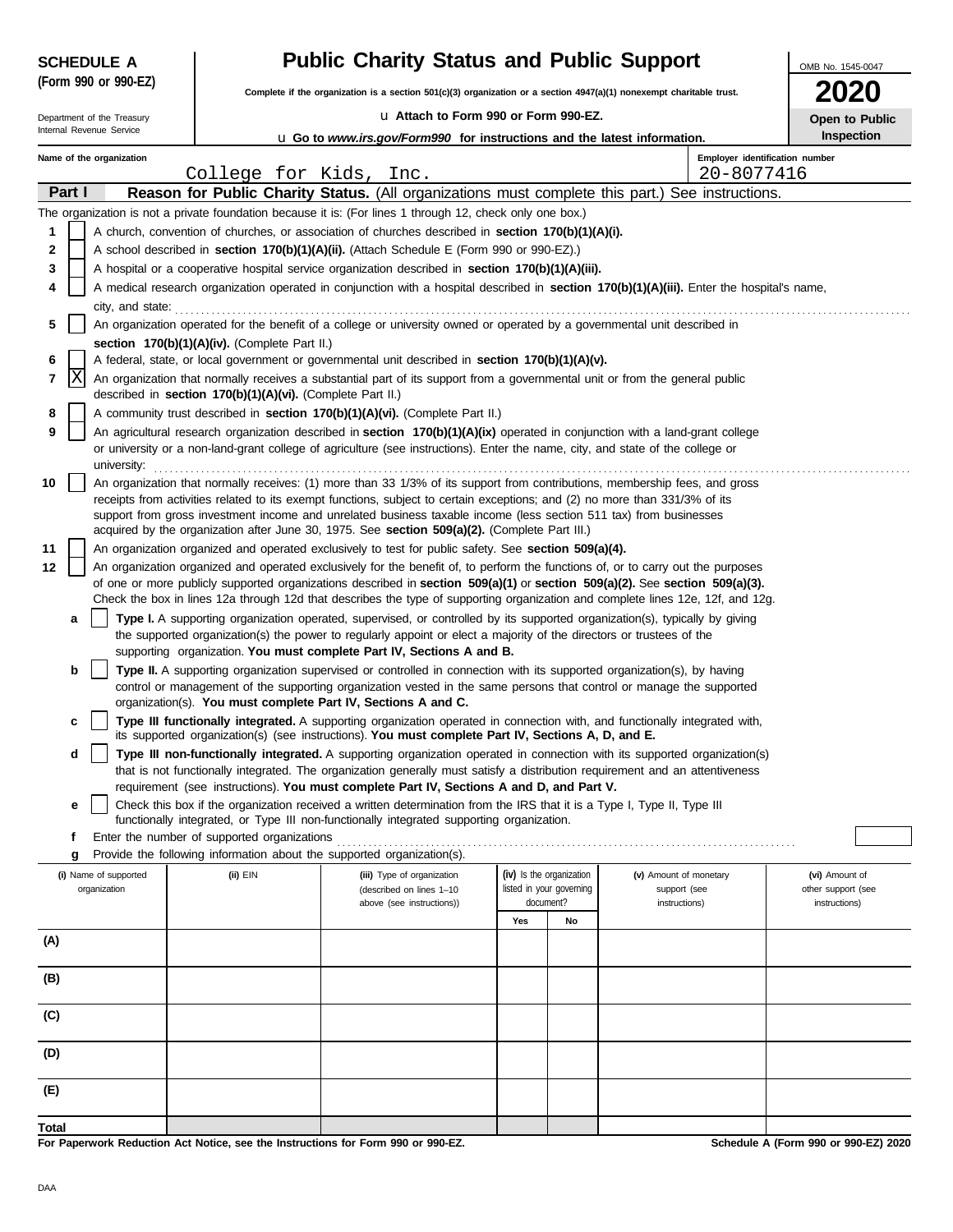**SCHEDULE A**
**(Form 990 or 990-EZ)**

Department of the Treasury
Internal Revenue Service

# Public Charity Status and Public Support

**Complete if the organization is a section 501(c)(3) organization or a section 4947(a)(1) nonexempt charitable trust.**

u **Attach to Form 990 or Form 990-EZ.**

u **Go to *www.irs.gov/Form990* for instructions and the latest information.**

OMB No. 1545-0047

**2020**

**Open to Public Inspection**

**Name of the organization**: College for Kids, Inc.

**Employer identification number**: 20-8077416

**Part I** **Reason for Public Charity Status.** (All organizations must complete this part.) See instructions.

The organization is not a private foundation because it is: (For lines 1 through 12, check only one box.)

1 [ ] A church, convention of churches, or association of churches described in **section 170(b)(1)(A)(i).**

2 [ ] A school described in **section 170(b)(1)(A)(ii).** (Attach Schedule E (Form 990 or 990-EZ).)

3 [ ] A hospital or a cooperative hospital service organization described in **section 170(b)(1)(A)(iii).**

4 [ ] A medical research organization operated in conjunction with a hospital described in **section 170(b)(1)(A)(iii).** Enter the hospital's name, city, and state:

5 [ ] An organization operated for the benefit of a college or university owned or operated by a governmental unit described in **section 170(b)(1)(A)(iv).** (Complete Part II.)

6 [ ] A federal, state, or local government or governmental unit described in **section 170(b)(1)(A)(v).**

7 [X] An organization that normally receives a substantial part of its support from a governmental unit or from the general public described in **section 170(b)(1)(A)(vi).** (Complete Part II.)

8 [ ] A community trust described in **section 170(b)(1)(A)(vi).** (Complete Part II.)

9 [ ] An agricultural research organization described in **section 170(b)(1)(A)(ix)** operated in conjunction with a land-grant college or university or a non-land-grant college of agriculture (see instructions). Enter the name, city, and state of the college or university:

10 [ ] An organization that normally receives: (1) more than 33 1/3% of its support from contributions, membership fees, and gross receipts from activities related to its exempt functions, subject to certain exceptions; and (2) no more than 331/3% of its support from gross investment income and unrelated business taxable income (less section 511 tax) from businesses acquired by the organization after June 30, 1975. See **section 509(a)(2).** (Complete Part III.)

11 [ ] An organization organized and operated exclusively to test for public safety. See **section 509(a)(4).**

12 [ ] An organization organized and operated exclusively for the benefit of, to perform the functions of, or to carry out the purposes of one or more publicly supported organizations described in **section 509(a)(1)** or **section 509(a)(2).** See **section 509(a)(3).** Check the box in lines 12a through 12d that describes the type of supporting organization and complete lines 12e, 12f, and 12g.

a [ ] **Type I.** A supporting organization operated, supervised, or controlled by its supported organization(s), typically by giving the supported organization(s) the power to regularly appoint or elect a majority of the directors or trustees of the supporting organization. **You must complete Part IV, Sections A and B.**

b [ ] **Type II.** A supporting organization supervised or controlled in connection with its supported organization(s), by having control or management of the supporting organization vested in the same persons that control or manage the supported organization(s). **You must complete Part IV, Sections A and C.**

c [ ] **Type III functionally integrated.** A supporting organization operated in connection with, and functionally integrated with, its supported organization(s) (see instructions). **You must complete Part IV, Sections A, D, and E.**

d [ ] **Type III non-functionally integrated.** A supporting organization operated in connection with its supported organization(s) that is not functionally integrated. The organization generally must satisfy a distribution requirement and an attentiveness requirement (see instructions). **You must complete Part IV, Sections A and D, and Part V.**

e [ ] Check this box if the organization received a written determination from the IRS that it is a Type I, Type II, Type III functionally integrated, or Type III non-functionally integrated supporting organization.

f Enter the number of supported organizations

g Provide the following information about the supported organization(s).

| (i) Name of supported organization | (ii) EIN | (iii) Type of organization (described on lines 1–10 above (see instructions)) | (iv) Is the organization listed in your governing document? | | (v) Amount of monetary support (see instructions) | (vi) Amount of other support (see instructions) |
|---|---|---|---|---|---|---|
| | | | Yes | No | | |
| (A) | | | | | | |
| (B) | | | | | | |
| (C) | | | | | | |
| (D) | | | | | | |
| (E) | | | | | | |
| Total | | | | | | |

**For Paperwork Reduction Act Notice, see the Instructions for Form 990 or 990-EZ.**

**Schedule A (Form 990 or 990-EZ) 2020**

DAA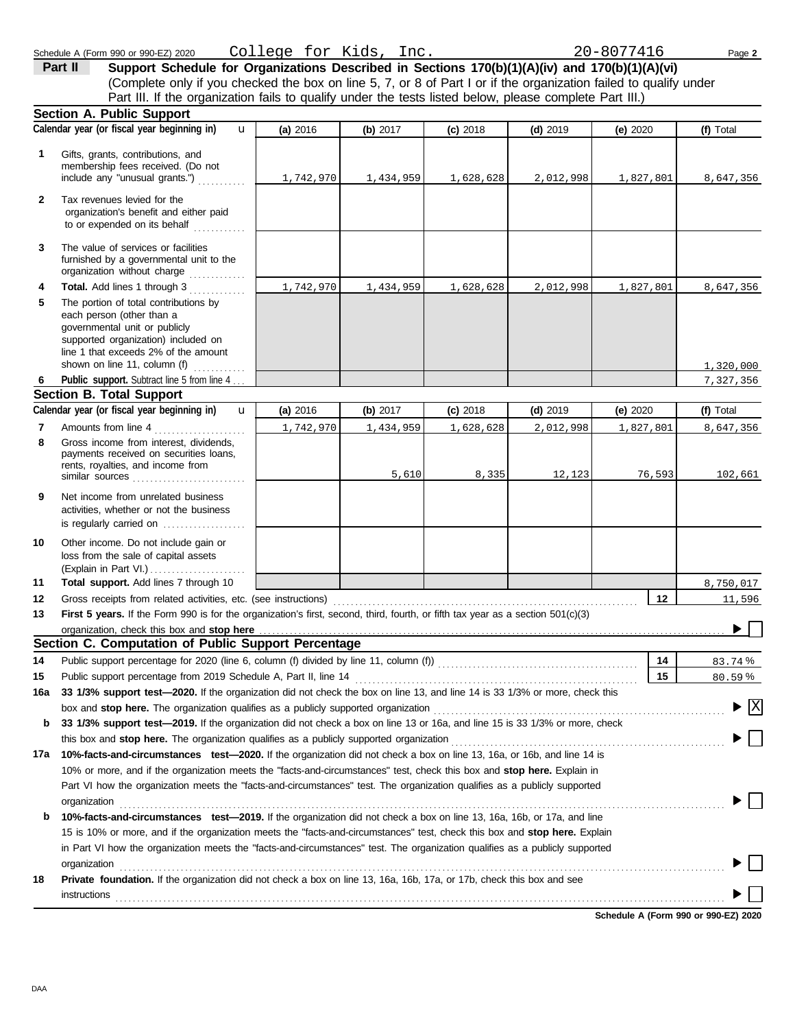Schedule A (Form 990 or 990-EZ) 2020 College for Kids, Inc. 20-8077416

**Part II** **Support Schedule for Organizations Described in Sections 170(b)(1)(A)(iv) and 170(b)(1)(A)(vi)**
(Complete only if you checked the box on line 5, 7, or 8 of Part I or if the organization failed to qualify under Part III. If the organization fails to qualify under the tests listed below, please complete Part III.)

## Section A. Public Support

| Calendar year (or fiscal year beginning in) | (a) 2016 | (b) 2017 | (c) 2018 | (d) 2019 | (e) 2020 | (f) Total |
|---|---|---|---|---|---|---|
| **1** Gifts, grants, contributions, and membership fees received. (Do not include any "unusual grants.") | 1,742,970 | 1,434,959 | 1,628,628 | 2,012,998 | 1,827,801 | 8,647,356 |
| **2** Tax revenues levied for the organization's benefit and either paid to or expended on its behalf | | | | | | |
| **3** The value of services or facilities furnished by a governmental unit to the organization without charge | | | | | | |
| **4** **Total.** Add lines 1 through 3 | 1,742,970 | 1,434,959 | 1,628,628 | 2,012,998 | 1,827,801 | 8,647,356 |
| **5** The portion of total contributions by each person (other than a governmental unit or publicly supported organization) included on line 1 that exceeds 2% of the amount shown on line 11, column (f) | | | | | | 1,320,000 |
| **6** **Public support.** Subtract line 5 from line 4 | | | | | | 7,327,356 |

## Section B. Total Support

| Calendar year (or fiscal year beginning in) | (a) 2016 | (b) 2017 | (c) 2018 | (d) 2019 | (e) 2020 | (f) Total |
|---|---|---|---|---|---|---|
| **7** Amounts from line 4 | 1,742,970 | 1,434,959 | 1,628,628 | 2,012,998 | 1,827,801 | 8,647,356 |
| **8** Gross income from interest, dividends, payments received on securities loans, rents, royalties, and income from similar sources | | 5,610 | 8,335 | 12,123 | 76,593 | 102,661 |
| **9** Net income from unrelated business activities, whether or not the business is regularly carried on | | | | | | |
| **10** Other income. Do not include gain or loss from the sale of capital assets (Explain in Part VI.) | | | | | | |
| **11** **Total support.** Add lines 7 through 10 | | | | | | 8,750,017 |

**12** Gross receipts from related activities, etc. (see instructions) — **12** — 11,596

**13** **First 5 years.** If the Form 990 is for the organization's first, second, third, fourth, or fifth tax year as a section 501(c)(3) organization, check this box and **stop here** ☐

## Section C. Computation of Public Support Percentage

**14** Public support percentage for 2020 (line 6, column (f) divided by line 11, column (f)) — **14** — 83.74 %

**15** Public support percentage from 2019 Schedule A, Part II, line 14 — **15** — 80.59 %

**16a** **33 1/3% support test—2020.** If the organization did not check the box on line 13, and line 14 is 33 1/3% or more, check this box and **stop here.** The organization qualifies as a publicly supported organization ☒

**b** **33 1/3% support test—2019.** If the organization did not check a box on line 13 or 16a, and line 15 is 33 1/3% or more, check this box and **stop here.** The organization qualifies as a publicly supported organization ☐

**17a** **10%-facts-and-circumstances test—2020.** If the organization did not check a box on line 13, 16a, or 16b, and line 14 is 10% or more, and if the organization meets the "facts-and-circumstances" test, check this box and **stop here.** Explain in Part VI how the organization meets the "facts-and-circumstances" test. The organization qualifies as a publicly supported organization ☐

**b** **10%-facts-and-circumstances test—2019.** If the organization did not check a box on line 13, 16a, 16b, or 17a, and line 15 is 10% or more, and if the organization meets the "facts-and-circumstances" test, check this box and **stop here.** Explain in Part VI how the organization meets the "facts-and-circumstances" test. The organization qualifies as a publicly supported organization ☐

**18** **Private foundation.** If the organization did not check a box on line 13, 16a, 16b, 17a, or 17b, check this box and see instructions ☐

**Schedule A (Form 990 or 990-EZ) 2020**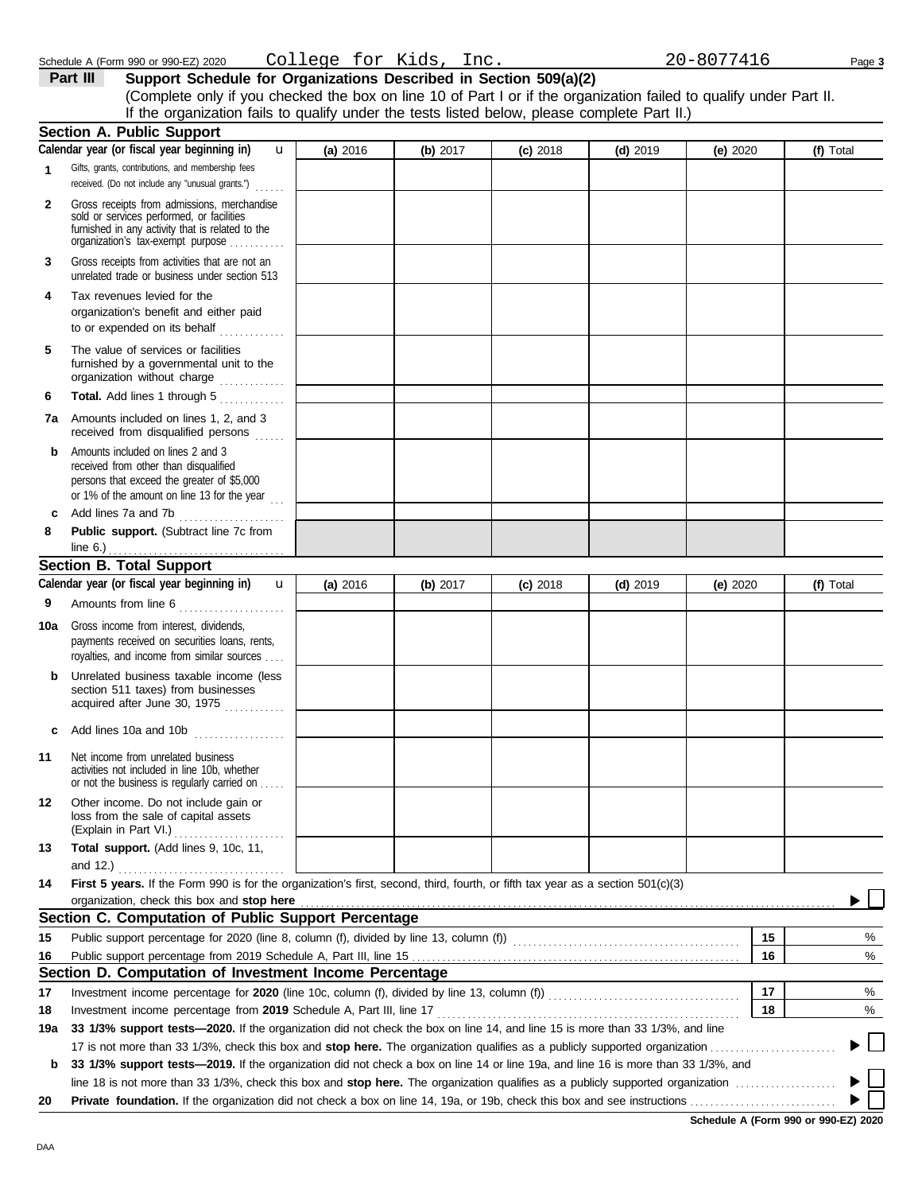Schedule A (Form 990 or 990-EZ) 2020 College for Kids, Inc. 20-8077416

## Part III Support Schedule for Organizations Described in Section 509(a)(2)

(Complete only if you checked the box on line 10 of Part I or if the organization failed to qualify under Part II. If the organization fails to qualify under the tests listed below, please complete Part II.)

### Section A. Public Support

| Calendar year (or fiscal year beginning in) | (a) 2016 | (b) 2017 | (c) 2018 | (d) 2019 | (e) 2020 | (f) Total |
|---|---|---|---|---|---|---|
| 1 Gifts, grants, contributions, and membership fees received. (Do not include any "unusual grants.") | | | | | | |
| 2 Gross receipts from admissions, merchandise sold or services performed, or facilities furnished in any activity that is related to the organization's tax-exempt purpose | | | | | | |
| 3 Gross receipts from activities that are not an unrelated trade or business under section 513 | | | | | | |
| 4 Tax revenues levied for the organization's benefit and either paid to or expended on its behalf | | | | | | |
| 5 The value of services or facilities furnished by a governmental unit to the organization without charge | | | | | | |
| 6 **Total.** Add lines 1 through 5 | | | | | | |
| 7a Amounts included on lines 1, 2, and 3 received from disqualified persons | | | | | | |
| b Amounts included on lines 2 and 3 received from other than disqualified persons that exceed the greater of $5,000 or 1% of the amount on line 13 for the year | | | | | | |
| c Add lines 7a and 7b | | | | | | |
| 8 **Public support.** (Subtract line 7c from line 6.) | | | | | | |

### Section B. Total Support

| Calendar year (or fiscal year beginning in) | (a) 2016 | (b) 2017 | (c) 2018 | (d) 2019 | (e) 2020 | (f) Total |
|---|---|---|---|---|---|---|
| 9 Amounts from line 6 | | | | | | |
| 10a Gross income from interest, dividends, payments received on securities loans, rents, royalties, and income from similar sources | | | | | | |
| b Unrelated business taxable income (less section 511 taxes) from businesses acquired after June 30, 1975 | | | | | | |
| c Add lines 10a and 10b | | | | | | |
| 11 Net income from unrelated business activities not included in line 10b, whether or not the business is regularly carried on | | | | | | |
| 12 Other income. Do not include gain or loss from the sale of capital assets (Explain in Part VI.) | | | | | | |
| 13 **Total support.** (Add lines 9, 10c, 11, and 12.) | | | | | | |

**14 First 5 years.** If the Form 990 is for the organization's first, second, third, fourth, or fifth tax year as a section 501(c)(3) organization, check this box and **stop here** ☐

### Section C. Computation of Public Support Percentage

| | | | |
|---|---|---|---|
| 15 | Public support percentage for 2020 (line 8, column (f), divided by line 13, column (f)) | 15 | % |
| 16 | Public support percentage from 2019 Schedule A, Part III, line 15 | 16 | % |

### Section D. Computation of Investment Income Percentage

| | | | |
|---|---|---|---|
| 17 | Investment income percentage for **2020** (line 10c, column (f), divided by line 13, column (f)) | 17 | % |
| 18 | Investment income percentage from **2019** Schedule A, Part III, line 17 | 18 | % |

**19a 33 1/3% support tests—2020.** If the organization did not check the box on line 14, and line 15 is more than 33 1/3%, and line 17 is not more than 33 1/3%, check this box and **stop here.** The organization qualifies as a publicly supported organization ☐

**b 33 1/3% support tests—2019.** If the organization did not check a box on line 14 or line 19a, and line 16 is more than 33 1/3%, and line 18 is not more than 33 1/3%, check this box and **stop here.** The organization qualifies as a publicly supported organization ☐

**20 Private foundation.** If the organization did not check a box on line 14, 19a, or 19b, check this box and see instructions ☐

Schedule A (Form 990 or 990-EZ) 2020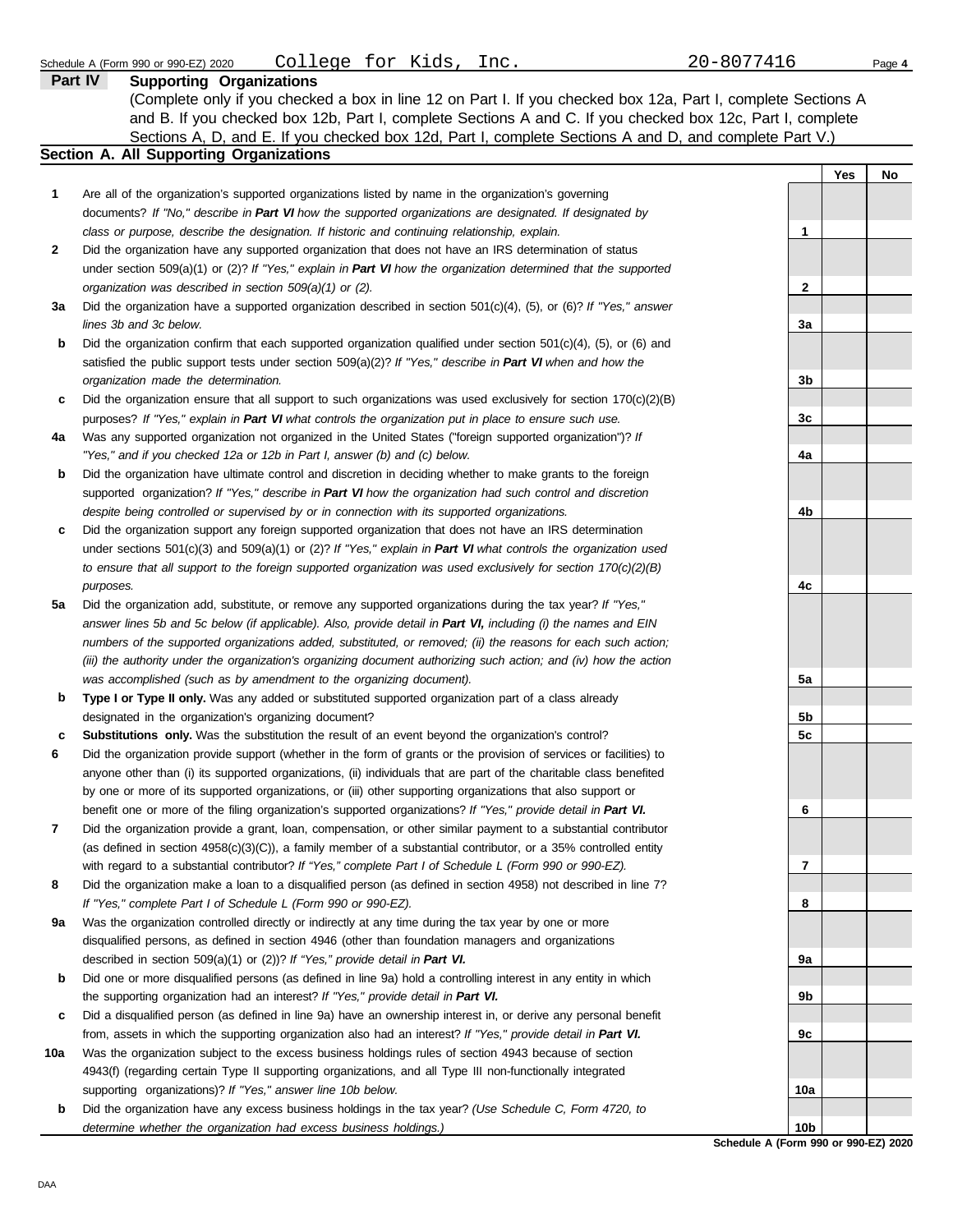Schedule A (Form 990 or 990-EZ) 2020 College for Kids, Inc. 20-8077416

## Part IV Supporting Organizations

(Complete only if you checked a box in line 12 on Part I. If you checked box 12a, Part I, complete Sections A and B. If you checked box 12b, Part I, complete Sections A and C. If you checked box 12c, Part I, complete Sections A, D, and E. If you checked box 12d, Part I, complete Sections A and D, and complete Part V.)

### Section A. All Supporting Organizations

| | | | Yes | No |
|---|---|---|---|---|
| **1** | Are all of the organization's supported organizations listed by name in the organization's governing documents? *If "No," describe in **Part VI** how the supported organizations are designated. If designated by class or purpose, describe the designation. If historic and continuing relationship, explain.* | 1 | | |
| **2** | Did the organization have any supported organization that does not have an IRS determination of status under section 509(a)(1) or (2)? *If "Yes," explain in **Part VI** how the organization determined that the supported organization was described in section 509(a)(1) or (2).* | 2 | | |
| **3a** | Did the organization have a supported organization described in section 501(c)(4), (5), or (6)? *If "Yes," answer lines 3b and 3c below.* | 3a | | |
| **b** | Did the organization confirm that each supported organization qualified under section 501(c)(4), (5), or (6) and satisfied the public support tests under section 509(a)(2)? *If "Yes," describe in **Part VI** when and how the organization made the determination.* | 3b | | |
| **c** | Did the organization ensure that all support to such organizations was used exclusively for section 170(c)(2)(B) purposes? *If "Yes," explain in **Part VI** what controls the organization put in place to ensure such use.* | 3c | | |
| **4a** | Was any supported organization not organized in the United States ("foreign supported organization")? *If "Yes," and if you checked 12a or 12b in Part I, answer (b) and (c) below.* | 4a | | |
| **b** | Did the organization have ultimate control and discretion in deciding whether to make grants to the foreign supported organization? *If "Yes," describe in **Part VI** how the organization had such control and discretion despite being controlled or supervised by or in connection with its supported organizations.* | 4b | | |
| **c** | Did the organization support any foreign supported organization that does not have an IRS determination under sections 501(c)(3) and 509(a)(1) or (2)? *If "Yes," explain in **Part VI** what controls the organization used to ensure that all support to the foreign supported organization was used exclusively for section 170(c)(2)(B) purposes.* | 4c | | |
| **5a** | Did the organization add, substitute, or remove any supported organizations during the tax year? *If "Yes," answer lines 5b and 5c below (if applicable). Also, provide detail in **Part VI,** including (i) the names and EIN numbers of the supported organizations added, substituted, or removed; (ii) the reasons for each such action; (iii) the authority under the organization's organizing document authorizing such action; and (iv) how the action was accomplished (such as by amendment to the organizing document).* | 5a | | |
| **b** | **Type I or Type II only.** Was any added or substituted supported organization part of a class already designated in the organization's organizing document? | 5b | | |
| **c** | **Substitutions only.** Was the substitution the result of an event beyond the organization's control? | 5c | | |
| **6** | Did the organization provide support (whether in the form of grants or the provision of services or facilities) to anyone other than (i) its supported organizations, (ii) individuals that are part of the charitable class benefited by one or more of its supported organizations, or (iii) other supporting organizations that also support or benefit one or more of the filing organization's supported organizations? *If "Yes," provide detail in **Part VI.*** | 6 | | |
| **7** | Did the organization provide a grant, loan, compensation, or other similar payment to a substantial contributor (as defined in section 4958(c)(3)(C)), a family member of a substantial contributor, or a 35% controlled entity with regard to a substantial contributor? *If "Yes," complete Part I of Schedule L (Form 990 or 990-EZ).* | 7 | | |
| **8** | Did the organization make a loan to a disqualified person (as defined in section 4958) not described in line 7? *If "Yes," complete Part I of Schedule L (Form 990 or 990-EZ).* | 8 | | |
| **9a** | Was the organization controlled directly or indirectly at any time during the tax year by one or more disqualified persons, as defined in section 4946 (other than foundation managers and organizations described in section 509(a)(1) or (2))? *If "Yes," provide detail in **Part VI.*** | 9a | | |
| **b** | Did one or more disqualified persons (as defined in line 9a) hold a controlling interest in any entity in which the supporting organization had an interest? *If "Yes," provide detail in **Part VI.*** | 9b | | |
| **c** | Did a disqualified person (as defined in line 9a) have an ownership interest in, or derive any personal benefit from, assets in which the supporting organization also had an interest? *If "Yes," provide detail in **Part VI.*** | 9c | | |
| **10a** | Was the organization subject to the excess business holdings rules of section 4943 because of section 4943(f) (regarding certain Type II supporting organizations, and all Type III non-functionally integrated supporting organizations)? *If "Yes," answer line 10b below.* | 10a | | |
| **b** | Did the organization have any excess business holdings in the tax year? *(Use Schedule C, Form 4720, to determine whether the organization had excess business holdings.)* | 10b | | |

**Schedule A (Form 990 or 990-EZ) 2020**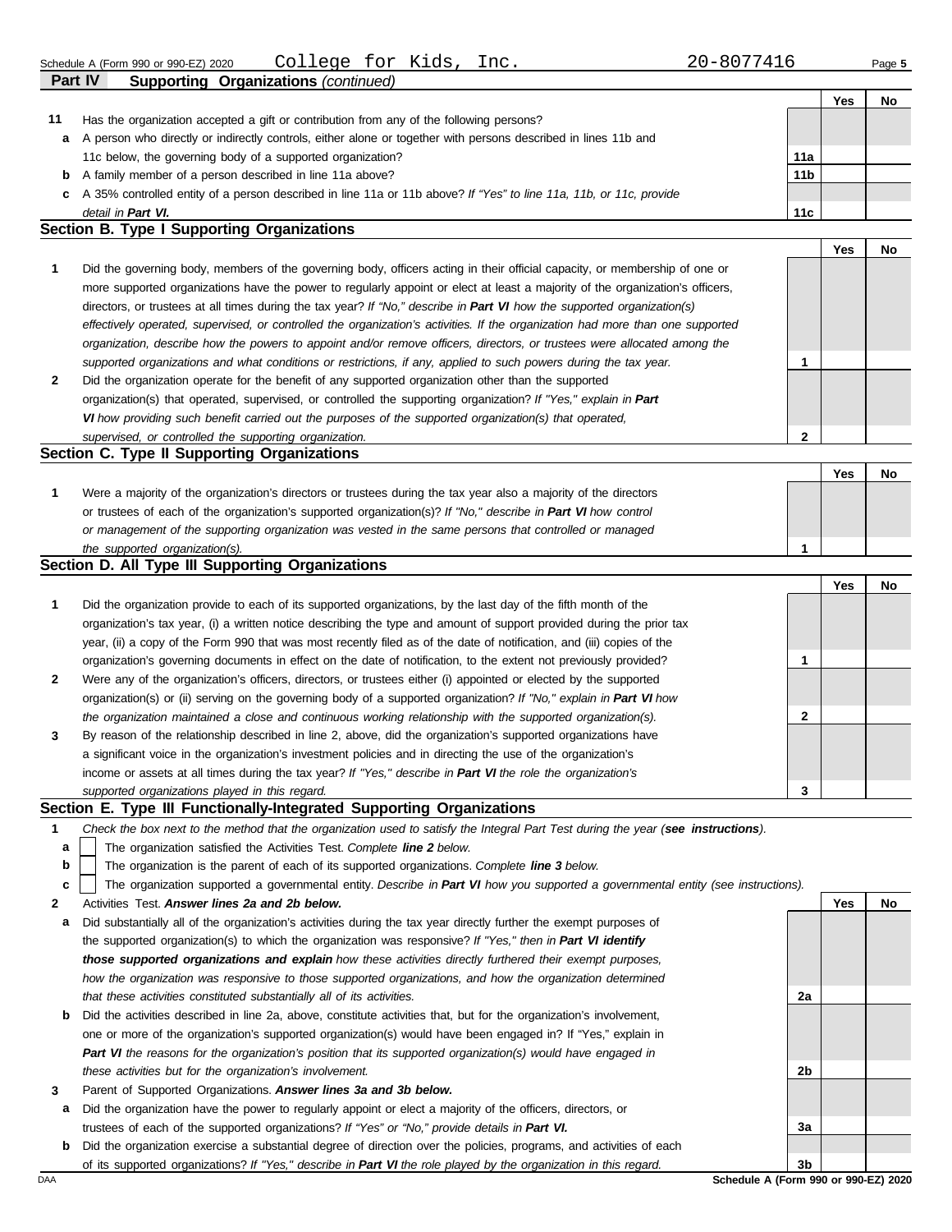Schedule A (Form 990 or 990-EZ) 2020 College for Kids, Inc. 20-8077416

## Part IV Supporting Organizations *(continued)*

| | | | Yes | No |
|---|---|---|---|---|
| **11** | Has the organization accepted a gift or contribution from any of the following persons? | | | |
| **a** | A person who directly or indirectly controls, either alone or together with persons described in lines 11b and 11c below, the governing body of a supported organization? | **11a** | | |
| **b** | A family member of a person described in line 11a above? | **11b** | | |
| **c** | A 35% controlled entity of a person described in line 11a or 11b above? *If "Yes" to line 11a, 11b, or 11c, provide detail in* ***Part VI.*** | **11c** | | |

### Section B. Type I Supporting Organizations

| | | | Yes | No |
|---|---|---|---|---|
| **1** | Did the governing body, members of the governing body, officers acting in their official capacity, or membership of one or more supported organizations have the power to regularly appoint or elect at least a majority of the organization's officers, directors, or trustees at all times during the tax year? *If "No," describe in* ***Part VI*** *how the supported organization(s) effectively operated, supervised, or controlled the organization's activities. If the organization had more than one supported organization, describe how the powers to appoint and/or remove officers, directors, or trustees were allocated among the supported organizations and what conditions or restrictions, if any, applied to such powers during the tax year.* | **1** | | |
| **2** | Did the organization operate for the benefit of any supported organization other than the supported organization(s) that operated, supervised, or controlled the supporting organization? *If "Yes," explain in* ***Part VI*** *how providing such benefit carried out the purposes of the supported organization(s) that operated, supervised, or controlled the supporting organization.* | **2** | | |

### Section C. Type II Supporting Organizations

| | | | Yes | No |
|---|---|---|---|---|
| **1** | Were a majority of the organization's directors or trustees during the tax year also a majority of the directors or trustees of each of the organization's supported organization(s)? *If "No," describe in* ***Part VI*** *how control or management of the supporting organization was vested in the same persons that controlled or managed the supported organization(s).* | **1** | | |

### Section D. All Type III Supporting Organizations

| | | | Yes | No |
|---|---|---|---|---|
| **1** | Did the organization provide to each of its supported organizations, by the last day of the fifth month of the organization's tax year, (i) a written notice describing the type and amount of support provided during the prior tax year, (ii) a copy of the Form 990 that was most recently filed as of the date of notification, and (iii) copies of the organization's governing documents in effect on the date of notification, to the extent not previously provided? | **1** | | |
| **2** | Were any of the organization's officers, directors, or trustees either (i) appointed or elected by the supported organization(s) or (ii) serving on the governing body of a supported organization? *If "No," explain in* ***Part VI*** *how the organization maintained a close and continuous working relationship with the supported organization(s).* | **2** | | |
| **3** | By reason of the relationship described in line 2, above, did the organization's supported organizations have a significant voice in the organization's investment policies and in directing the use of the organization's income or assets at all times during the tax year? *If "Yes," describe in* ***Part VI*** *the role the organization's supported organizations played in this regard.* | **3** | | |

### Section E. Type III Functionally-Integrated Supporting Organizations

**1** *Check the box next to the method that the organization used to satisfy the Integral Part Test during the year (****see instructions****).*

- **a** ☐ The organization satisfied the Activities Test. *Complete* ***line 2*** *below.*
- **b** ☐ The organization is the parent of each of its supported organizations. *Complete* ***line 3*** *below.*
- **c** ☐ The organization supported a governmental entity. *Describe in* ***Part VI*** *how you supported a governmental entity (see instructions).*

| | | | Yes | No |
|---|---|---|---|---|
| **2** | Activities Test. ***Answer lines 2a and 2b below.*** | | | |
| **a** | Did substantially all of the organization's activities during the tax year directly further the exempt purposes of the supported organization(s) to which the organization was responsive? *If "Yes," then in* ***Part VI identify those supported organizations and explain*** *how these activities directly furthered their exempt purposes, how the organization was responsive to those supported organizations, and how the organization determined that these activities constituted substantially all of its activities.* | **2a** | | |
| **b** | Did the activities described in line 2a, above, constitute activities that, but for the organization's involvement, one or more of the organization's supported organization(s) would have been engaged in? If "Yes," explain in ***Part VI*** *the reasons for the organization's position that its supported organization(s) would have engaged in these activities but for the organization's involvement.* | **2b** | | |
| **3** | Parent of Supported Organizations. ***Answer lines 3a and 3b below.*** | | | |
| **a** | Did the organization have the power to regularly appoint or elect a majority of the officers, directors, or trustees of each of the supported organizations? *If "Yes" or "No," provide details in* ***Part VI.*** | **3a** | | |
| **b** | Did the organization exercise a substantial degree of direction over the policies, programs, and activities of each of its supported organizations? *If "Yes," describe in* ***Part VI*** *the role played by the organization in this regard.* | **3b** | | |

Schedule A (Form 990 or 990-EZ) 2020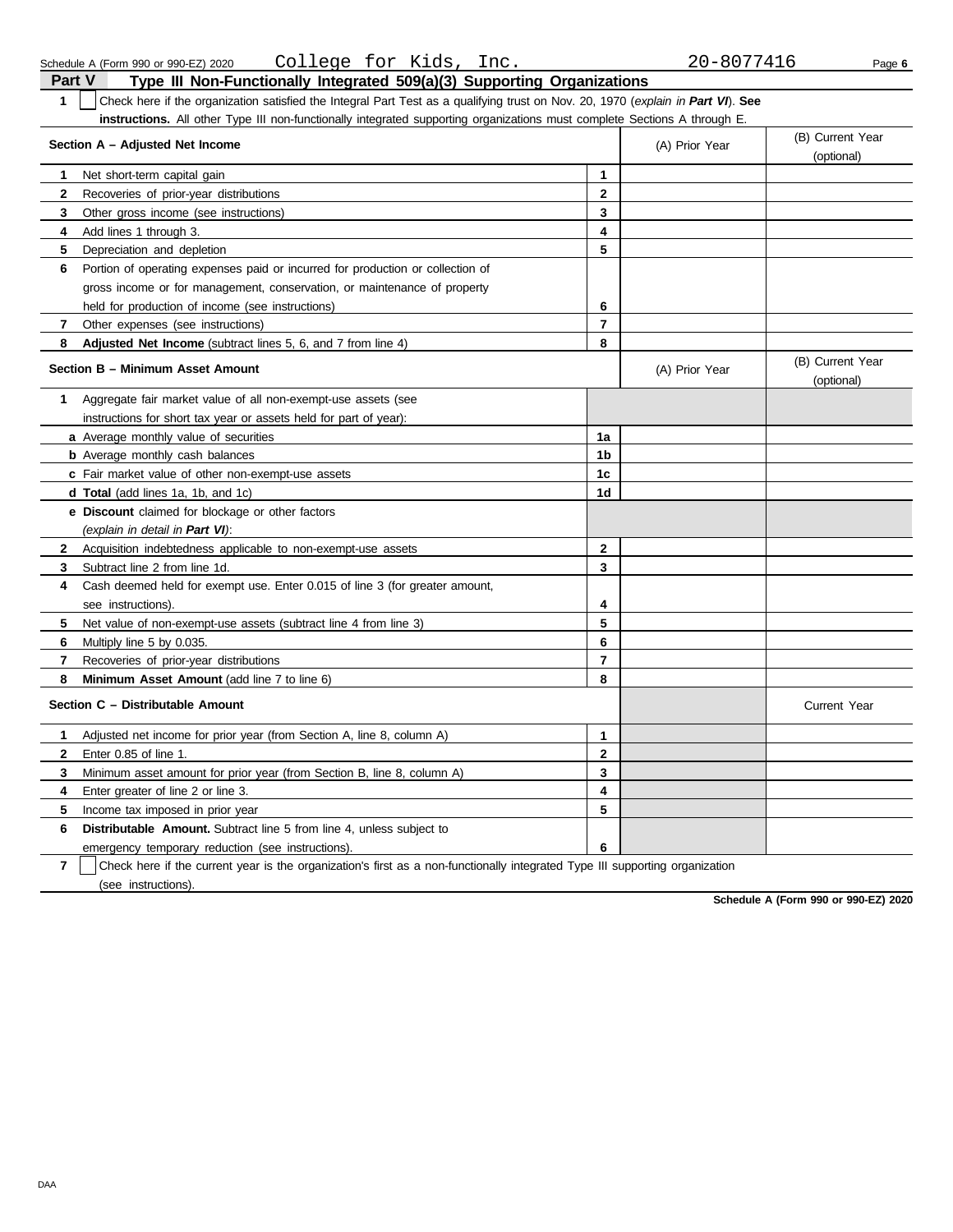Schedule A (Form 990 or 990-EZ) 2020 College for Kids, Inc. 20-8077416

## Part V Type III Non-Functionally Integrated 509(a)(3) Supporting Organizations

**1** ☐ Check here if the organization satisfied the Integral Part Test as a qualifying trust on Nov. 20, 1970 (*explain in **Part VI***). **See instructions.** All other Type III non-functionally integrated supporting organizations must complete Sections A through E.

| **Section A – Adjusted Net Income** | | (A) Prior Year | (B) Current Year (optional) |
|---|---|---|---|
| **1** Net short-term capital gain | **1** | | |
| **2** Recoveries of prior-year distributions | **2** | | |
| **3** Other gross income (see instructions) | **3** | | |
| **4** Add lines 1 through 3. | **4** | | |
| **5** Depreciation and depletion | **5** | | |
| **6** Portion of operating expenses paid or incurred for production or collection of gross income or for management, conservation, or maintenance of property held for production of income (see instructions) | **6** | | |
| **7** Other expenses (see instructions) | **7** | | |
| **8** **Adjusted Net Income** (subtract lines 5, 6, and 7 from line 4) | **8** | | |

| **Section B – Minimum Asset Amount** | | (A) Prior Year | (B) Current Year (optional) |
|---|---|---|---|
| **1** Aggregate fair market value of all non-exempt-use assets (see instructions for short tax year or assets held for part of year): | | | |
| ***a*** Average monthly value of securities | **1a** | | |
| ***b*** Average monthly cash balances | **1b** | | |
| ***c*** Fair market value of other non-exempt-use assets | **1c** | | |
| ***d*** **Total** (add lines 1a, 1b, and 1c) | **1d** | | |
| ***e*** **Discount** claimed for blockage or other factors (*explain in detail in **Part VI***): | | | |
| **2** Acquisition indebtedness applicable to non-exempt-use assets | **2** | | |
| **3** Subtract line 2 from line 1d. | **3** | | |
| **4** Cash deemed held for exempt use. Enter 0.015 of line 3 (for greater amount, see instructions). | **4** | | |
| **5** Net value of non-exempt-use assets (subtract line 4 from line 3) | **5** | | |
| **6** Multiply line 5 by 0.035. | **6** | | |
| **7** Recoveries of prior-year distributions | **7** | | |
| **8** **Minimum Asset Amount** (add line 7 to line 6) | **8** | | |

| **Section C – Distributable Amount** | | | Current Year |
|---|---|---|---|
| **1** Adjusted net income for prior year (from Section A, line 8, column A) | **1** | | |
| **2** Enter 0.85 of line 1. | **2** | | |
| **3** Minimum asset amount for prior year (from Section B, line 8, column A) | **3** | | |
| **4** Enter greater of line 2 or line 3. | **4** | | |
| **5** Income tax imposed in prior year | **5** | | |
| **6** **Distributable Amount.** Subtract line 5 from line 4, unless subject to emergency temporary reduction (see instructions). | **6** | | |

**7** ☐ Check here if the current year is the organization's first as a non-functionally integrated Type III supporting organization (see instructions).

**Schedule A (Form 990 or 990-EZ) 2020**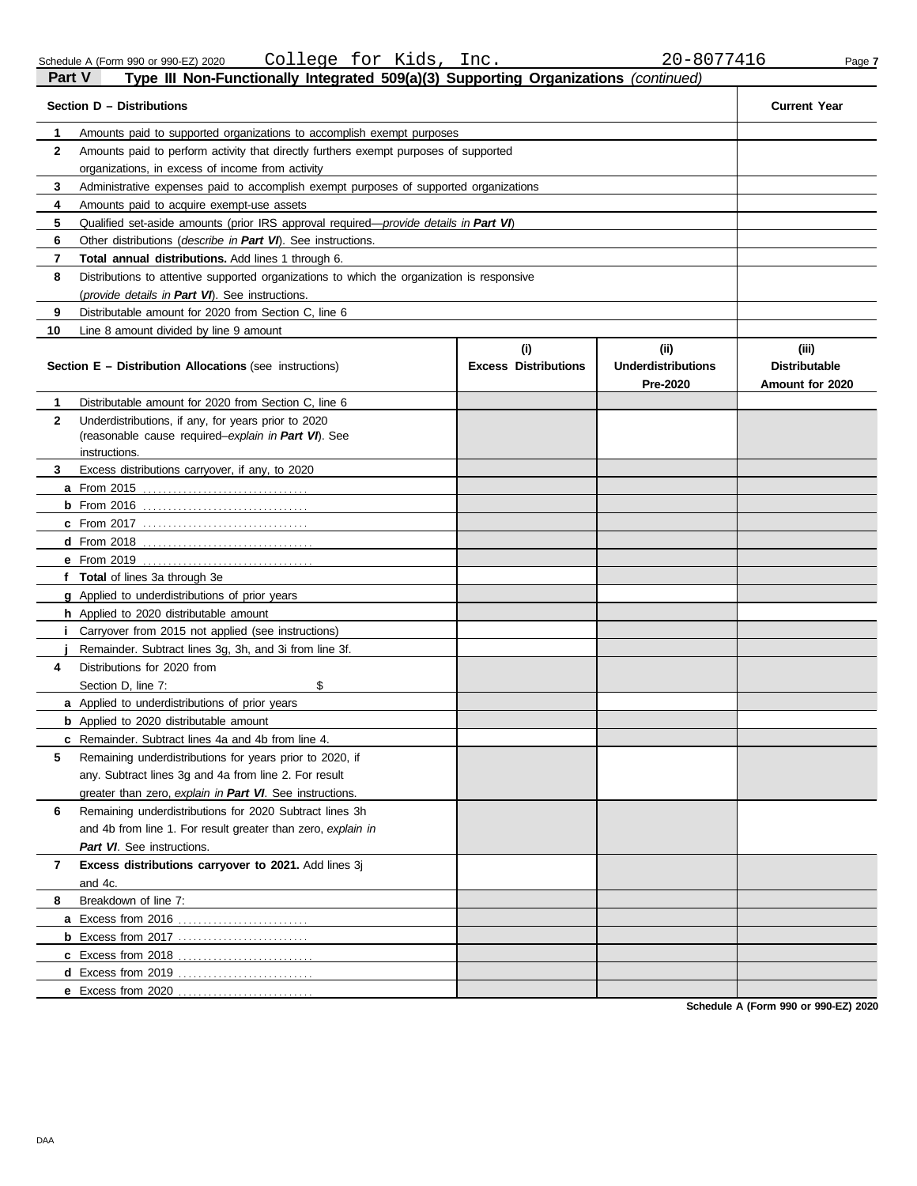Schedule A (Form 990 or 990-EZ) 2020 College for Kids, Inc. 20-8077416

## Part V Type III Non-Functionally Integrated 509(a)(3) Supporting Organizations *(continued)*

| | Section D – Distributions | Current Year |
|---|---|---|
| 1 | Amounts paid to supported organizations to accomplish exempt purposes | |
| 2 | Amounts paid to perform activity that directly furthers exempt purposes of supported organizations, in excess of income from activity | |
| 3 | Administrative expenses paid to accomplish exempt purposes of supported organizations | |
| 4 | Amounts paid to acquire exempt-use assets | |
| 5 | Qualified set-aside amounts (prior IRS approval required—*provide details in **Part VI***) | |
| 6 | Other distributions (*describe in **Part VI***). See instructions. | |
| 7 | **Total annual distributions.** Add lines 1 through 6. | |
| 8 | Distributions to attentive supported organizations to which the organization is responsive (*provide details in **Part VI***). See instructions. | |
| 9 | Distributable amount for 2020 from Section C, line 6 | |
| 10 | Line 8 amount divided by line 9 amount | |

| | Section E – Distribution Allocations (see instructions) | (i) Excess Distributions | (ii) Underdistributions Pre-2020 | (iii) Distributable Amount for 2020 |
|---|---|---|---|---|
| 1 | Distributable amount for 2020 from Section C, line 6 | | | |
| 2 | Underdistributions, if any, for years prior to 2020 (reasonable cause required–*explain in **Part VI***). See instructions. | | | |
| 3 | Excess distributions carryover, if any, to 2020 | | | |
| a | From 2015 | | | |
| b | From 2016 | | | |
| c | From 2017 | | | |
| d | From 2018 | | | |
| e | From 2019 | | | |
| f | **Total** of lines 3a through 3e | | | |
| g | Applied to underdistributions of prior years | | | |
| h | Applied to 2020 distributable amount | | | |
| i | Carryover from 2015 not applied (see instructions) | | | |
| j | Remainder. Subtract lines 3g, 3h, and 3i from line 3f. | | | |
| 4 | Distributions for 2020 from Section D, line 7: $ | | | |
| a | Applied to underdistributions of prior years | | | |
| b | Applied to 2020 distributable amount | | | |
| c | Remainder. Subtract lines 4a and 4b from line 4. | | | |
| 5 | Remaining underdistributions for years prior to 2020, if any. Subtract lines 3g and 4a from line 2. For result greater than zero, *explain in **Part VI***. See instructions. | | | |
| 6 | Remaining underdistributions for 2020 Subtract lines 3h and 4b from line 1. For result greater than zero, *explain in **Part VI***. See instructions. | | | |
| 7 | **Excess distributions carryover to 2021.** Add lines 3j and 4c. | | | |
| 8 | Breakdown of line 7: | | | |
| a | Excess from 2016 | | | |
| b | Excess from 2017 | | | |
| c | Excess from 2018 | | | |
| d | Excess from 2019 | | | |
| e | Excess from 2020 | | | |

**Schedule A (Form 990 or 990-EZ) 2020**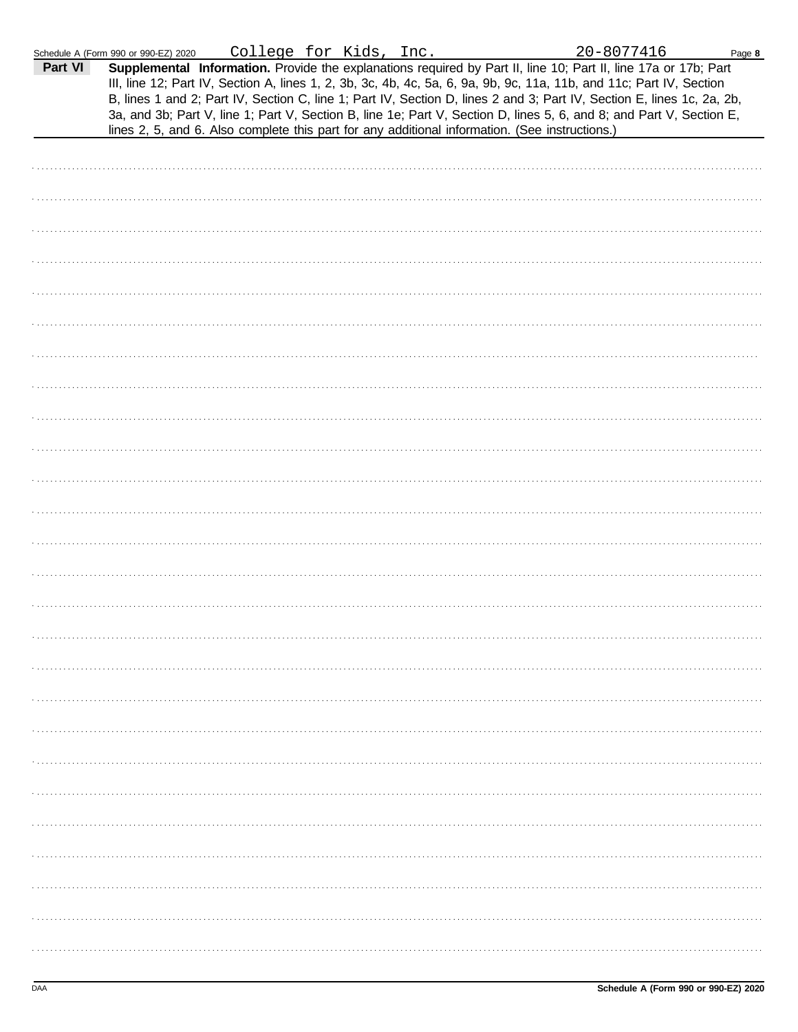Schedule A (Form 990 or 990-EZ) 2020 College for Kids, Inc. 20-8077416 Page 8

**Part VI** **Supplemental Information.** Provide the explanations required by Part II, line 10; Part II, line 17a or 17b; Part III, line 12; Part IV, Section A, lines 1, 2, 3b, 3c, 4b, 4c, 5a, 6, 9a, 9b, 9c, 11a, 11b, and 11c; Part IV, Section B, lines 1 and 2; Part IV, Section C, line 1; Part IV, Section D, lines 2 and 3; Part IV, Section E, lines 1c, 2a, 2b, 3a, and 3b; Part V, line 1; Part V, Section B, line 1e; Part V, Section D, lines 5, 6, and 8; and Part V, Section E, lines 2, 5, and 6. Also complete this part for any additional information. (See instructions.)

DAA Schedule A (Form 990 or 990-EZ) 2020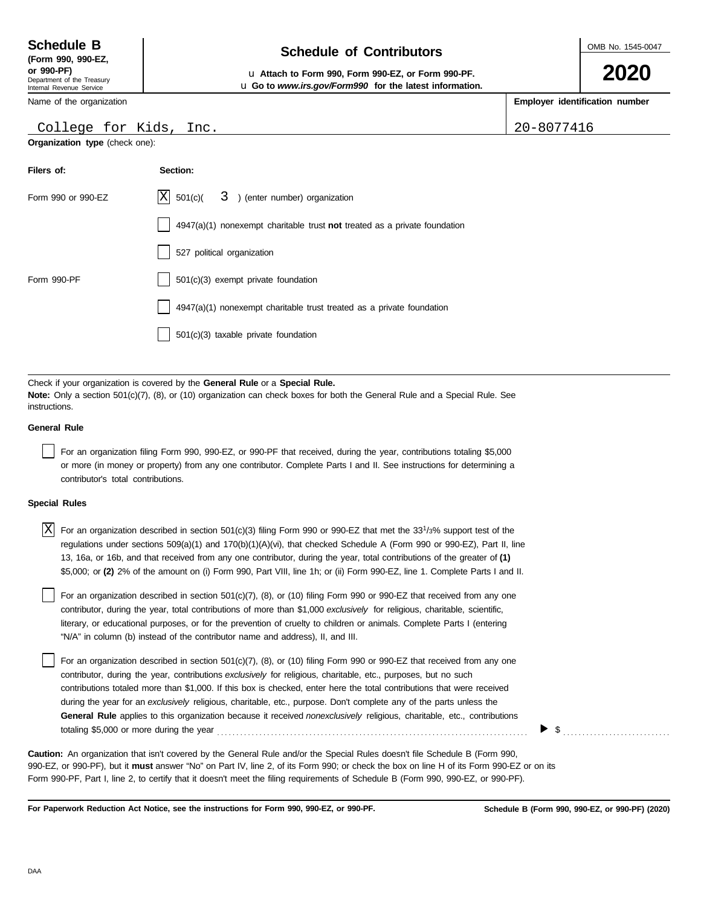**Schedule B**
**(Form 990, 990-EZ, or 990-PF)**
Department of the Treasury
Internal Revenue Service

# Schedule of Contributors

u **Attach to Form 990, Form 990-EZ, or Form 990-PF.**
u **Go to *www.irs.gov/Form990* for the latest information.**

OMB No. 1545-0047

**2020**

| Name of the organization | Employer identification number |
|---|---|
| College for Kids, Inc. | 20-8077416 |

**Organization type** (check one):

| Filers of: | Section: |
|---|---|
| Form 990 or 990-EZ | [X] 501(c)( 3 ) (enter number) organization |
| | [ ] 4947(a)(1) nonexempt charitable trust **not** treated as a private foundation |
| | [ ] 527 political organization |
| Form 990-PF | [ ] 501(c)(3) exempt private foundation |
| | [ ] 4947(a)(1) nonexempt charitable trust treated as a private foundation |
| | [ ] 501(c)(3) taxable private foundation |

Check if your organization is covered by the **General Rule** or a **Special Rule.**
**Note:** Only a section 501(c)(7), (8), or (10) organization can check boxes for both the General Rule and a Special Rule. See instructions.

**General Rule**

[ ] For an organization filing Form 990, 990-EZ, or 990-PF that received, during the year, contributions totaling $5,000 or more (in money or property) from any one contributor. Complete Parts I and II. See instructions for determining a contributor's total contributions.

**Special Rules**

[X] For an organization described in section 501(c)(3) filing Form 990 or 990-EZ that met the 33 1/3% support test of the regulations under sections 509(a)(1) and 170(b)(1)(A)(vi), that checked Schedule A (Form 990 or 990-EZ), Part II, line 13, 16a, or 16b, and that received from any one contributor, during the year, total contributions of the greater of **(1)** $5,000; or **(2)** 2% of the amount on (i) Form 990, Part VIII, line 1h; or (ii) Form 990-EZ, line 1. Complete Parts I and II.

[ ] For an organization described in section 501(c)(7), (8), or (10) filing Form 990 or 990-EZ that received from any one contributor, during the year, total contributions of more than $1,000 *exclusively* for religious, charitable, scientific, literary, or educational purposes, or for the prevention of cruelty to children or animals. Complete Parts I (entering "N/A" in column (b) instead of the contributor name and address), II, and III.

[ ] For an organization described in section 501(c)(7), (8), or (10) filing Form 990 or 990-EZ that received from any one contributor, during the year, contributions *exclusively* for religious, charitable, etc., purposes, but no such contributions totaled more than $1,000. If this box is checked, enter here the total contributions that were received during the year for an *exclusively* religious, charitable, etc., purpose. Don't complete any of the parts unless the **General Rule** applies to this organization because it received *nonexclusively* religious, charitable, etc., contributions totaling $5,000 or more during the year . . . . . . . . . . ▶ $ . . . . . . . . . .

**Caution:** An organization that isn't covered by the General Rule and/or the Special Rules doesn't file Schedule B (Form 990, 990-EZ, or 990-PF), but it **must** answer "No" on Part IV, line 2, of its Form 990; or check the box on line H of its Form 990-EZ or on its Form 990-PF, Part I, line 2, to certify that it doesn't meet the filing requirements of Schedule B (Form 990, 990-EZ, or 990-PF).

**For Paperwork Reduction Act Notice, see the instructions for Form 990, 990-EZ, or 990-PF.** **Schedule B (Form 990, 990-EZ, or 990-PF) (2020)**

DAA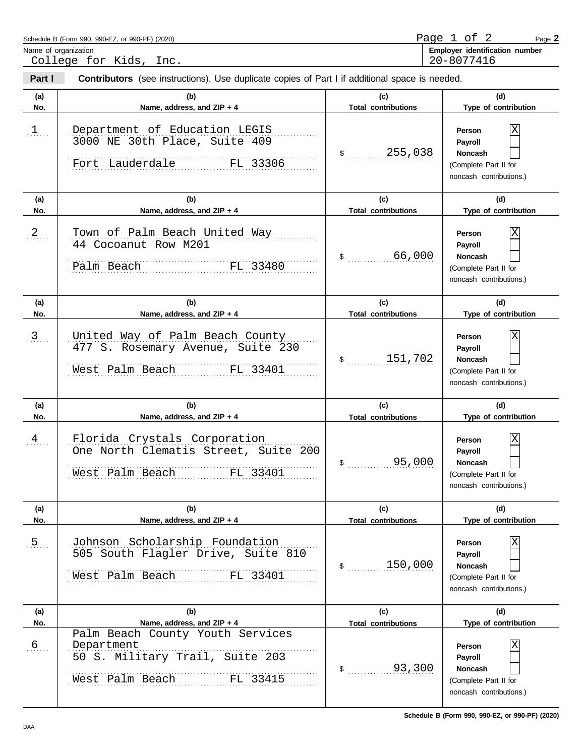Schedule B (Form 990, 990-EZ, or 990-PF) (2020)

Name of organization: College for Kids, Inc.

Employer identification number: 20-8077416

## Part I — Contributors (see instructions). Use duplicate copies of Part I if additional space is needed.

| (a) No. | (b) Name, address, and ZIP + 4 | (c) Total contributions | (d) Type of contribution |
|---|---|---|---|
| 1 | Department of Education LEGIS<br>3000 NE 30th Place, Suite 409<br>Fort Lauderdale FL 33306 | $ 255,038 | Person [X]<br>Payroll [ ]<br>Noncash [ ]<br>(Complete Part II for noncash contributions.) |
| 2 | Town of Palm Beach United Way<br>44 Cocoanut Row M201<br>Palm Beach FL 33480 | $ 66,000 | Person [X]<br>Payroll [ ]<br>Noncash [ ]<br>(Complete Part II for noncash contributions.) |
| 3 | United Way of Palm Beach County<br>477 S. Rosemary Avenue, Suite 230<br>West Palm Beach FL 33401 | $ 151,702 | Person [X]<br>Payroll [ ]<br>Noncash [ ]<br>(Complete Part II for noncash contributions.) |
| 4 | Florida Crystals Corporation<br>One North Clematis Street, Suite 200<br>West Palm Beach FL 33401 | $ 95,000 | Person [X]<br>Payroll [ ]<br>Noncash [ ]<br>(Complete Part II for noncash contributions.) |
| 5 | Johnson Scholarship Foundation<br>505 South Flagler Drive, Suite 810<br>West Palm Beach FL 33401 | $ 150,000 | Person [X]<br>Payroll [ ]<br>Noncash [ ]<br>(Complete Part II for noncash contributions.) |
| 6 | Palm Beach County Youth Services Department<br>50 S. Military Trail, Suite 203<br>West Palm Beach FL 33415 | $ 93,300 | Person [X]<br>Payroll [ ]<br>Noncash [ ]<br>(Complete Part II for noncash contributions.) |

DAA

Schedule B (Form 990, 990-EZ, or 990-PF) (2020)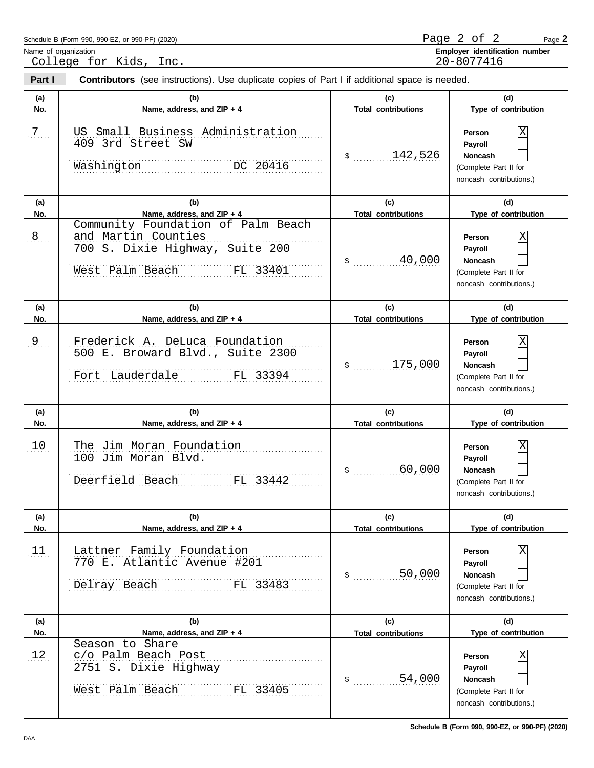Schedule B (Form 990, 990-EZ, or 990-PF) (2020)

Name of organization: College for Kids, Inc.

**Employer identification number:** 20-8077416

**Part I** **Contributors** (see instructions). Use duplicate copies of Part I if additional space is needed.

| (a) No. | (b) Name, address, and ZIP + 4 | (c) Total contributions | (d) Type of contribution |
|---|---|---|---|
| 7 | US Small Business Administration<br>409 3rd Street SW<br>Washington DC 20416 | $ 142,526 | Person [X]<br>Payroll [ ]<br>Noncash [ ]<br>(Complete Part II for noncash contributions.) |
| 8 | Community Foundation of Palm Beach and Martin Counties<br>700 S. Dixie Highway, Suite 200<br>West Palm Beach FL 33401 | $ 40,000 | Person [X]<br>Payroll [ ]<br>Noncash [ ]<br>(Complete Part II for noncash contributions.) |
| 9 | Frederick A. DeLuca Foundation<br>500 E. Broward Blvd., Suite 2300<br>Fort Lauderdale FL 33394 | $ 175,000 | Person [X]<br>Payroll [ ]<br>Noncash [ ]<br>(Complete Part II for noncash contributions.) |
| 10 | The Jim Moran Foundation<br>100 Jim Moran Blvd.<br>Deerfield Beach FL 33442 | $ 60,000 | Person [X]<br>Payroll [ ]<br>Noncash [ ]<br>(Complete Part II for noncash contributions.) |
| 11 | Lattner Family Foundation<br>770 E. Atlantic Avenue #201<br>Delray Beach FL 33483 | $ 50,000 | Person [X]<br>Payroll [ ]<br>Noncash [ ]<br>(Complete Part II for noncash contributions.) |
| 12 | Season to Share<br>c/o Palm Beach Post<br>2751 S. Dixie Highway<br>West Palm Beach FL 33405 | $ 54,000 | Person [X]<br>Payroll [ ]<br>Noncash [ ]<br>(Complete Part II for noncash contributions.) |

Schedule B (Form 990, 990-EZ, or 990-PF) (2020)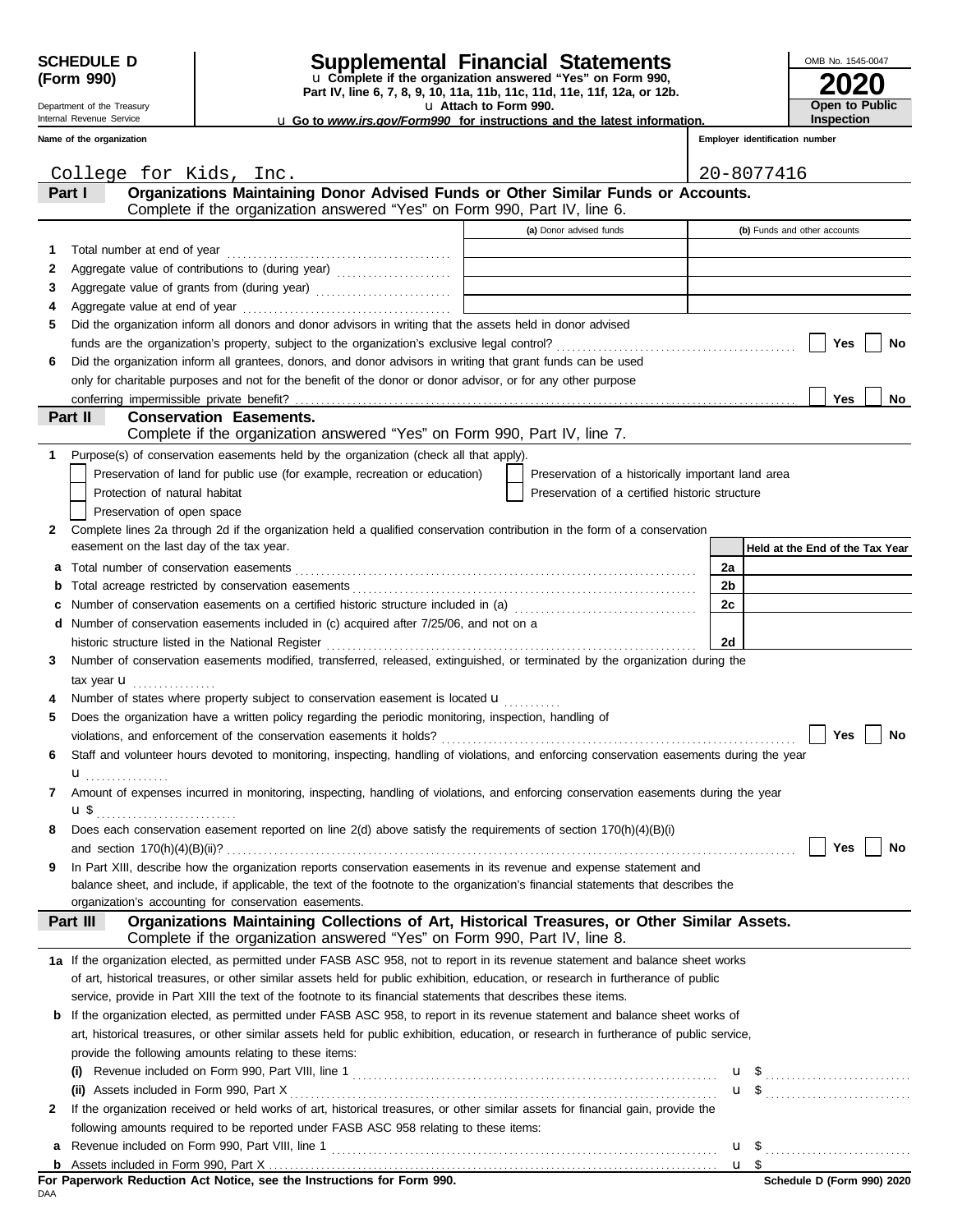**SCHEDULE D (Form 990)**

Department of the Treasury
Internal Revenue Service

# Supplemental Financial Statements

u Complete if the organization answered "Yes" on Form 990, Part IV, line 6, 7, 8, 9, 10, 11a, 11b, 11c, 11d, 11e, 11f, 12a, or 12b.

u Attach to Form 990.

u Go to *www.irs.gov/Form990* for instructions and the latest information.

OMB No. 1545-0047

**2020**

**Open to Public Inspection**

**Name of the organization:** College for Kids, Inc.

**Employer identification number:** 20-8077416

## Part I — Organizations Maintaining Donor Advised Funds or Other Similar Funds or Accounts.
Complete if the organization answered "Yes" on Form 990, Part IV, line 6.

| | | (a) Donor advised funds | (b) Funds and other accounts |
|---|---|---|---|
| 1 | Total number at end of year | | |
| 2 | Aggregate value of contributions to (during year) | | |
| 3 | Aggregate value of grants from (during year) | | |
| 4 | Aggregate value at end of year | | |

5 Did the organization inform all donors and donor advisors in writing that the assets held in donor advised funds are the organization's property, subject to the organization's exclusive legal control? ☐ Yes ☐ No

6 Did the organization inform all grantees, donors, and donor advisors in writing that grant funds can be used only for charitable purposes and not for the benefit of the donor or donor advisor, or for any other purpose conferring impermissible private benefit? ☐ Yes ☐ No

## Part II — Conservation Easements.
Complete if the organization answered "Yes" on Form 990, Part IV, line 7.

1 Purpose(s) of conservation easements held by the organization (check all that apply).

- ☐ Preservation of land for public use (for example, recreation or education)
- ☐ Preservation of a historically important land area
- ☐ Protection of natural habitat
- ☐ Preservation of a certified historic structure
- ☐ Preservation of open space

2 Complete lines 2a through 2d if the organization held a qualified conservation contribution in the form of a conservation easement on the last day of the tax year.

| | | | Held at the End of the Tax Year |
|---|---|---|---|
| a | Total number of conservation easements | 2a | |
| b | Total acreage restricted by conservation easements | 2b | |
| c | Number of conservation easements on a certified historic structure included in (a) | 2c | |
| d | Number of conservation easements included in (c) acquired after 7/25/06, and not on a historic structure listed in the National Register | 2d | |

3 Number of conservation easements modified, transferred, released, extinguished, or terminated by the organization during the tax year u

4 Number of states where property subject to conservation easement is located u

5 Does the organization have a written policy regarding the periodic monitoring, inspection, handling of violations, and enforcement of the conservation easements it holds? ☐ Yes ☐ No

6 Staff and volunteer hours devoted to monitoring, inspecting, handling of violations, and enforcing conservation easements during the year u

7 Amount of expenses incurred in monitoring, inspecting, handling of violations, and enforcing conservation easements during the year u $

8 Does each conservation easement reported on line 2(d) above satisfy the requirements of section 170(h)(4)(B)(i) and section 170(h)(4)(B)(ii)? ☐ Yes ☐ No

9 In Part XIII, describe how the organization reports conservation easements in its revenue and expense statement and balance sheet, and include, if applicable, the text of the footnote to the organization's financial statements that describes the organization's accounting for conservation easements.

## Part III — Organizations Maintaining Collections of Art, Historical Treasures, or Other Similar Assets.
Complete if the organization answered "Yes" on Form 990, Part IV, line 8.

1a If the organization elected, as permitted under FASB ASC 958, not to report in its revenue statement and balance sheet works of art, historical treasures, or other similar assets held for public exhibition, education, or research in furtherance of public service, provide in Part XIII the text of the footnote to its financial statements that describes these items.

b If the organization elected, as permitted under FASB ASC 958, to report in its revenue statement and balance sheet works of art, historical treasures, or other similar assets held for public exhibition, education, or research in furtherance of public service, provide the following amounts relating to these items:

(i) Revenue included on Form 990, Part VIII, line 1 u $

(ii) Assets included in Form 990, Part X u $

2 If the organization received or held works of art, historical treasures, or other similar assets for financial gain, provide the following amounts required to be reported under FASB ASC 958 relating to these items:

a Revenue included on Form 990, Part VIII, line 1 u $

b Assets included in Form 990, Part X u $

**For Paperwork Reduction Act Notice, see the Instructions for Form 990.**

DAA

**Schedule D (Form 990) 2020**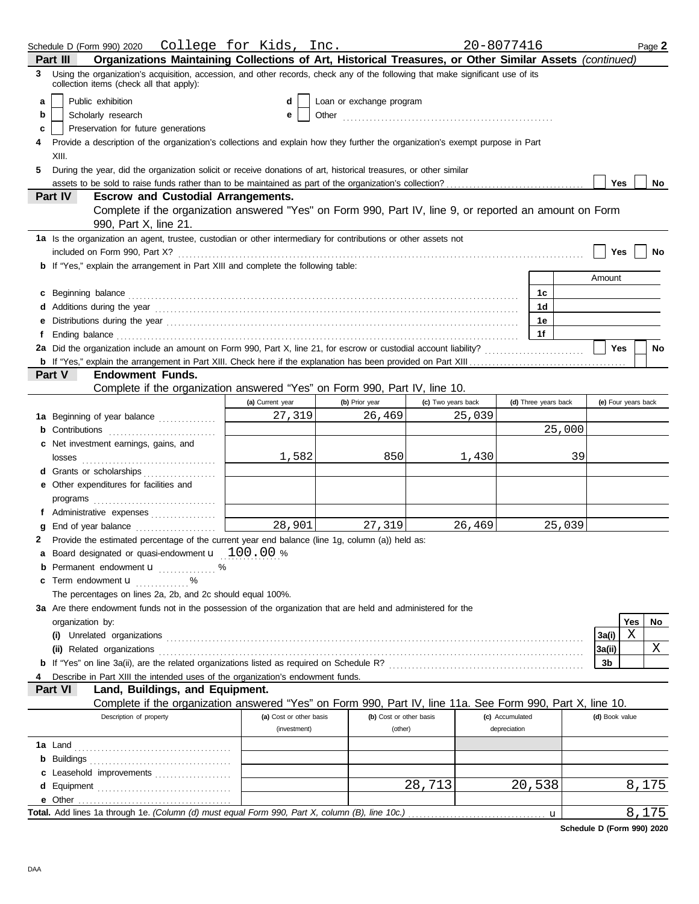Schedule D (Form 990) 2020 College for Kids, Inc. 20-8077416 Page **2**

## Part III Organizations Maintaining Collections of Art, Historical Treasures, or Other Similar Assets *(continued)*

**3** Using the organization's acquisition, accession, and other records, check any of the following that make significant use of its collection items (check all that apply):

- **a** ☐ Public exhibition
- **b** ☐ Scholarly research
- **c** ☐ Preservation for future generations
- **d** ☐ Loan or exchange program
- **e** ☐ Other

**4** Provide a description of the organization's collections and explain how they further the organization's exempt purpose in Part XIII.

**5** During the year, did the organization solicit or receive donations of art, historical treasures, or other similar assets to be sold to raise funds rather than to be maintained as part of the organization's collection? ☐ Yes ☐ No

## Part IV Escrow and Custodial Arrangements.

Complete if the organization answered "Yes" on Form 990, Part IV, line 9, or reported an amount on Form 990, Part X, line 21.

**1a** Is the organization an agent, trustee, custodian or other intermediary for contributions or other assets not included on Form 990, Part X? ☐ Yes ☐ No

**b** If "Yes," explain the arrangement in Part XIII and complete the following table:

| | | Amount |
|---|---|---|
| **c** Beginning balance | 1c | |
| **d** Additions during the year | 1d | |
| **e** Distributions during the year | 1e | |
| **f** Ending balance | 1f | |

**2a** Did the organization include an amount on Form 990, Part X, line 21, for escrow or custodial account liability? ☐ Yes ☐ No

**b** If "Yes," explain the arrangement in Part XIII. Check here if the explanation has been provided on Part XIII ☐

## Part V Endowment Funds.

Complete if the organization answered "Yes" on Form 990, Part IV, line 10.

| | (a) Current year | (b) Prior year | (c) Two years back | (d) Three years back | (e) Four years back |
|---|---|---|---|---|---|
| **1a** Beginning of year balance | 27,319 | 26,469 | 25,039 | | |
| **b** Contributions | | | | 25,000 | |
| **c** Net investment earnings, gains, and losses | 1,582 | 850 | 1,430 | 39 | |
| **d** Grants or scholarships | | | | | |
| **e** Other expenditures for facilities and programs | | | | | |
| **f** Administrative expenses | | | | | |
| **g** End of year balance | 28,901 | 27,319 | 26,469 | 25,039 | |

**2** Provide the estimated percentage of the current year end balance (line 1g, column (a)) held as:

- **a** Board designated or quasi-endowment u 100.00 %
- **b** Permanent endowment u %
- **c** Term endowment u %

The percentages on lines 2a, 2b, and 2c should equal 100%.

**3a** Are there endowment funds not in the possession of the organization that are held and administered for the organization by:

| | | Yes | No |
|---|---|---|---|
| **(i)** Unrelated organizations | 3a(i) | X | |
| **(ii)** Related organizations | 3a(ii) | | X |
| **b** If "Yes" on line 3a(ii), are the related organizations listed as required on Schedule R? | 3b | | |

**4** Describe in Part XIII the intended uses of the organization's endowment funds.

## Part VI Land, Buildings, and Equipment.

Complete if the organization answered "Yes" on Form 990, Part IV, line 11a. See Form 990, Part X, line 10.

| Description of property | (a) Cost or other basis (investment) | (b) Cost or other basis (other) | (c) Accumulated depreciation | (d) Book value |
|---|---|---|---|---|
| **1a** Land | | | | |
| **b** Buildings | | | | |
| **c** Leasehold improvements | | | | |
| **d** Equipment | | 28,713 | 20,538 | 8,175 |
| **e** Other | | | | |
| **Total.** Add lines 1a through 1e. *(Column (d) must equal Form 990, Part X, column (B), line 10c.)* u | | | | 8,175 |

**Schedule D (Form 990) 2020**

DAA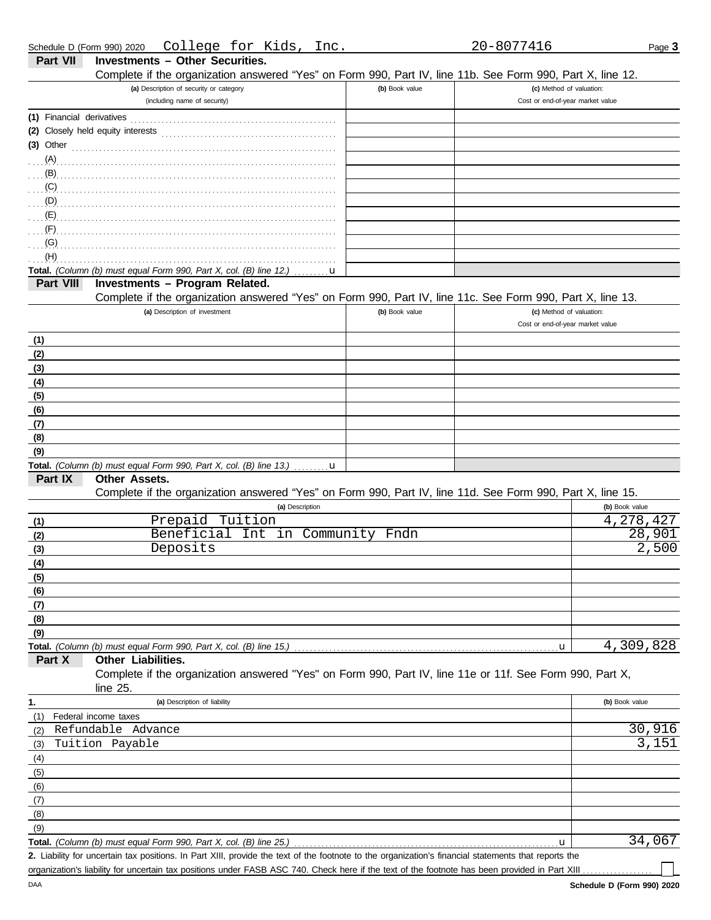Schedule D (Form 990) 2020 College for Kids, Inc. 20-8077416

## Part VII Investments – Other Securities.

Complete if the organization answered "Yes" on Form 990, Part IV, line 11b. See Form 990, Part X, line 12.

| (a) Description of security or category (including name of security) | (b) Book value | (c) Method of valuation: Cost or end-of-year market value |
|---|---|---|
| (1) Financial derivatives | | |
| (2) Closely held equity interests | | |
| (3) Other | | |
| (A) | | |
| (B) | | |
| (C) | | |
| (D) | | |
| (E) | | |
| (F) | | |
| (G) | | |
| (H) | | |
| **Total.** *(Column (b) must equal Form 990, Part X, col. (B) line 12.)* | | |

## Part VIII Investments – Program Related.

Complete if the organization answered "Yes" on Form 990, Part IV, line 11c. See Form 990, Part X, line 13.

| (a) Description of investment | (b) Book value | (c) Method of valuation: Cost or end-of-year market value |
|---|---|---|
| (1) | | |
| (2) | | |
| (3) | | |
| (4) | | |
| (5) | | |
| (6) | | |
| (7) | | |
| (8) | | |
| (9) | | |
| **Total.** *(Column (b) must equal Form 990, Part X, col. (B) line 13.)* | | |

## Part IX Other Assets.

Complete if the organization answered "Yes" on Form 990, Part IV, line 11d. See Form 990, Part X, line 15.

| | (a) Description | (b) Book value |
|---|---|---|
| (1) | Prepaid Tuition | 4,278,427 |
| (2) | Beneficial Int in Community Fndn | 28,901 |
| (3) | Deposits | 2,500 |
| (4) | | |
| (5) | | |
| (6) | | |
| (7) | | |
| (8) | | |
| (9) | | |
| **Total.** *(Column (b) must equal Form 990, Part X, col. (B) line 15.)* | | 4,309,828 |

## Part X Other Liabilities.

Complete if the organization answered "Yes" on Form 990, Part IV, line 11e or 11f. See Form 990, Part X, line 25.

| 1. | (a) Description of liability | (b) Book value |
|---|---|---|
| (1) | Federal income taxes | |
| (2) | Refundable Advance | 30,916 |
| (3) | Tuition Payable | 3,151 |
| (4) | | |
| (5) | | |
| (6) | | |
| (7) | | |
| (8) | | |
| (9) | | |
| **Total.** *(Column (b) must equal Form 990, Part X, col. (B) line 25.)* | | 34,067 |

**2.** Liability for uncertain tax positions. In Part XIII, provide the text of the footnote to the organization's financial statements that reports the organization's liability for uncertain tax positions under FASB ASC 740. Check here if the text of the footnote has been provided in Part XIII ☐

Schedule D (Form 990) 2020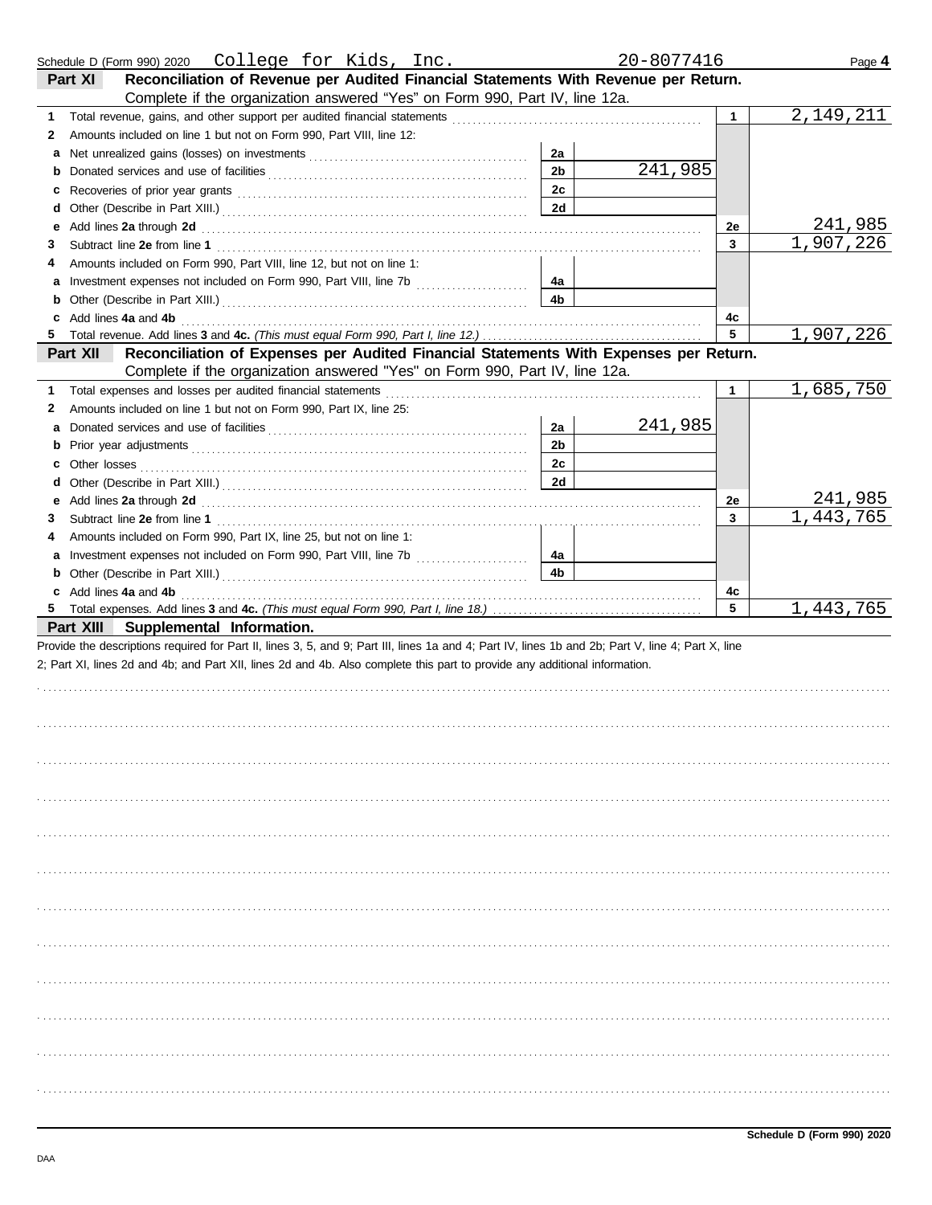Schedule D (Form 990) 2020 College for Kids, Inc. 20-8077416 Page **4**

## Part XI Reconciliation of Revenue per Audited Financial Statements With Revenue per Return.

Complete if the organization answered "Yes" on Form 990, Part IV, line 12a.

| | | | | | |
|---|---|---|---|---|---|
| **1** | Total revenue, gains, and other support per audited financial statements | | | 1 | 2,149,211 |
| **2** | Amounts included on line 1 but not on Form 990, Part VIII, line 12: | | | | |
| **a** | Net unrealized gains (losses) on investments | 2a | | | |
| **b** | Donated services and use of facilities | 2b | 241,985 | | |
| **c** | Recoveries of prior year grants | 2c | | | |
| **d** | Other (Describe in Part XIII.) | 2d | | | |
| **e** | Add lines **2a** through **2d** | | | 2e | 241,985 |
| **3** | Subtract line **2e** from line **1** | | | 3 | 1,907,226 |
| **4** | Amounts included on Form 990, Part VIII, line 12, but not on line 1: | | | | |
| **a** | Investment expenses not included on Form 990, Part VIII, line 7b | 4a | | | |
| **b** | Other (Describe in Part XIII.) | 4b | | | |
| **c** | Add lines **4a** and **4b** | | | 4c | |
| **5** | Total revenue. Add lines **3** and **4c.** *(This must equal Form 990, Part I, line 12.)* | | | 5 | 1,907,226 |

## Part XII Reconciliation of Expenses per Audited Financial Statements With Expenses per Return.

Complete if the organization answered "Yes" on Form 990, Part IV, line 12a.

| | | | | | |
|---|---|---|---|---|---|
| **1** | Total expenses and losses per audited financial statements | | | 1 | 1,685,750 |
| **2** | Amounts included on line 1 but not on Form 990, Part IX, line 25: | | | | |
| **a** | Donated services and use of facilities | 2a | 241,985 | | |
| **b** | Prior year adjustments | 2b | | | |
| **c** | Other losses | 2c | | | |
| **d** | Other (Describe in Part XIII.) | 2d | | | |
| **e** | Add lines **2a** through **2d** | | | 2e | 241,985 |
| **3** | Subtract line **2e** from line **1** | | | 3 | 1,443,765 |
| **4** | Amounts included on Form 990, Part IX, line 25, but not on line 1: | | | | |
| **a** | Investment expenses not included on Form 990, Part VIII, line 7b | 4a | | | |
| **b** | Other (Describe in Part XIII.) | 4b | | | |
| **c** | Add lines **4a** and **4b** | | | 4c | |
| **5** | Total expenses. Add lines **3** and **4c.** *(This must equal Form 990, Part I, line 18.)* | | | 5 | 1,443,765 |

## Part XIII Supplemental Information.

Provide the descriptions required for Part II, lines 3, 5, and 9; Part III, lines 1a and 4; Part IV, lines 1b and 2b; Part V, line 4; Part X, line 2; Part XI, lines 2d and 4b; and Part XII, lines 2d and 4b. Also complete this part to provide any additional information.

DAA

**Schedule D (Form 990) 2020**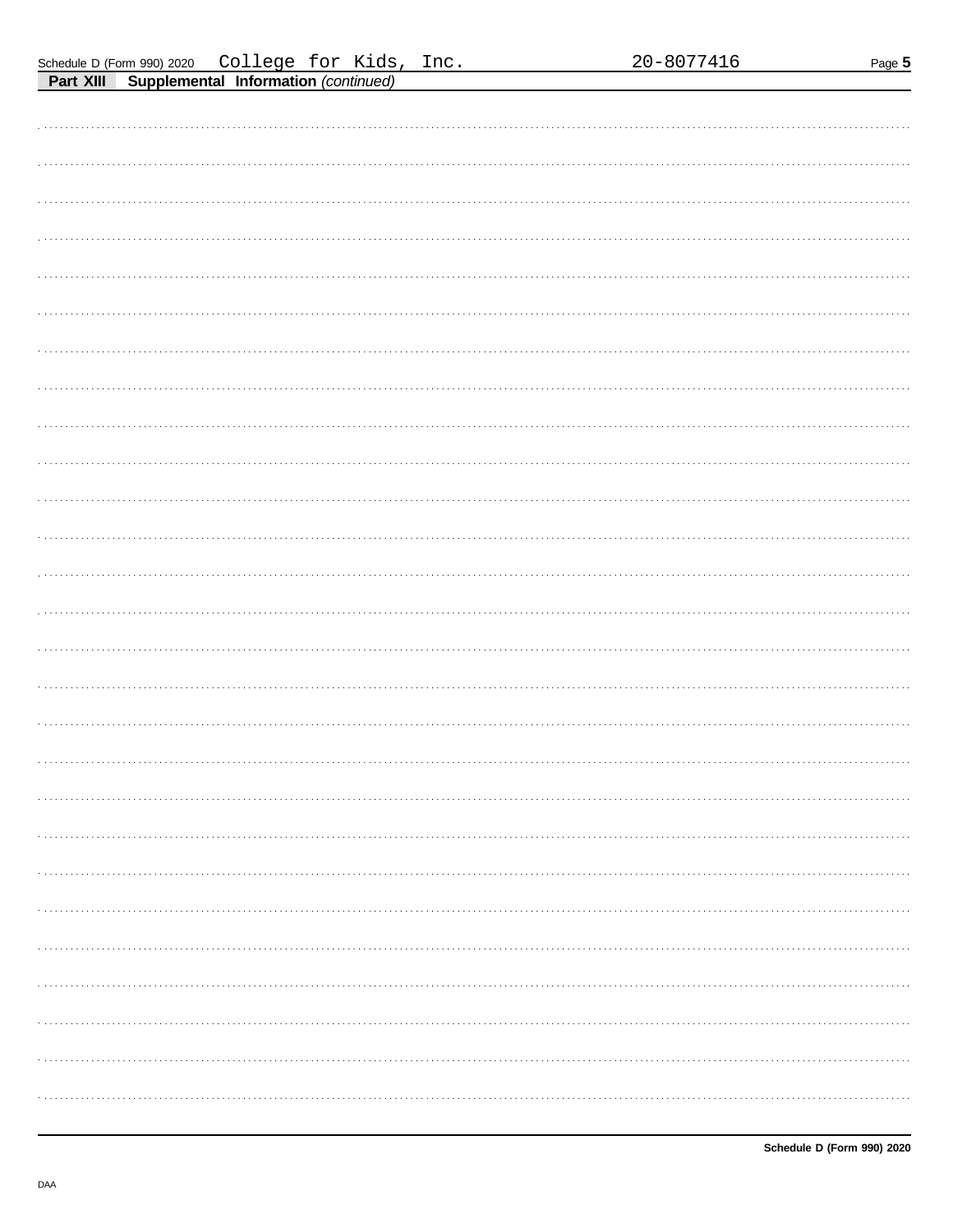Schedule D (Form 990) 2020 College for Kids, Inc. 20-8077416

**Part XIII Supplemental Information** *(continued)*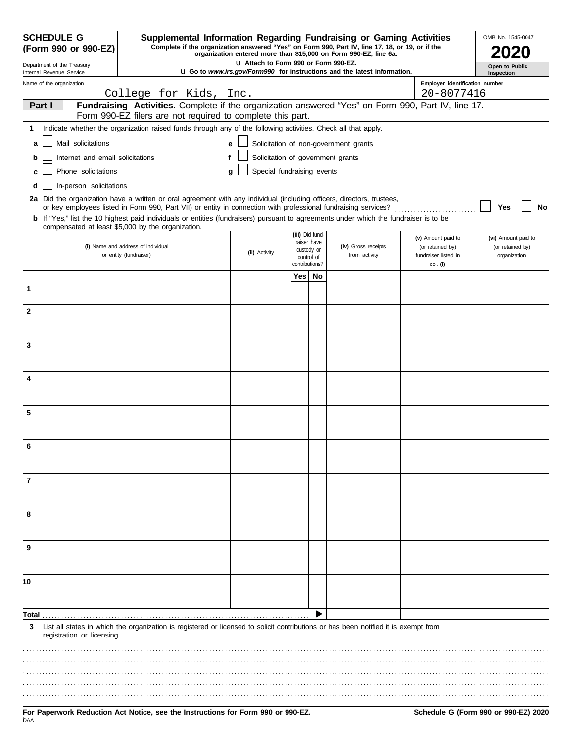**SCHEDULE G (Form 990 or 990-EZ)**

Department of the Treasury
Internal Revenue Service

# Supplemental Information Regarding Fundraising or Gaming Activities

**Complete if the organization answered "Yes" on Form 990, Part IV, line 17, 18, or 19, or if the organization entered more than $15,000 on Form 990-EZ, line 6a.**

u Attach to Form 990 or Form 990-EZ.

u Go to *www.irs.gov/Form990* for instructions and the latest information.

OMB No. 1545-0047

**2020**

**Open to Public Inspection**

Name of the organization: College for Kids, Inc.

Employer identification number: 20-8077416

**Part I** **Fundraising Activities.** Complete if the organization answered "Yes" on Form 990, Part IV, line 17. Form 990-EZ filers are not required to complete this part.

**1** Indicate whether the organization raised funds through any of the following activities. Check all that apply.

- **a** ☐ Mail solicitations
- **b** ☐ Internet and email solicitations
- **c** ☐ Phone solicitations
- **d** ☐ In-person solicitations
- **e** ☐ Solicitation of non-government grants
- **f** ☐ Solicitation of government grants
- **g** ☐ Special fundraising events

**2a** Did the organization have a written or oral agreement with any individual (including officers, directors, trustees, or key employees listed in Form 990, Part VII) or entity in connection with professional fundraising services? ☐ **Yes** ☐ **No**

**b** If "Yes," list the 10 highest paid individuals or entities (fundraisers) pursuant to agreements under which the fundraiser is to be compensated at least $5,000 by the organization.

| | (i) Name and address of individual or entity (fundraiser) | (ii) Activity | (iii) Did fundraiser have custody or control of contributions? Yes | No | (iv) Gross receipts from activity | (v) Amount paid to (or retained by) fundraiser listed in col. (i) | (vi) Amount paid to (or retained by) organization |
|---|---|---|---|---|---|---|---|
| 1 | | | | | | | |
| 2 | | | | | | | |
| 3 | | | | | | | |
| 4 | | | | | | | |
| 5 | | | | | | | |
| 6 | | | | | | | |
| 7 | | | | | | | |
| 8 | | | | | | | |
| 9 | | | | | | | |
| 10 | | | | | | | |
| **Total** | | | | ▶ | | | |

**3** List all states in which the organization is registered or licensed to solicit contributions or has been notified it is exempt from registration or licensing.

**For Paperwork Reduction Act Notice, see the Instructions for Form 990 or 990-EZ.**

**Schedule G (Form 990 or 990-EZ) 2020**

DAA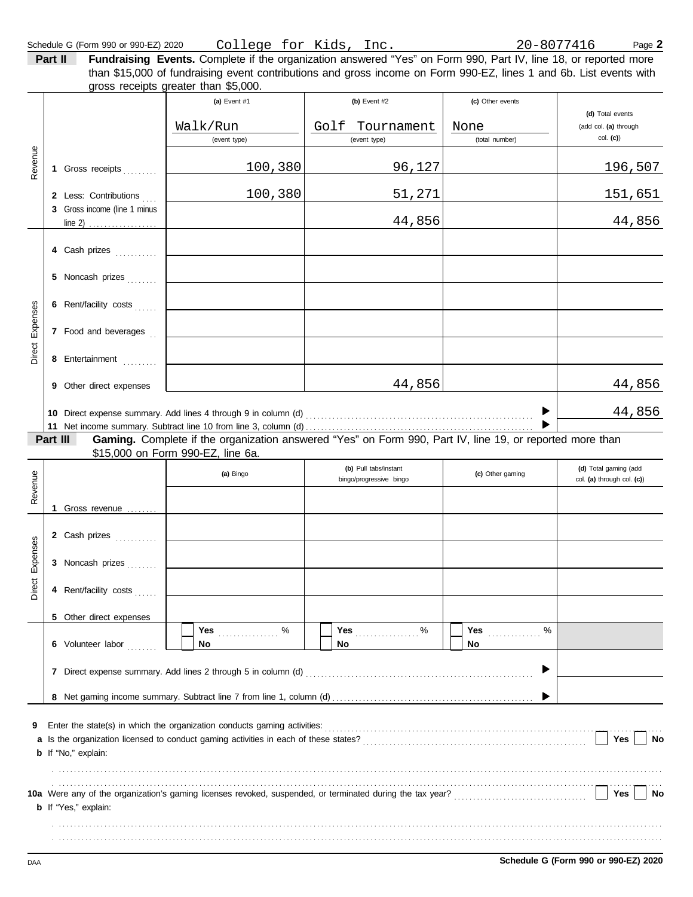Schedule G (Form 990 or 990-EZ) 2020 College for Kids, Inc. 20-8077416 Page **2**

**Part II** **Fundraising Events.** Complete if the organization answered "Yes" on Form 990, Part IV, line 18, or reported more than $15,000 of fundraising event contributions and gross income on Form 990-EZ, lines 1 and 6b. List events with gross receipts greater than $5,000.

| | | (a) Event #1 | (b) Event #2 | (c) Other events | (d) Total events (add col. (a) through col. (c)) |
|---|---|---|---|---|---|
| | | Walk/Run (event type) | Golf Tournament (event type) | None (total number) | |
| Revenue | 1 Gross receipts | 100,380 | 96,127 | | 196,507 |
| | 2 Less: Contributions | 100,380 | 51,271 | | 151,651 |
| | 3 Gross income (line 1 minus line 2) | | 44,856 | | 44,856 |
| Direct Expenses | 4 Cash prizes | | | | |
| | 5 Noncash prizes | | | | |
| | 6 Rent/facility costs | | | | |
| | 7 Food and beverages | | | | |
| | 8 Entertainment | | | | |
| | 9 Other direct expenses | | 44,856 | | 44,856 |

10 Direct expense summary. Add lines 4 through 9 in column (d) ▶ 44,856

11 Net income summary. Subtract line 10 from line 3, column (d) ▶

**Part III** **Gaming.** Complete if the organization answered "Yes" on Form 990, Part IV, line 19, or reported more than $15,000 on Form 990-EZ, line 6a.

| | | (a) Bingo | (b) Pull tabs/instant bingo/progressive bingo | (c) Other gaming | (d) Total gaming (add col. (a) through col. (c)) |
|---|---|---|---|---|---|
| Revenue | 1 Gross revenue | | | | |
| Direct Expenses | 2 Cash prizes | | | | |
| | 3 Noncash prizes | | | | |
| | 4 Rent/facility costs | | | | |
| | 5 Other direct expenses | | | | |
| | 6 Volunteer labor | Yes ____ % / No | Yes ____ % / No | Yes ____ % / No | |

7 Direct expense summary. Add lines 2 through 5 in column (d) ▶

8 Net gaming income summary. Subtract line 7 from line 1, column (d) ▶

9 Enter the state(s) in which the organization conducts gaming activities:

a Is the organization licensed to conduct gaming activities in each of these states? Yes No

b If "No," explain:

10a Were any of the organization's gaming licenses revoked, suspended, or terminated during the tax year? Yes No

b If "Yes," explain:

DAA **Schedule G (Form 990 or 990-EZ) 2020**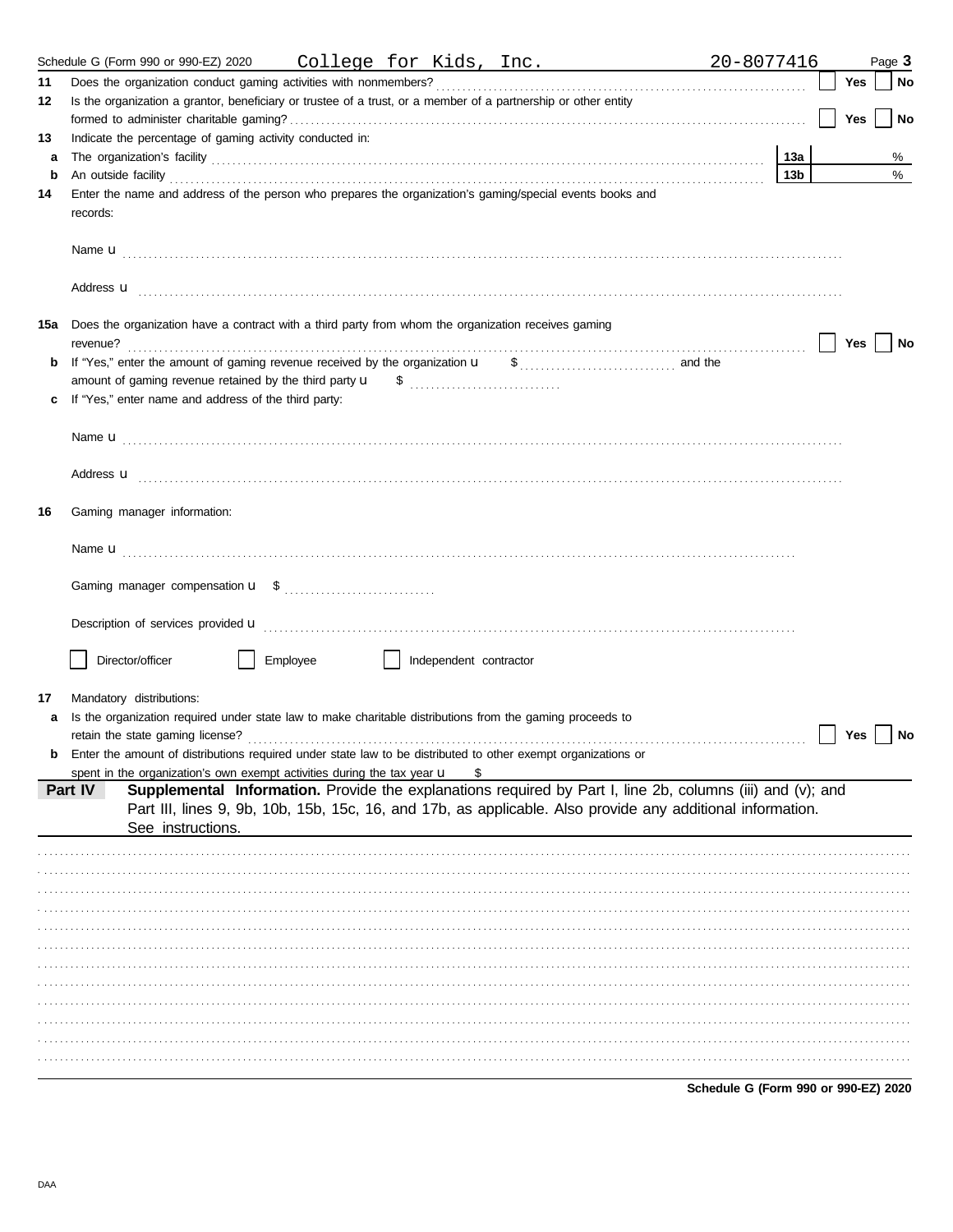Schedule G (Form 990 or 990-EZ) 2020 College for Kids, Inc. 20-8077416

**11** Does the organization conduct gaming activities with nonmembers? ☐ **Yes** ☐ **No**

**12** Is the organization a grantor, beneficiary or trustee of a trust, or a member of a partnership or other entity formed to administer charitable gaming? ☐ **Yes** ☐ **No**

**13** Indicate the percentage of gaming activity conducted in:

**a** The organization's facility **13a** %

**b** An outside facility **13b** %

**14** Enter the name and address of the person who prepares the organization's gaming/special events books and records:

Name u

Address u

**15a** Does the organization have a contract with a third party from whom the organization receives gaming revenue? ☐ **Yes** ☐ **No**

**b** If "Yes," enter the amount of gaming revenue received by the organization u $ and the amount of gaming revenue retained by the third party u $

**c** If "Yes," enter name and address of the third party:

Name u

Address u

**16** Gaming manager information:

Name u

Gaming manager compensation u $

Description of services provided u

☐ Director/officer ☐ Employee ☐ Independent contractor

**17** Mandatory distributions:

**a** Is the organization required under state law to make charitable distributions from the gaming proceeds to retain the state gaming license? ☐ **Yes** ☐ **No**

**b** Enter the amount of distributions required under state law to be distributed to other exempt organizations or spent in the organization's own exempt activities during the tax year u $

**Part IV** **Supplemental Information.** Provide the explanations required by Part I, line 2b, columns (iii) and (v); and Part III, lines 9, 9b, 10b, 15b, 15c, 16, and 17b, as applicable. Also provide any additional information. See instructions.

**Schedule G (Form 990 or 990-EZ) 2020**

DAA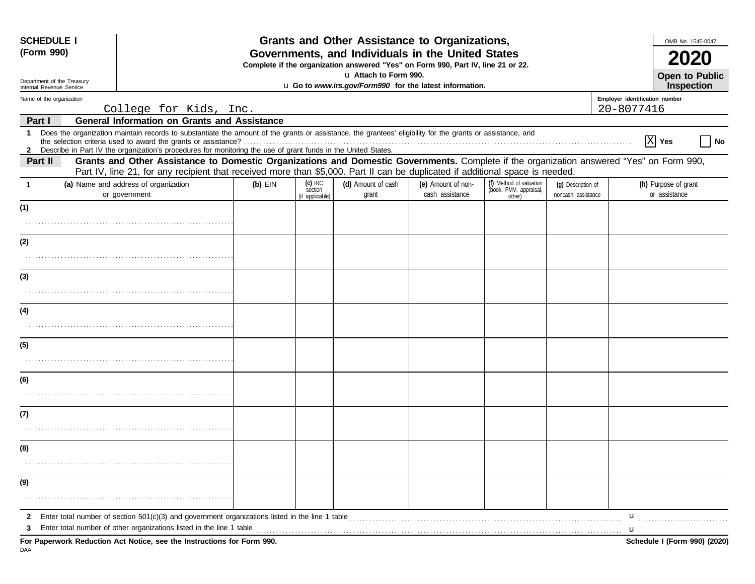**SCHEDULE I (Form 990)**

Department of the Treasury
Internal Revenue Service

# Grants and Other Assistance to Organizations, Governments, and Individuals in the United States

**Complete if the organization answered "Yes" on Form 990, Part IV, line 21 or 22.**

**u Attach to Form 990.**

**u Go to *www.irs.gov/Form990* for the latest information.**

OMB No. 1545-0047

**2020**

**Open to Public Inspection**

Name of the organization: College for Kids, Inc.

Employer identification number: 20-8077416

## Part I General Information on Grants and Assistance

1 Does the organization maintain records to substantiate the amount of the grants or assistance, the grantees' eligibility for the grants or assistance, and the selection criteria used to award the grants or assistance? . . . . . [X] Yes [ ] No

2 Describe in Part IV the organization's procedures for monitoring the use of grant funds in the United States.

## Part II Grants and Other Assistance to Domestic Organizations and Domestic Governments.

Complete if the organization answered "Yes" on Form 990, Part IV, line 21, for any recipient that received more than $5,000. Part II can be duplicated if additional space is needed.

| 1 | (a) Name and address of organization or government | (b) EIN | (c) IRC section (if applicable) | (d) Amount of cash grant | (e) Amount of non-cash assistance | (f) Method of valuation (book, FMV, appraisal, other) | (g) Description of noncash assistance | (h) Purpose of grant or assistance |
|---|---|---|---|---|---|---|---|---|
| (1) | | | | | | | | |
| (2) | | | | | | | | |
| (3) | | | | | | | | |
| (4) | | | | | | | | |
| (5) | | | | | | | | |
| (6) | | | | | | | | |
| (7) | | | | | | | | |
| (8) | | | | | | | | |
| (9) | | | | | | | | |

2 Enter total number of section 501(c)(3) and government organizations listed in the line 1 table . . . . . u

3 Enter total number of other organizations listed in the line 1 table . . . . . u

**For Paperwork Reduction Act Notice, see the Instructions for Form 990.**

DAA

**Schedule I (Form 990) (2020)**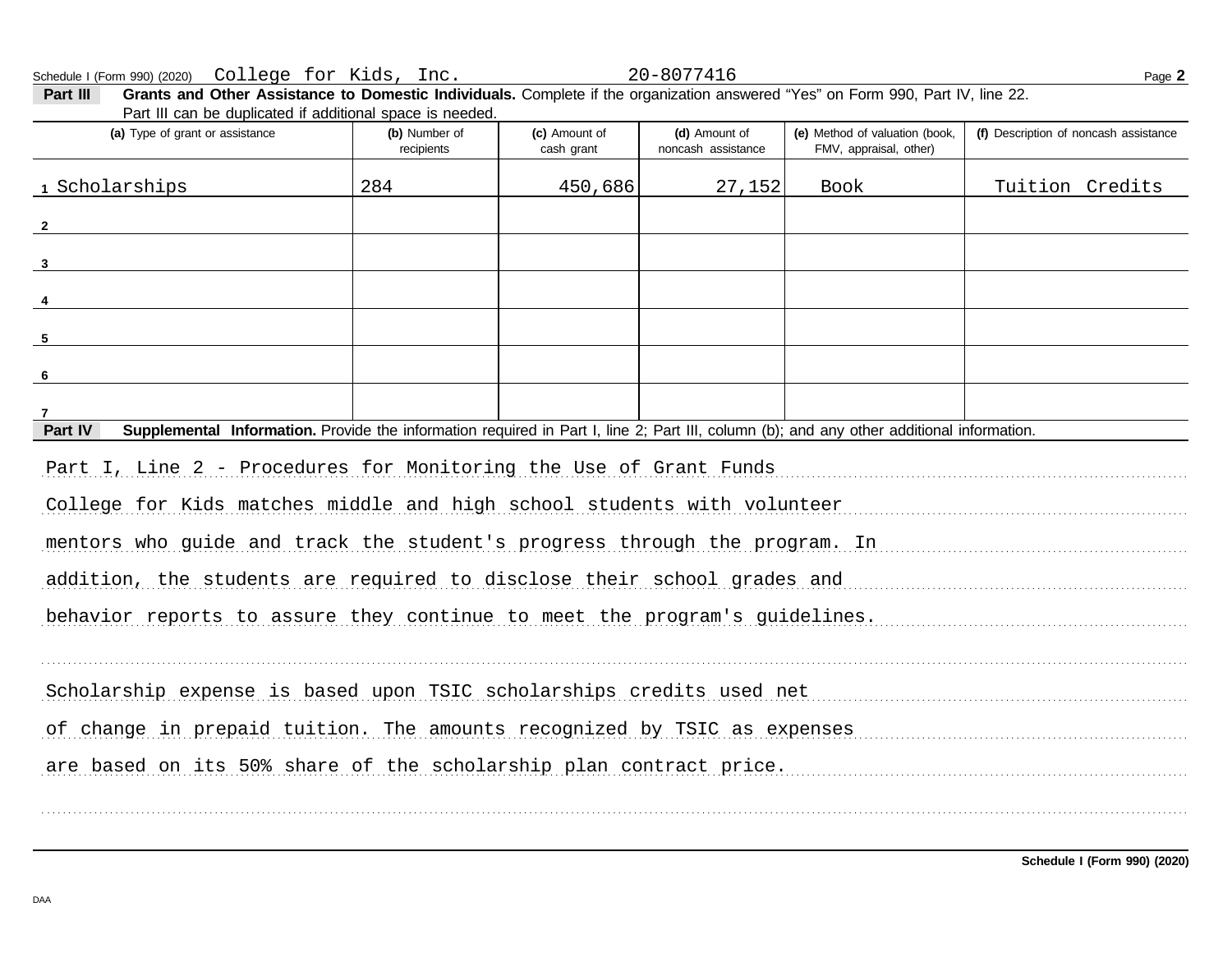Schedule I (Form 990) (2020) College for Kids, Inc. 20-8077416

**Part III Grants and Other Assistance to Domestic Individuals.** Complete if the organization answered "Yes" on Form 990, Part IV, line 22. Part III can be duplicated if additional space is needed.

| | (a) Type of grant or assistance | (b) Number of recipients | (c) Amount of cash grant | (d) Amount of noncash assistance | (e) Method of valuation (book, FMV, appraisal, other) | (f) Description of noncash assistance |
|---|---|---|---|---|---|---|
| 1 | Scholarships | 284 | 450,686 | 27,152 | Book | Tuition Credits |
| 2 | | | | | | |
| 3 | | | | | | |
| 4 | | | | | | |
| 5 | | | | | | |
| 6 | | | | | | |
| 7 | | | | | | |

**Part IV Supplemental Information.** Provide the information required in Part I, line 2; Part III, column (b); and any other additional information.

Part I, Line 2 - Procedures for Monitoring the Use of Grant Funds

College for Kids matches middle and high school students with volunteer mentors who guide and track the student's progress through the program. In addition, the students are required to disclose their school grades and behavior reports to assure they continue to meet the program's guidelines.

Scholarship expense is based upon TSIC scholarships credits used net of change in prepaid tuition. The amounts recognized by TSIC as expenses are based on its 50% share of the scholarship plan contract price.

Schedule I (Form 990) (2020)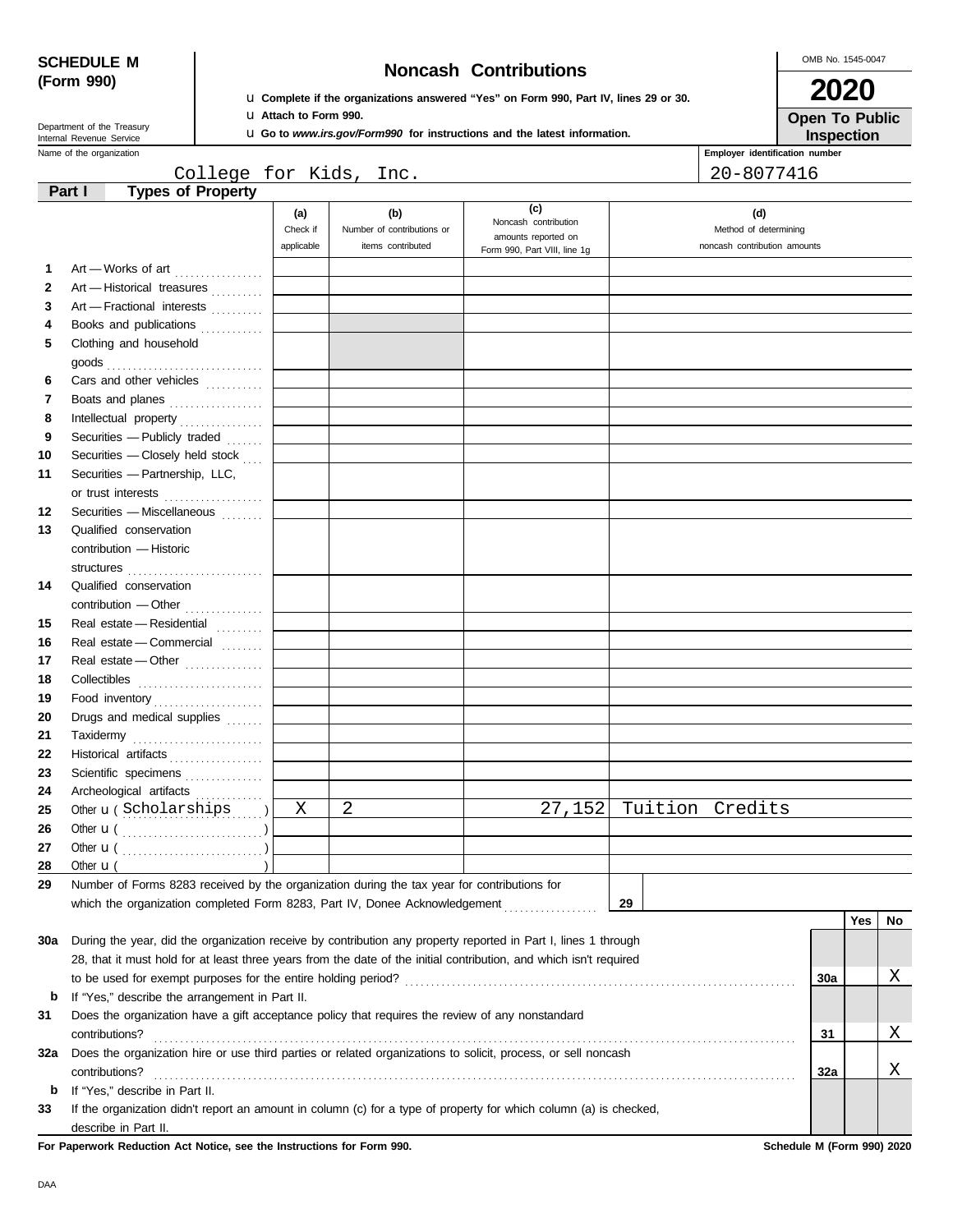**SCHEDULE M (Form 990)**

Department of the Treasury
Internal Revenue Service

# Noncash Contributions

u Complete if the organizations answered "Yes" on Form 990, Part IV, lines 29 or 30.
u Attach to Form 990.
u Go to *www.irs.gov/Form990* for instructions and the latest information.

OMB No. 1545-0047

**2020**

**Open To Public Inspection**

Name of the organization: College for Kids, Inc.

Employer identification number: 20-8077416

**Part I — Types of Property**

| | | (a) Check if applicable | (b) Number of contributions or items contributed | (c) Noncash contribution amounts reported on Form 990, Part VIII, line 1g | (d) Method of determining noncash contribution amounts |
|---|---|---|---|---|---|
| 1 | Art — Works of art | | | | |
| 2 | Art — Historical treasures | | | | |
| 3 | Art — Fractional interests | | | | |
| 4 | Books and publications | | | | |
| 5 | Clothing and household goods | | | | |
| 6 | Cars and other vehicles | | | | |
| 7 | Boats and planes | | | | |
| 8 | Intellectual property | | | | |
| 9 | Securities — Publicly traded | | | | |
| 10 | Securities — Closely held stock | | | | |
| 11 | Securities — Partnership, LLC, or trust interests | | | | |
| 12 | Securities — Miscellaneous | | | | |
| 13 | Qualified conservation contribution — Historic structures | | | | |
| 14 | Qualified conservation contribution — Other | | | | |
| 15 | Real estate — Residential | | | | |
| 16 | Real estate — Commercial | | | | |
| 17 | Real estate — Other | | | | |
| 18 | Collectibles | | | | |
| 19 | Food inventory | | | | |
| 20 | Drugs and medical supplies | | | | |
| 21 | Taxidermy | | | | |
| 22 | Historical artifacts | | | | |
| 23 | Scientific specimens | | | | |
| 24 | Archeological artifacts | | | | |
| 25 | Other u ( Scholarships ) | X | 2 | 27,152 | Tuition Credits |
| 26 | Other u ( ) | | | | |
| 27 | Other u ( ) | | | | |
| 28 | Other u ( ) | | | | |

**29** Number of Forms 8283 received by the organization during the tax year for contributions for which the organization completed Form 8283, Part IV, Donee Acknowledgement . . . **29**

| | | | Yes | No |
|---|---|---|---|---|
| 30a | During the year, did the organization receive by contribution any property reported in Part I, lines 1 through 28, that it must hold for at least three years from the date of the initial contribution, and which isn't required to be used for exempt purposes for the entire holding period? | 30a | | X |
| b | If "Yes," describe the arrangement in Part II. | | | |
| 31 | Does the organization have a gift acceptance policy that requires the review of any nonstandard contributions? | 31 | | X |
| 32a | Does the organization hire or use third parties or related organizations to solicit, process, or sell noncash contributions? | 32a | | X |
| b | If "Yes," describe in Part II. | | | |
| 33 | If the organization didn't report an amount in column (c) for a type of property for which column (a) is checked, describe in Part II. | | | |

**For Paperwork Reduction Act Notice, see the Instructions for Form 990.** Schedule M (Form 990) 2020

DAA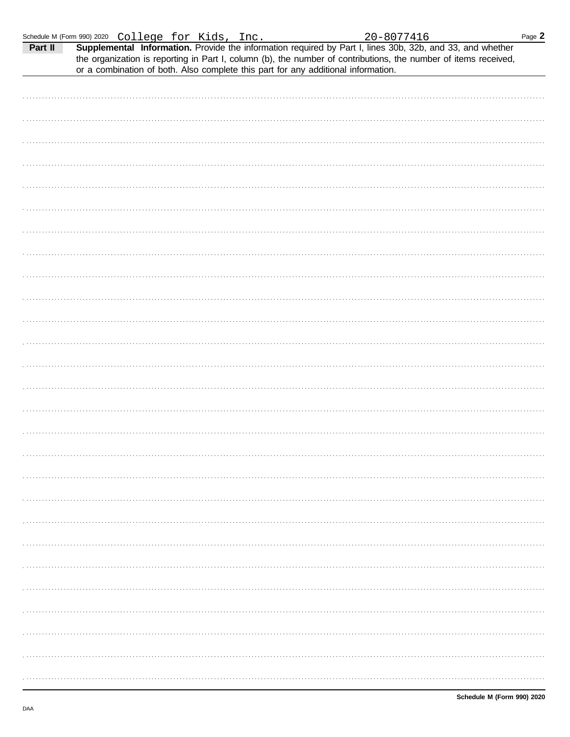Schedule M (Form 990) 2020 College for Kids, Inc. 20-8077416

**Part II** **Supplemental Information.** Provide the information required by Part I, lines 30b, 32b, and 33, and whether the organization is reporting in Part I, column (b), the number of contributions, the number of items received, or a combination of both. Also complete this part for any additional information.

Schedule M (Form 990) 2020

DAA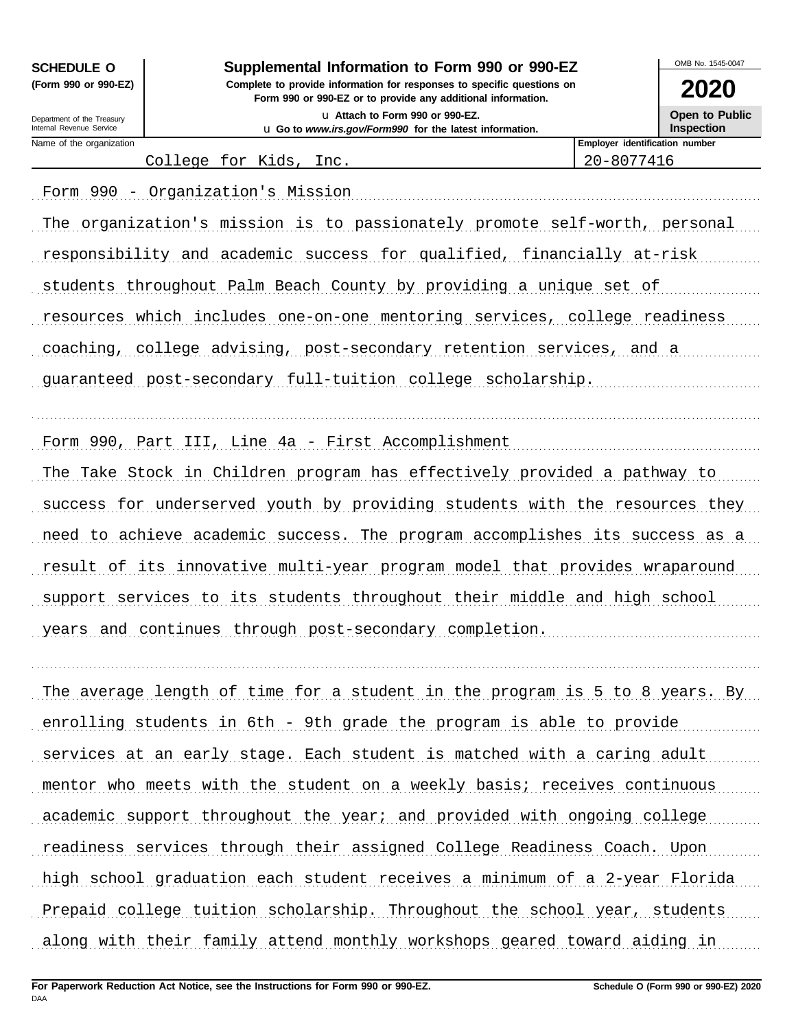**SCHEDULE O (Form 990 or 990-EZ)**

Department of the Treasury
Internal Revenue Service

# Supplemental Information to Form 990 or 990-EZ

**Complete to provide information for responses to specific questions on Form 990 or 990-EZ or to provide any additional information.**

u Attach to Form 990 or 990-EZ.

u Go to *www.irs.gov/Form990* for the latest information.

OMB No. 1545-0047

**2020**

**Open to Public Inspection**

| Name of the organization | Employer identification number |
|---|---|
| College for Kids, Inc. | 20-8077416 |

Form 990 - Organization's Mission

The organization's mission is to passionately promote self-worth, personal responsibility and academic success for qualified, financially at-risk students throughout Palm Beach County by providing a unique set of resources which includes one-on-one mentoring services, college readiness coaching, college advising, post-secondary retention services, and a guaranteed post-secondary full-tuition college scholarship.

Form 990, Part III, Line 4a - First Accomplishment

The Take Stock in Children program has effectively provided a pathway to success for underserved youth by providing students with the resources they need to achieve academic success. The program accomplishes its success as a result of its innovative multi-year program model that provides wraparound support services to its students throughout their middle and high school years and continues through post-secondary completion.

The average length of time for a student in the program is 5 to 8 years. By enrolling students in 6th - 9th grade the program is able to provide services at an early stage. Each student is matched with a caring adult mentor who meets with the student on a weekly basis; receives continuous academic support throughout the year; and provided with ongoing college readiness services through their assigned College Readiness Coach. Upon high school graduation each student receives a minimum of a 2-year Florida Prepaid college tuition scholarship. Throughout the school year, students along with their family attend monthly workshops geared toward aiding in

**For Paperwork Reduction Act Notice, see the Instructions for Form 990 or 990-EZ.** **Schedule O (Form 990 or 990-EZ) 2020**

DAA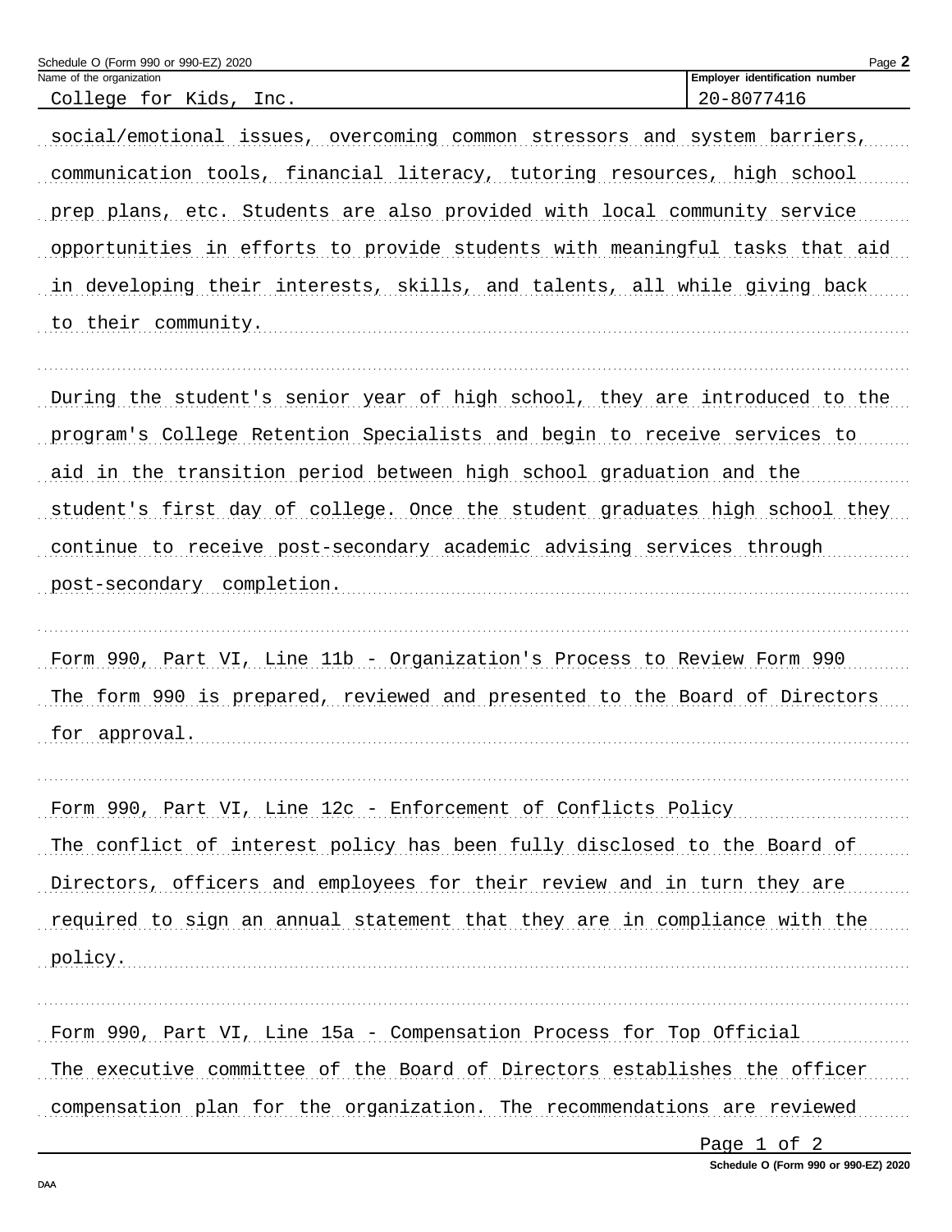Name of the organization: College for Kids, Inc.

Employer identification number: 20-8077416

social/emotional issues, overcoming common stressors and system barriers, communication tools, financial literacy, tutoring resources, high school prep plans, etc. Students are also provided with local community service opportunities in efforts to provide students with meaningful tasks that aid in developing their interests, skills, and talents, all while giving back to their community.

During the student's senior year of high school, they are introduced to the program's College Retention Specialists and begin to receive services to aid in the transition period between high school graduation and the student's first day of college. Once the student graduates high school they continue to receive post-secondary academic advising services through post-secondary completion.

Form 990, Part VI, Line 11b - Organization's Process to Review Form 990

The form 990 is prepared, reviewed and presented to the Board of Directors for approval.

Form 990, Part VI, Line 12c - Enforcement of Conflicts Policy

The conflict of interest policy has been fully disclosed to the Board of Directors, officers and employees for their review and in turn they are required to sign an annual statement that they are in compliance with the policy.

Form 990, Part VI, Line 15a - Compensation Process for Top Official

The executive committee of the Board of Directors establishes the officer compensation plan for the organization. The recommendations are reviewed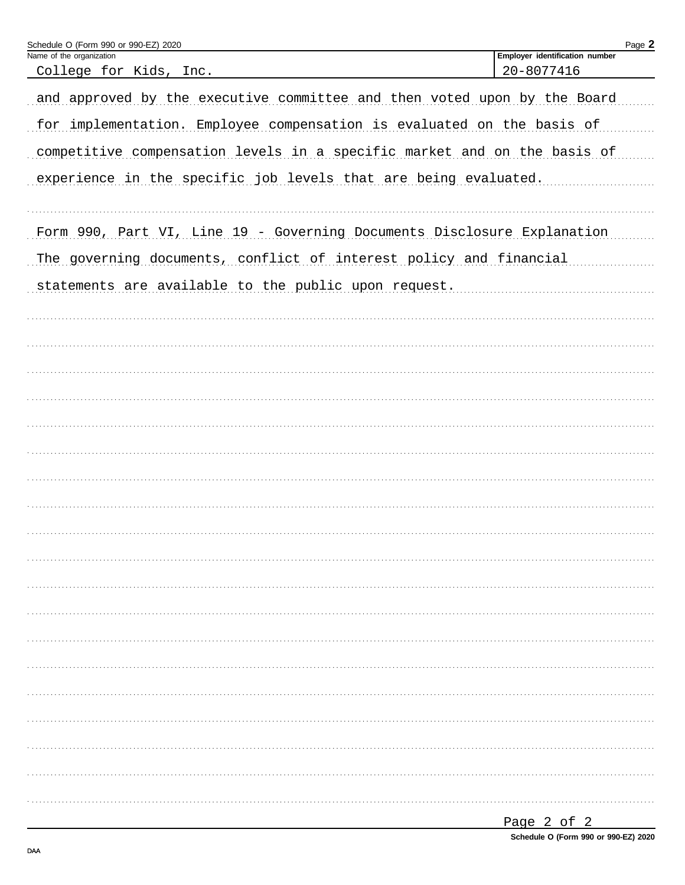Schedule O (Form 990 or 990-EZ) 2020

| Name of the organization | Employer identification number |
| --- | --- |
| College for Kids, Inc. | 20-8077416 |

and approved by the executive committee and then voted upon by the Board for implementation. Employee compensation is evaluated on the basis of competitive compensation levels in a specific market and on the basis of experience in the specific job levels that are being evaluated.

Form 990, Part VI, Line 19 - Governing Documents Disclosure Explanation

The governing documents, conflict of interest policy and financial statements are available to the public upon request.

Schedule O (Form 990 or 990-EZ) 2020

DAA